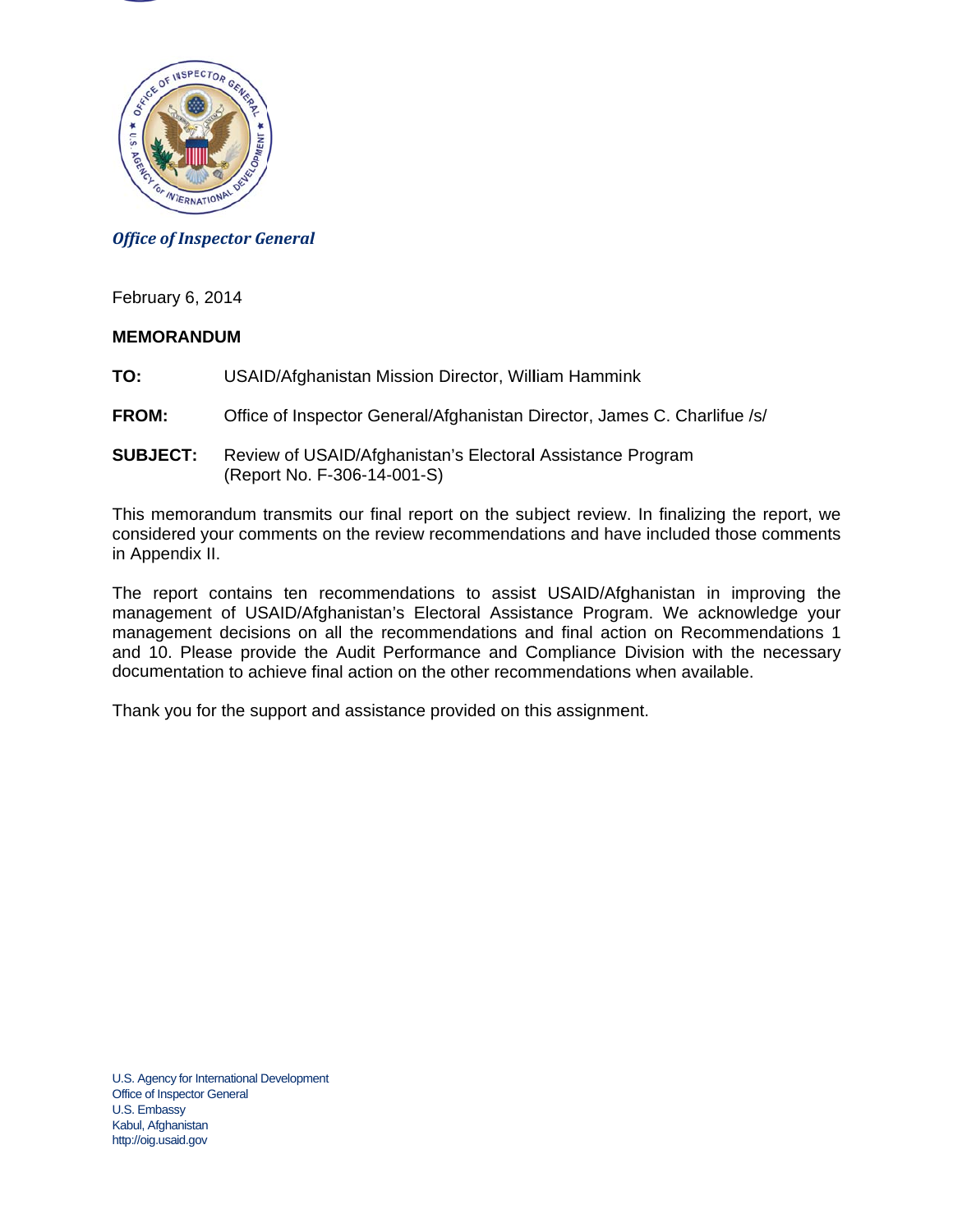*Office of Inspector General*

February 6, 2014

**MEMORANDUM**

**TO:** USAID/Afghanistan Mission Director, William Hammink

**FROM:** Office of Inspector General/Afghanistan Director, James C. Charlifue /s/

**SUBJECT:** Review of USAID/Afghanistan's Electoral Assistance Program (Report No. F-306-14-001-S)

This memorandum transmits our final report on the subject review. In finalizing the report, we considered your comments on the review recommendations and have included those comments in Appendix II.

The report contains ten recommendations to assist USAID/Afghanistan in improving the management of USAID/Afghanistan's Electoral Assistance Program. We acknowledge your management decisions on all the recommendations and final action on Recommendations 1 and 10. Please provide the Audit Performance and Compliance Division with the necessary documentation to achieve final action on the other recommendations when available.

Thank you for the support and assistance provided on this assignment.

U.S. Agency for International Development
Office of Inspector General
U.S. Embassy
Kabul, Afghanistan
http://oig.usaid.gov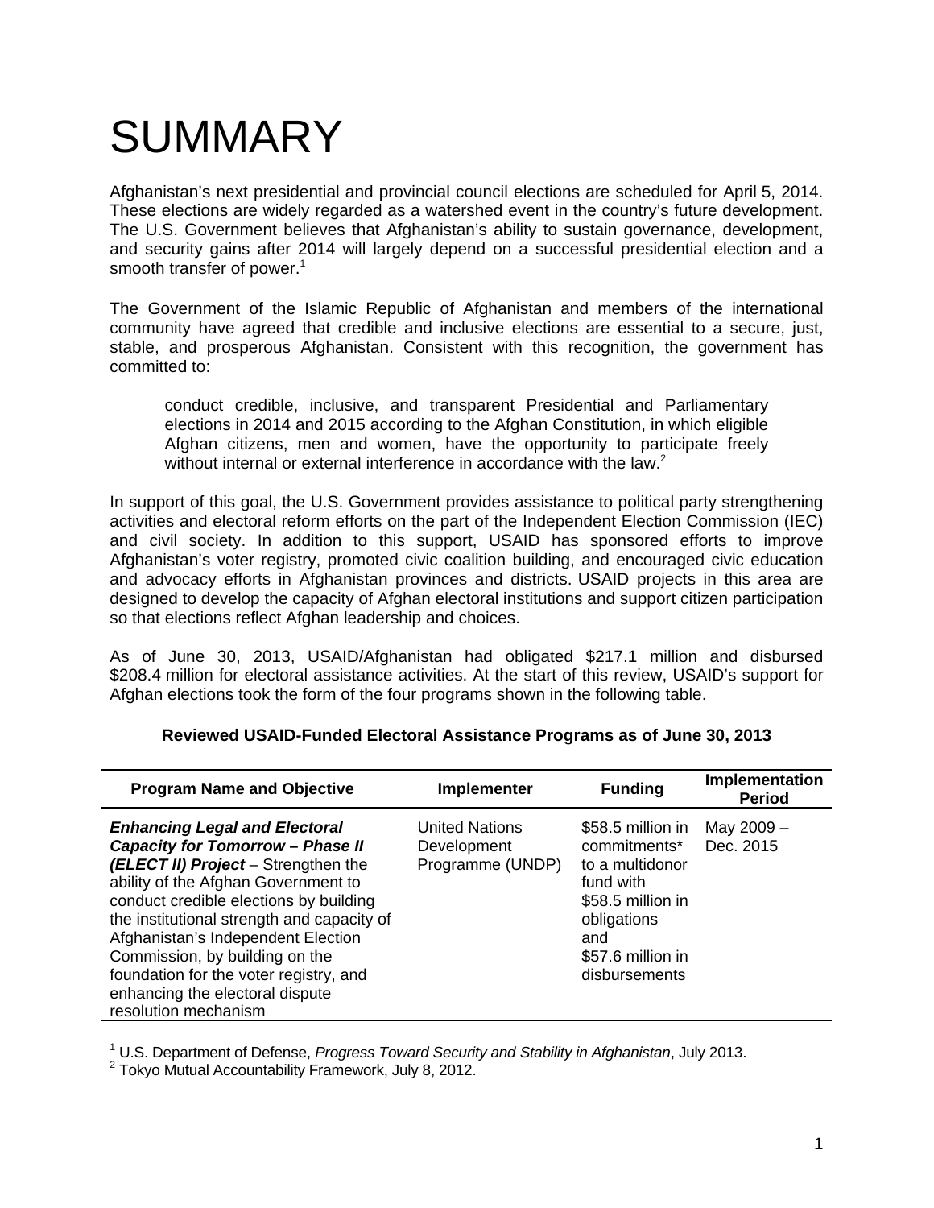# SUMMARY

Afghanistan's next presidential and provincial council elections are scheduled for April 5, 2014. These elections are widely regarded as a watershed event in the country's future development. The U.S. Government believes that Afghanistan's ability to sustain governance, development, and security gains after 2014 will largely depend on a successful presidential election and a smooth transfer of power.[1]

The Government of the Islamic Republic of Afghanistan and members of the international community have agreed that credible and inclusive elections are essential to a secure, just, stable, and prosperous Afghanistan. Consistent with this recognition, the government has committed to:

> conduct credible, inclusive, and transparent Presidential and Parliamentary elections in 2014 and 2015 according to the Afghan Constitution, in which eligible Afghan citizens, men and women, have the opportunity to participate freely without internal or external interference in accordance with the law.[2]

In support of this goal, the U.S. Government provides assistance to political party strengthening activities and electoral reform efforts on the part of the Independent Election Commission (IEC) and civil society. In addition to this support, USAID has sponsored efforts to improve Afghanistan's voter registry, promoted civic coalition building, and encouraged civic education and advocacy efforts in Afghanistan provinces and districts. USAID projects in this area are designed to develop the capacity of Afghan electoral institutions and support citizen participation so that elections reflect Afghan leadership and choices.

As of June 30, 2013, USAID/Afghanistan had obligated $217.1 million and disbursed $208.4 million for electoral assistance activities. At the start of this review, USAID's support for Afghan elections took the form of the four programs shown in the following table.

**Reviewed USAID-Funded Electoral Assistance Programs as of June 30, 2013**

| Program Name and Objective | Implementer | Funding | Implementation Period |
|---|---|---|---|
| ***Enhancing Legal and Electoral Capacity for Tomorrow – Phase II (ELECT II) Project*** – Strengthen the ability of the Afghan Government to conduct credible elections by building the institutional strength and capacity of Afghanistan's Independent Election Commission, by building on the foundation for the voter registry, and enhancing the electoral dispute resolution mechanism | United Nations Development Programme (UNDP) | $58.5 million in commitments* to a multidonor fund with $58.5 million in obligations and $57.6 million in disbursements | May 2009 – Dec. 2015 |

[1] U.S. Department of Defense, *Progress Toward Security and Stability in Afghanistan*, July 2013.
[2] Tokyo Mutual Accountability Framework, July 8, 2012.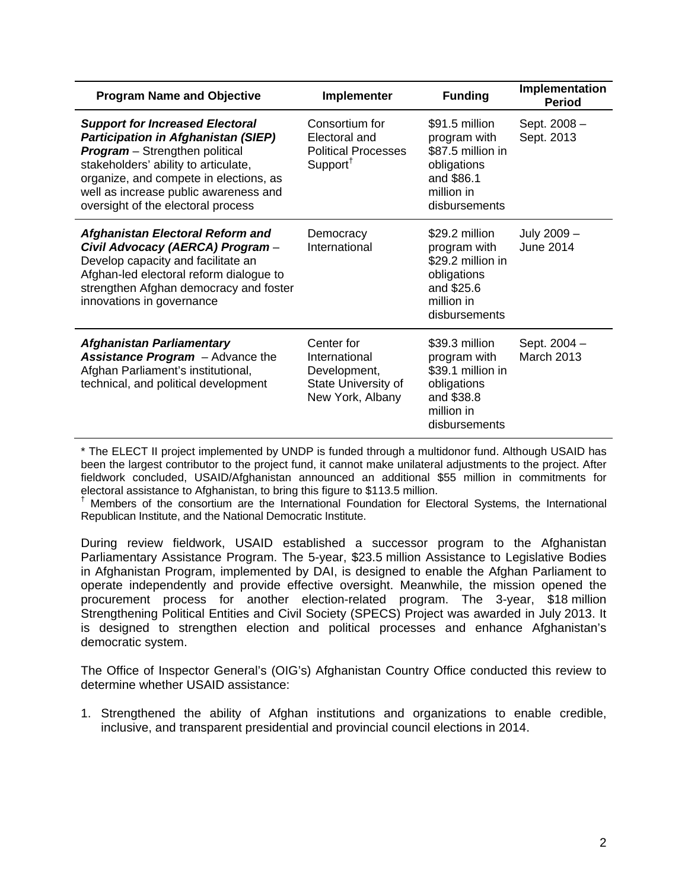| Program Name and Objective | Implementer | Funding | Implementation Period |
|---|---|---|---|
| ***Support for Increased Electoral Participation in Afghanistan (SIEP) Program*** – Strengthen political stakeholders' ability to articulate, organize, and compete in elections, as well as increase public awareness and oversight of the electoral process | Consortium for Electoral and Political Processes Support[†] | $91.5 million program with $87.5 million in obligations and $86.1 million in disbursements | Sept. 2008 – Sept. 2013 |
| ***Afghanistan Electoral Reform and Civil Advocacy (AERCA) Program*** – Develop capacity and facilitate an Afghan-led electoral reform dialogue to strengthen Afghan democracy and foster innovations in governance | Democracy International | $29.2 million program with $29.2 million in obligations and $25.6 million in disbursements | July 2009 – June 2014 |
| ***Afghanistan Parliamentary Assistance Program*** – Advance the Afghan Parliament's institutional, technical, and political development | Center for International Development, State University of New York, Albany | $39.3 million program with $39.1 million in obligations and $38.8 million in disbursements | Sept. 2004 – March 2013 |

* The ELECT II project implemented by UNDP is funded through a multidonor fund. Although USAID has been the largest contributor to the project fund, it cannot make unilateral adjustments to the project. After fieldwork concluded, USAID/Afghanistan announced an additional $55 million in commitments for electoral assistance to Afghanistan, to bring this figure to $113.5 million.

[†] Members of the consortium are the International Foundation for Electoral Systems, the International Republican Institute, and the National Democratic Institute.

During review fieldwork, USAID established a successor program to the Afghanistan Parliamentary Assistance Program. The 5-year, $23.5 million Assistance to Legislative Bodies in Afghanistan Program, implemented by DAI, is designed to enable the Afghan Parliament to operate independently and provide effective oversight. Meanwhile, the mission opened the procurement process for another election-related program. The 3-year, $18 million Strengthening Political Entities and Civil Society (SPECS) Project was awarded in July 2013. It is designed to strengthen election and political processes and enhance Afghanistan's democratic system.

The Office of Inspector General's (OIG's) Afghanistan Country Office conducted this review to determine whether USAID assistance:

1. Strengthened the ability of Afghan institutions and organizations to enable credible, inclusive, and transparent presidential and provincial council elections in 2014.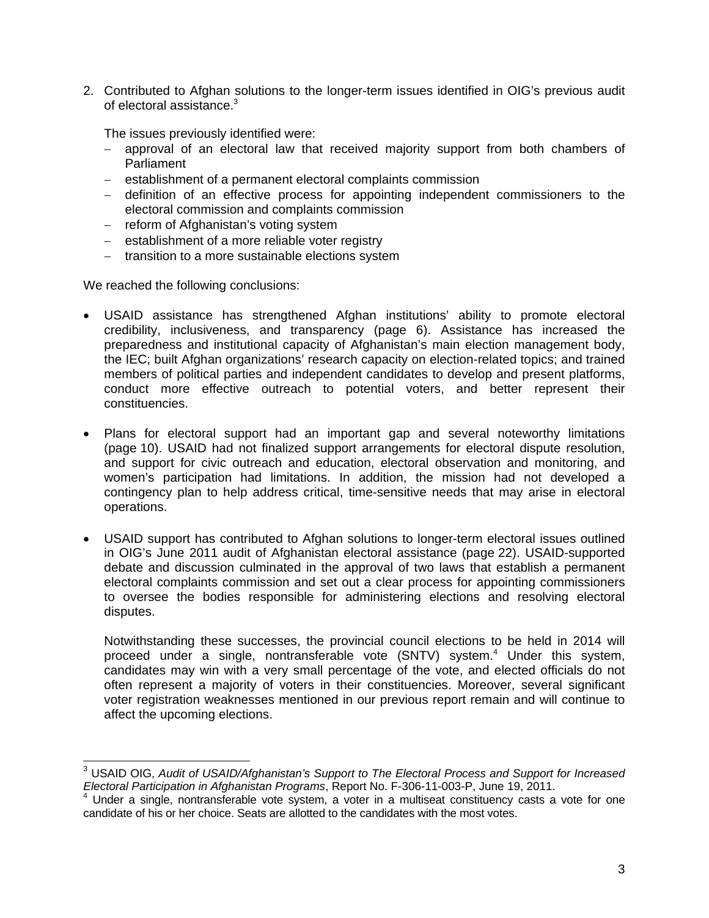2. Contributed to Afghan solutions to the longer-term issues identified in OIG's previous audit of electoral assistance.[3]

   The issues previously identified were:

   - approval of an electoral law that received majority support from both chambers of Parliament
   - establishment of a permanent electoral complaints commission
   - definition of an effective process for appointing independent commissioners to the electoral commission and complaints commission
   - reform of Afghanistan's voting system
   - establishment of a more reliable voter registry
   - transition to a more sustainable elections system

We reached the following conclusions:

- USAID assistance has strengthened Afghan institutions' ability to promote electoral credibility, inclusiveness, and transparency (page 6). Assistance has increased the preparedness and institutional capacity of Afghanistan's main election management body, the IEC; built Afghan organizations' research capacity on election-related topics; and trained members of political parties and independent candidates to develop and present platforms, conduct more effective outreach to potential voters, and better represent their constituencies.

- Plans for electoral support had an important gap and several noteworthy limitations (page 10). USAID had not finalized support arrangements for electoral dispute resolution, and support for civic outreach and education, electoral observation and monitoring, and women's participation had limitations. In addition, the mission had not developed a contingency plan to help address critical, time-sensitive needs that may arise in electoral operations.

- USAID support has contributed to Afghan solutions to longer-term electoral issues outlined in OIG's June 2011 audit of Afghanistan electoral assistance (page 22). USAID-supported debate and discussion culminated in the approval of two laws that establish a permanent electoral complaints commission and set out a clear process for appointing commissioners to oversee the bodies responsible for administering elections and resolving electoral disputes.

  Notwithstanding these successes, the provincial council elections to be held in 2014 will proceed under a single, nontransferable vote (SNTV) system.[4] Under this system, candidates may win with a very small percentage of the vote, and elected officials do not often represent a majority of voters in their constituencies. Moreover, several significant voter registration weaknesses mentioned in our previous report remain and will continue to affect the upcoming elections.

---

[3] USAID OIG, *Audit of USAID/Afghanistan's Support to The Electoral Process and Support for Increased Electoral Participation in Afghanistan Programs*, Report No. F-306-11-003-P, June 19, 2011.

[4] Under a single, nontransferable vote system, a voter in a multiseat constituency casts a vote for one candidate of his or her choice. Seats are allotted to the candidates with the most votes.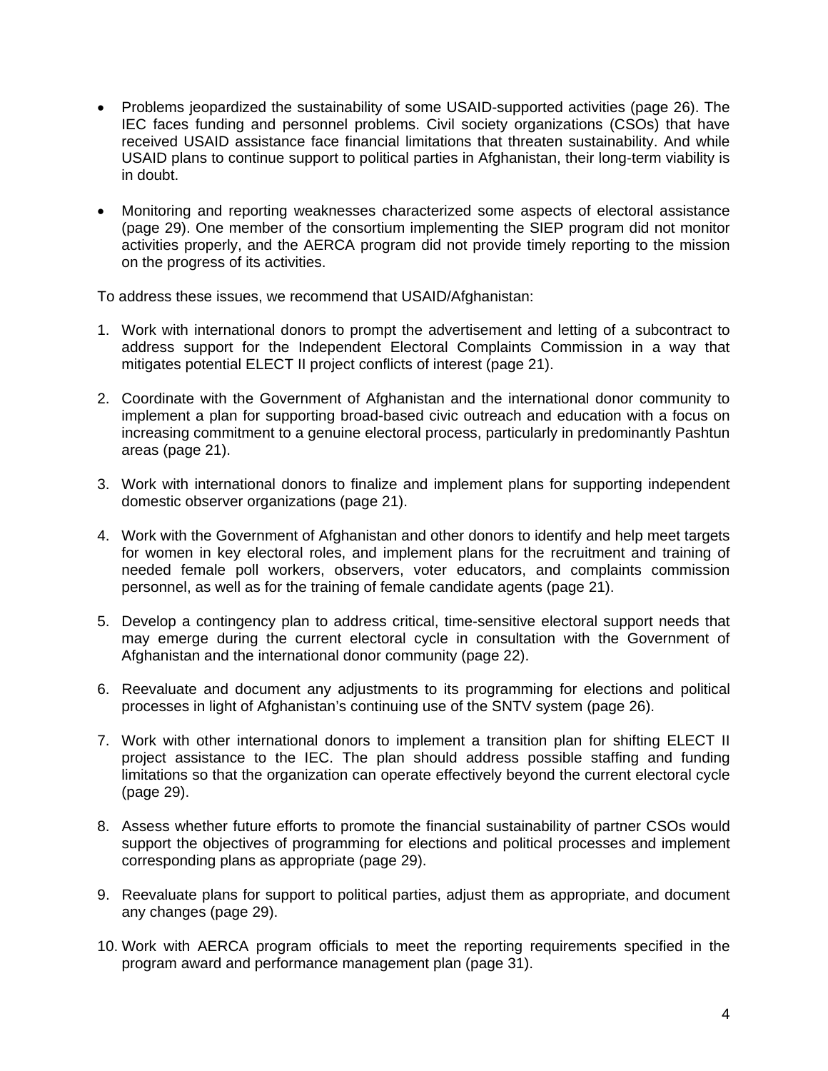- Problems jeopardized the sustainability of some USAID-supported activities (page 26). The IEC faces funding and personnel problems. Civil society organizations (CSOs) that have received USAID assistance face financial limitations that threaten sustainability. And while USAID plans to continue support to political parties in Afghanistan, their long-term viability is in doubt.

- Monitoring and reporting weaknesses characterized some aspects of electoral assistance (page 29). One member of the consortium implementing the SIEP program did not monitor activities properly, and the AERCA program did not provide timely reporting to the mission on the progress of its activities.

To address these issues, we recommend that USAID/Afghanistan:

1. Work with international donors to prompt the advertisement and letting of a subcontract to address support for the Independent Electoral Complaints Commission in a way that mitigates potential ELECT II project conflicts of interest (page 21).

2. Coordinate with the Government of Afghanistan and the international donor community to implement a plan for supporting broad-based civic outreach and education with a focus on increasing commitment to a genuine electoral process, particularly in predominantly Pashtun areas (page 21).

3. Work with international donors to finalize and implement plans for supporting independent domestic observer organizations (page 21).

4. Work with the Government of Afghanistan and other donors to identify and help meet targets for women in key electoral roles, and implement plans for the recruitment and training of needed female poll workers, observers, voter educators, and complaints commission personnel, as well as for the training of female candidate agents (page 21).

5. Develop a contingency plan to address critical, time-sensitive electoral support needs that may emerge during the current electoral cycle in consultation with the Government of Afghanistan and the international donor community (page 22).

6. Reevaluate and document any adjustments to its programming for elections and political processes in light of Afghanistan's continuing use of the SNTV system (page 26).

7. Work with other international donors to implement a transition plan for shifting ELECT II project assistance to the IEC. The plan should address possible staffing and funding limitations so that the organization can operate effectively beyond the current electoral cycle (page 29).

8. Assess whether future efforts to promote the financial sustainability of partner CSOs would support the objectives of programming for elections and political processes and implement corresponding plans as appropriate (page 29).

9. Reevaluate plans for support to political parties, adjust them as appropriate, and document any changes (page 29).

10. Work with AERCA program officials to meet the reporting requirements specified in the program award and performance management plan (page 31).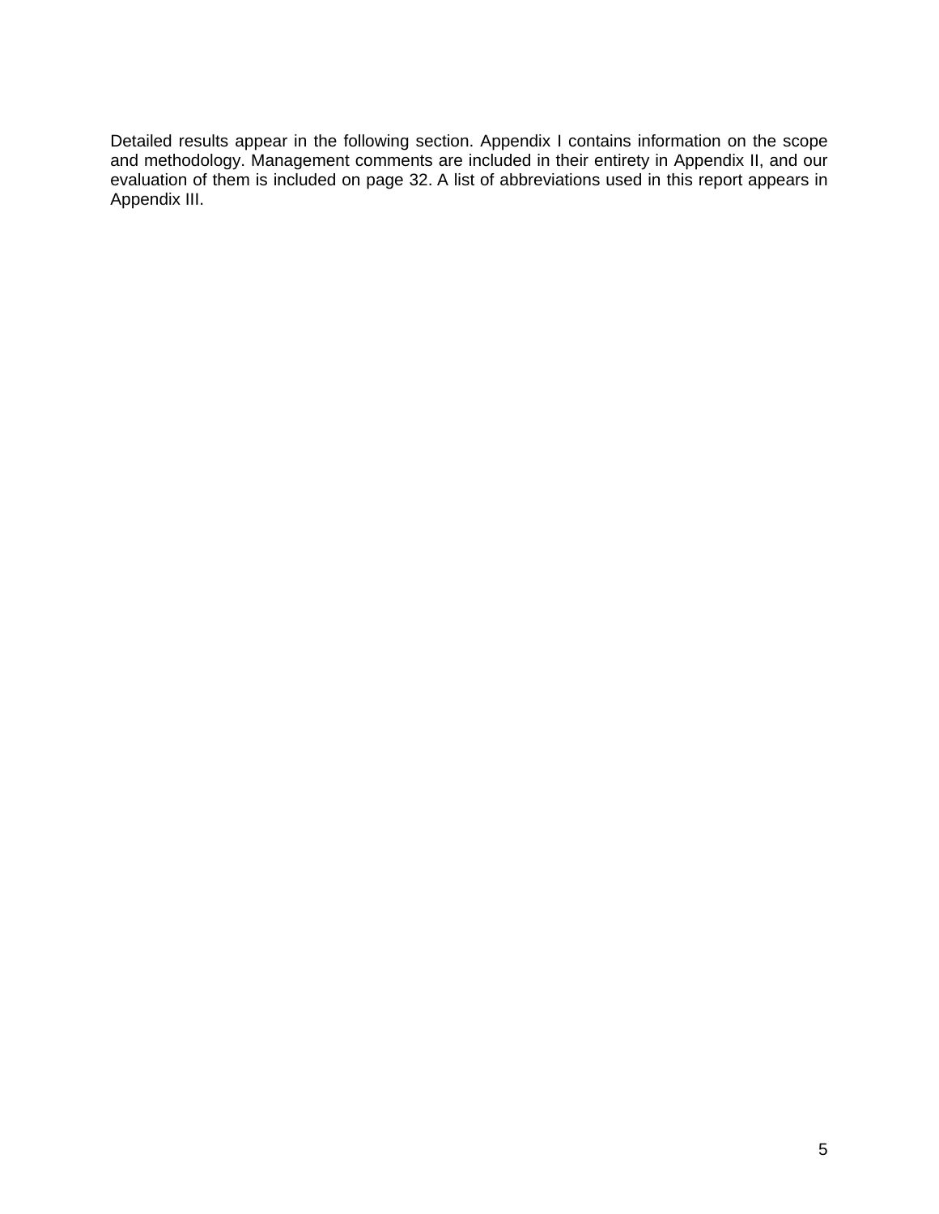Detailed results appear in the following section. Appendix I contains information on the scope and methodology. Management comments are included in their entirety in Appendix II, and our evaluation of them is included on page 32. A list of abbreviations used in this report appears in Appendix III.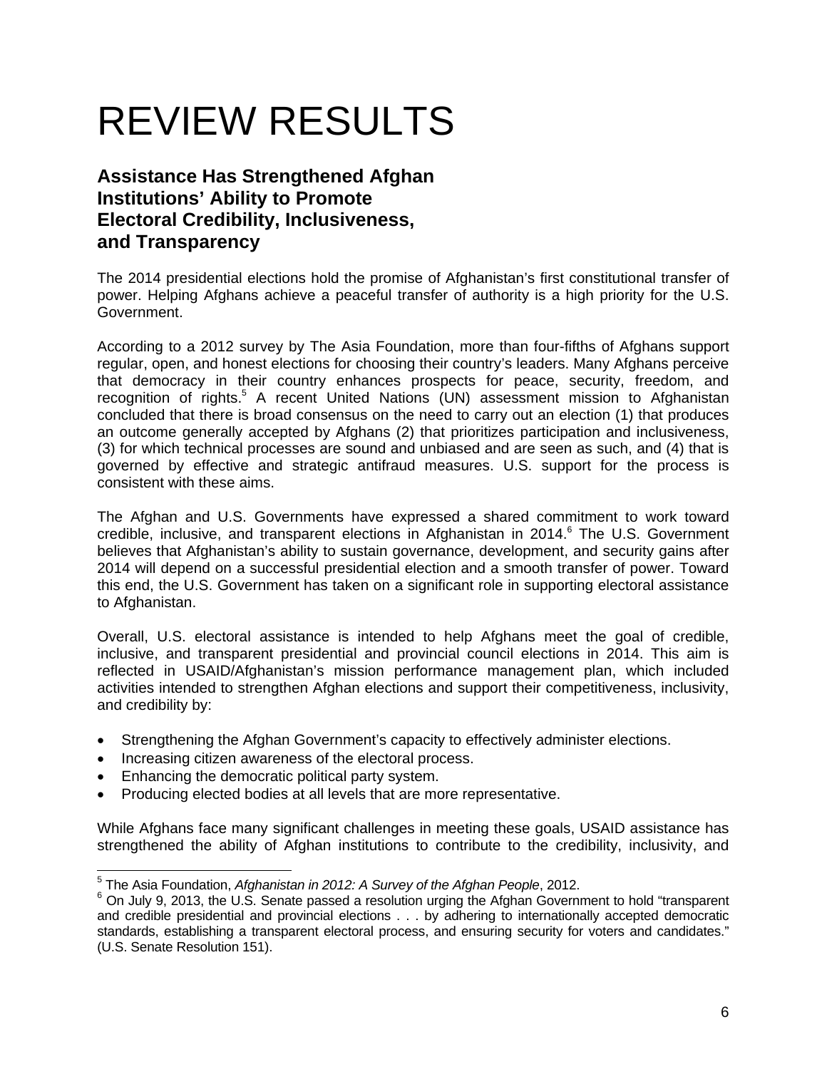# REVIEW RESULTS

## Assistance Has Strengthened Afghan Institutions' Ability to Promote Electoral Credibility, Inclusiveness, and Transparency

The 2014 presidential elections hold the promise of Afghanistan's first constitutional transfer of power. Helping Afghans achieve a peaceful transfer of authority is a high priority for the U.S. Government.

According to a 2012 survey by The Asia Foundation, more than four-fifths of Afghans support regular, open, and honest elections for choosing their country's leaders. Many Afghans perceive that democracy in their country enhances prospects for peace, security, freedom, and recognition of rights.[5] A recent United Nations (UN) assessment mission to Afghanistan concluded that there is broad consensus on the need to carry out an election (1) that produces an outcome generally accepted by Afghans (2) that prioritizes participation and inclusiveness, (3) for which technical processes are sound and unbiased and are seen as such, and (4) that is governed by effective and strategic antifraud measures. U.S. support for the process is consistent with these aims.

The Afghan and U.S. Governments have expressed a shared commitment to work toward credible, inclusive, and transparent elections in Afghanistan in 2014.[6] The U.S. Government believes that Afghanistan's ability to sustain governance, development, and security gains after 2014 will depend on a successful presidential election and a smooth transfer of power. Toward this end, the U.S. Government has taken on a significant role in supporting electoral assistance to Afghanistan.

Overall, U.S. electoral assistance is intended to help Afghans meet the goal of credible, inclusive, and transparent presidential and provincial council elections in 2014. This aim is reflected in USAID/Afghanistan's mission performance management plan, which included activities intended to strengthen Afghan elections and support their competitiveness, inclusivity, and credibility by:

- Strengthening the Afghan Government's capacity to effectively administer elections.
- Increasing citizen awareness of the electoral process.
- Enhancing the democratic political party system.
- Producing elected bodies at all levels that are more representative.

While Afghans face many significant challenges in meeting these goals, USAID assistance has strengthened the ability of Afghan institutions to contribute to the credibility, inclusivity, and

---

[5] The Asia Foundation, *Afghanistan in 2012: A Survey of the Afghan People*, 2012.

[6] On July 9, 2013, the U.S. Senate passed a resolution urging the Afghan Government to hold "transparent and credible presidential and provincial elections . . . by adhering to internationally accepted democratic standards, establishing a transparent electoral process, and ensuring security for voters and candidates." (U.S. Senate Resolution 151).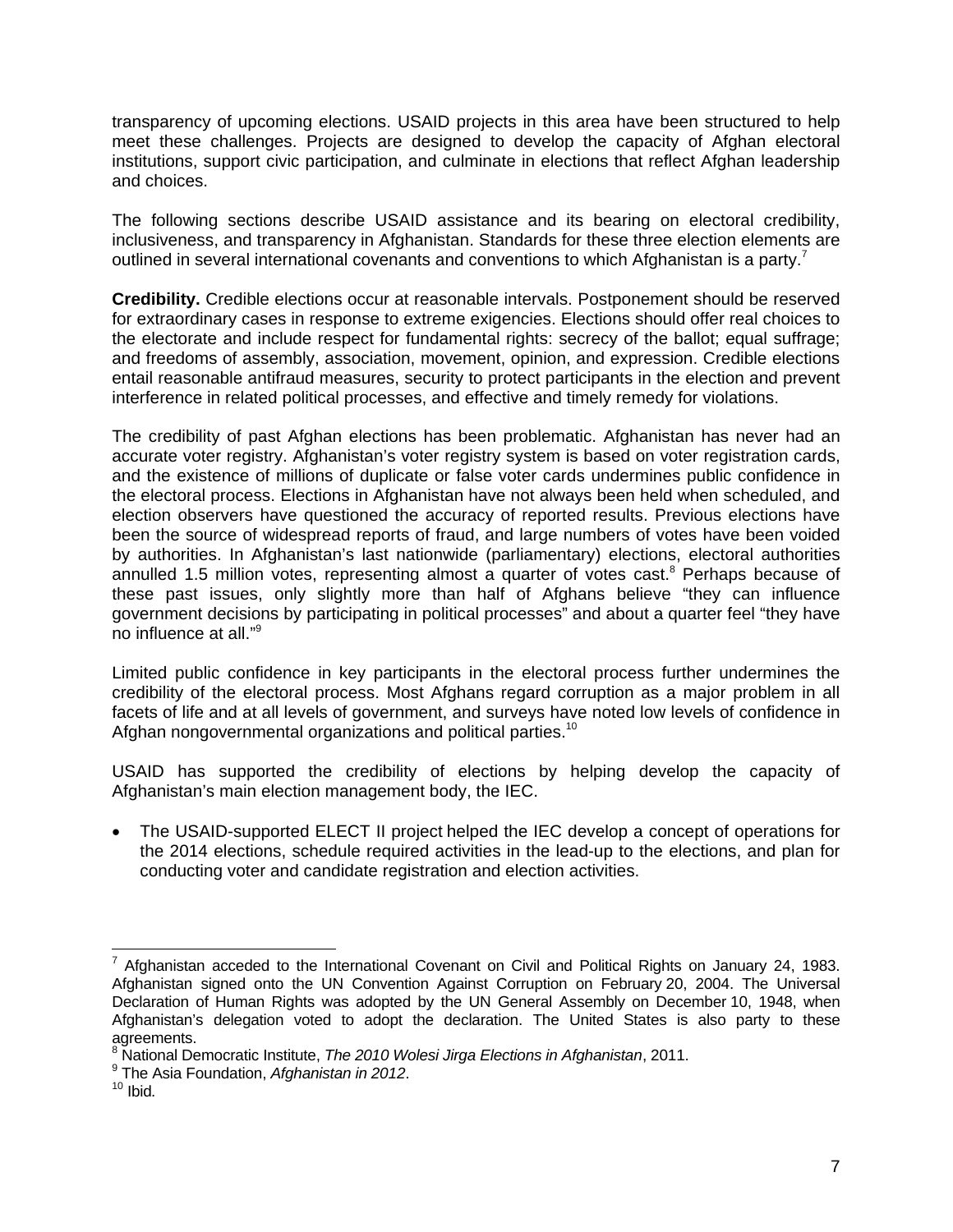transparency of upcoming elections. USAID projects in this area have been structured to help meet these challenges. Projects are designed to develop the capacity of Afghan electoral institutions, support civic participation, and culminate in elections that reflect Afghan leadership and choices.

The following sections describe USAID assistance and its bearing on electoral credibility, inclusiveness, and transparency in Afghanistan. Standards for these three election elements are outlined in several international covenants and conventions to which Afghanistan is a party.[7]

**Credibility.** Credible elections occur at reasonable intervals. Postponement should be reserved for extraordinary cases in response to extreme exigencies. Elections should offer real choices to the electorate and include respect for fundamental rights: secrecy of the ballot; equal suffrage; and freedoms of assembly, association, movement, opinion, and expression. Credible elections entail reasonable antifraud measures, security to protect participants in the election and prevent interference in related political processes, and effective and timely remedy for violations.

The credibility of past Afghan elections has been problematic. Afghanistan has never had an accurate voter registry. Afghanistan's voter registry system is based on voter registration cards, and the existence of millions of duplicate or false voter cards undermines public confidence in the electoral process. Elections in Afghanistan have not always been held when scheduled, and election observers have questioned the accuracy of reported results. Previous elections have been the source of widespread reports of fraud, and large numbers of votes have been voided by authorities. In Afghanistan's last nationwide (parliamentary) elections, electoral authorities annulled 1.5 million votes, representing almost a quarter of votes cast.[8] Perhaps because of these past issues, only slightly more than half of Afghans believe "they can influence government decisions by participating in political processes" and about a quarter feel "they have no influence at all."[9]

Limited public confidence in key participants in the electoral process further undermines the credibility of the electoral process. Most Afghans regard corruption as a major problem in all facets of life and at all levels of government, and surveys have noted low levels of confidence in Afghan nongovernmental organizations and political parties.[10]

USAID has supported the credibility of elections by helping develop the capacity of Afghanistan's main election management body, the IEC.

- The USAID-supported ELECT II project helped the IEC develop a concept of operations for the 2014 elections, schedule required activities in the lead-up to the elections, and plan for conducting voter and candidate registration and election activities.

---

[7] Afghanistan acceded to the International Covenant on Civil and Political Rights on January 24, 1983. Afghanistan signed onto the UN Convention Against Corruption on February 20, 2004. The Universal Declaration of Human Rights was adopted by the UN General Assembly on December 10, 1948, when Afghanistan's delegation voted to adopt the declaration. The United States is also party to these agreements.

[8] National Democratic Institute, *The 2010 Wolesi Jirga Elections in Afghanistan*, 2011.

[9] The Asia Foundation, *Afghanistan in 2012*.

[10] Ibid.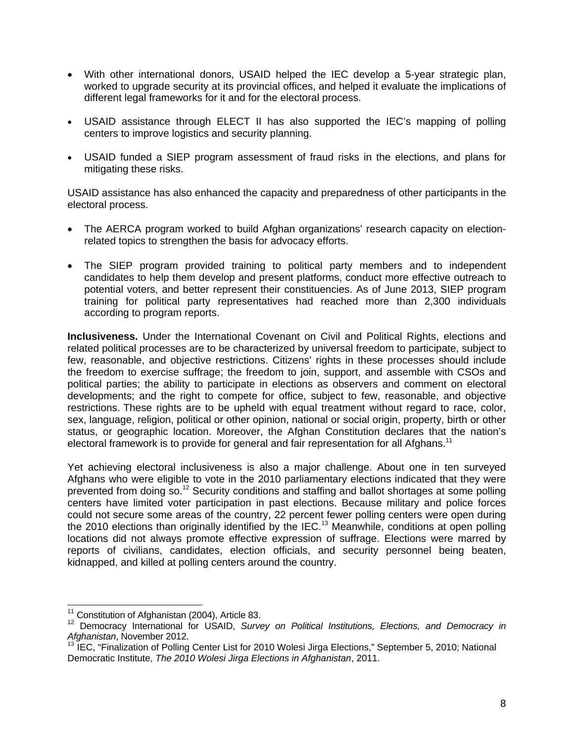- With other international donors, USAID helped the IEC develop a 5-year strategic plan, worked to upgrade security at its provincial offices, and helped it evaluate the implications of different legal frameworks for it and for the electoral process.
- USAID assistance through ELECT II has also supported the IEC's mapping of polling centers to improve logistics and security planning.
- USAID funded a SIEP program assessment of fraud risks in the elections, and plans for mitigating these risks.

USAID assistance has also enhanced the capacity and preparedness of other participants in the electoral process.

- The AERCA program worked to build Afghan organizations' research capacity on election-related topics to strengthen the basis for advocacy efforts.
- The SIEP program provided training to political party members and to independent candidates to help them develop and present platforms, conduct more effective outreach to potential voters, and better represent their constituencies. As of June 2013, SIEP program training for political party representatives had reached more than 2,300 individuals according to program reports.

**Inclusiveness.** Under the International Covenant on Civil and Political Rights, elections and related political processes are to be characterized by universal freedom to participate, subject to few, reasonable, and objective restrictions. Citizens' rights in these processes should include the freedom to exercise suffrage; the freedom to join, support, and assemble with CSOs and political parties; the ability to participate in elections as observers and comment on electoral developments; and the right to compete for office, subject to few, reasonable, and objective restrictions. These rights are to be upheld with equal treatment without regard to race, color, sex, language, religion, political or other opinion, national or social origin, property, birth or other status, or geographic location. Moreover, the Afghan Constitution declares that the nation's electoral framework is to provide for general and fair representation for all Afghans.[11]

Yet achieving electoral inclusiveness is also a major challenge. About one in ten surveyed Afghans who were eligible to vote in the 2010 parliamentary elections indicated that they were prevented from doing so.[12] Security conditions and staffing and ballot shortages at some polling centers have limited voter participation in past elections. Because military and police forces could not secure some areas of the country, 22 percent fewer polling centers were open during the 2010 elections than originally identified by the IEC.[13] Meanwhile, conditions at open polling locations did not always promote effective expression of suffrage. Elections were marred by reports of civilians, candidates, election officials, and security personnel being beaten, kidnapped, and killed at polling centers around the country.

---

[11] Constitution of Afghanistan (2004), Article 83.

[12] Democracy International for USAID, *Survey on Political Institutions, Elections, and Democracy in Afghanistan*, November 2012.

[13] IEC, "Finalization of Polling Center List for 2010 Wolesi Jirga Elections," September 5, 2010; National Democratic Institute, *The 2010 Wolesi Jirga Elections in Afghanistan*, 2011.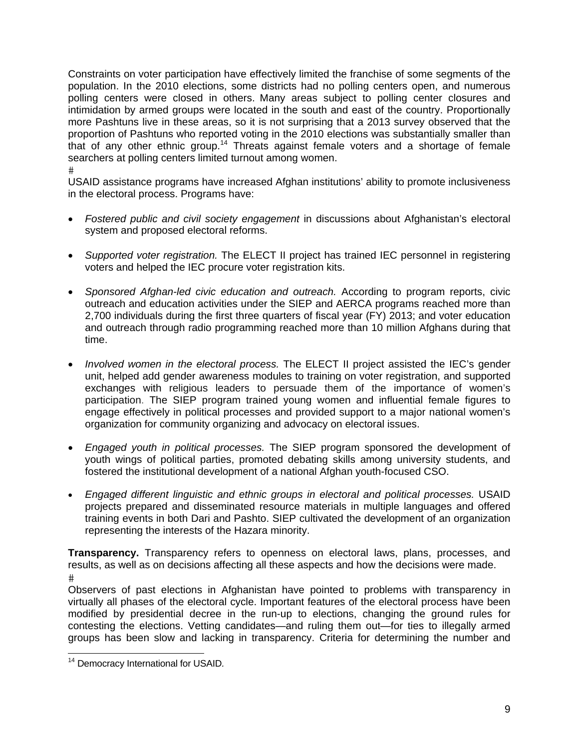Constraints on voter participation have effectively limited the franchise of some segments of the population. In the 2010 elections, some districts had no polling centers open, and numerous polling centers were closed in others. Many areas subject to polling center closures and intimidation by armed groups were located in the south and east of the country. Proportionally more Pashtuns live in these areas, so it is not surprising that a 2013 survey observed that the proportion of Pashtuns who reported voting in the 2010 elections was substantially smaller than that of any other ethnic group.[14] Threats against female voters and a shortage of female searchers at polling centers limited turnout among women.

#

USAID assistance programs have increased Afghan institutions' ability to promote inclusiveness in the electoral process. Programs have:

- *Fostered public and civil society engagement* in discussions about Afghanistan's electoral system and proposed electoral reforms.
- *Supported voter registration.* The ELECT II project has trained IEC personnel in registering voters and helped the IEC procure voter registration kits.
- *Sponsored Afghan-led civic education and outreach.* According to program reports, civic outreach and education activities under the SIEP and AERCA programs reached more than 2,700 individuals during the first three quarters of fiscal year (FY) 2013; and voter education and outreach through radio programming reached more than 10 million Afghans during that time.
- *Involved women in the electoral process.* The ELECT II project assisted the IEC's gender unit, helped add gender awareness modules to training on voter registration, and supported exchanges with religious leaders to persuade them of the importance of women's participation. The SIEP program trained young women and influential female figures to engage effectively in political processes and provided support to a major national women's organization for community organizing and advocacy on electoral issues.
- *Engaged youth in political processes.* The SIEP program sponsored the development of youth wings of political parties, promoted debating skills among university students, and fostered the institutional development of a national Afghan youth-focused CSO.
- *Engaged different linguistic and ethnic groups in electoral and political processes.* USAID projects prepared and disseminated resource materials in multiple languages and offered training events in both Dari and Pashto. SIEP cultivated the development of an organization representing the interests of the Hazara minority.

**Transparency.** Transparency refers to openness on electoral laws, plans, processes, and results, as well as on decisions affecting all these aspects and how the decisions were made.

#

Observers of past elections in Afghanistan have pointed to problems with transparency in virtually all phases of the electoral cycle. Important features of the electoral process have been modified by presidential decree in the run-up to elections, changing the ground rules for contesting the elections. Vetting candidates—and ruling them out—for ties to illegally armed groups has been slow and lacking in transparency. Criteria for determining the number and

[14] Democracy International for USAID.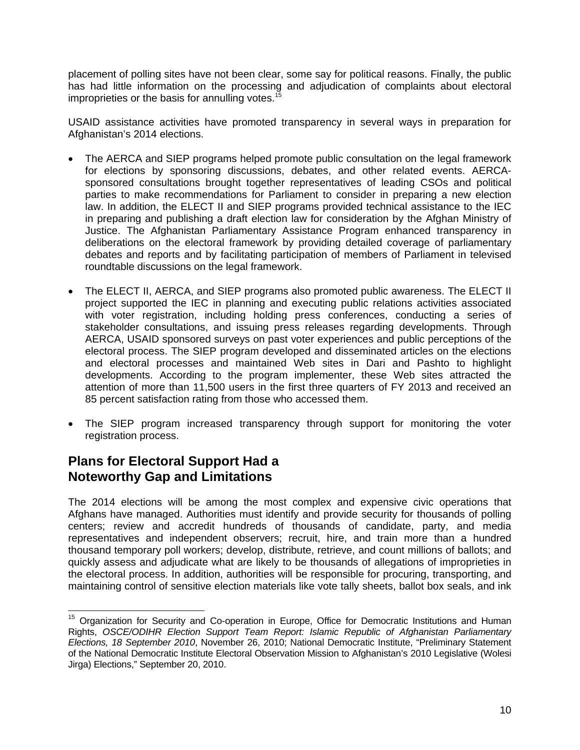placement of polling sites have not been clear, some say for political reasons. Finally, the public has had little information on the processing and adjudication of complaints about electoral improprieties or the basis for annulling votes.[15]

USAID assistance activities have promoted transparency in several ways in preparation for Afghanistan's 2014 elections.

- The AERCA and SIEP programs helped promote public consultation on the legal framework for elections by sponsoring discussions, debates, and other related events. AERCA-sponsored consultations brought together representatives of leading CSOs and political parties to make recommendations for Parliament to consider in preparing a new election law. In addition, the ELECT II and SIEP programs provided technical assistance to the IEC in preparing and publishing a draft election law for consideration by the Afghan Ministry of Justice. The Afghanistan Parliamentary Assistance Program enhanced transparency in deliberations on the electoral framework by providing detailed coverage of parliamentary debates and reports and by facilitating participation of members of Parliament in televised roundtable discussions on the legal framework.

- The ELECT II, AERCA, and SIEP programs also promoted public awareness. The ELECT II project supported the IEC in planning and executing public relations activities associated with voter registration, including holding press conferences, conducting a series of stakeholder consultations, and issuing press releases regarding developments. Through AERCA, USAID sponsored surveys on past voter experiences and public perceptions of the electoral process. The SIEP program developed and disseminated articles on the elections and electoral processes and maintained Web sites in Dari and Pashto to highlight developments. According to the program implementer, these Web sites attracted the attention of more than 11,500 users in the first three quarters of FY 2013 and received an 85 percent satisfaction rating from those who accessed them.

- The SIEP program increased transparency through support for monitoring the voter registration process.

## Plans for Electoral Support Had a Noteworthy Gap and Limitations

The 2014 elections will be among the most complex and expensive civic operations that Afghans have managed. Authorities must identify and provide security for thousands of polling centers; review and accredit hundreds of thousands of candidate, party, and media representatives and independent observers; recruit, hire, and train more than a hundred thousand temporary poll workers; develop, distribute, retrieve, and count millions of ballots; and quickly assess and adjudicate what are likely to be thousands of allegations of improprieties in the electoral process. In addition, authorities will be responsible for procuring, transporting, and maintaining control of sensitive election materials like vote tally sheets, ballot box seals, and ink

---

[15] Organization for Security and Co-operation in Europe, Office for Democratic Institutions and Human Rights, *OSCE/ODIHR Election Support Team Report: Islamic Republic of Afghanistan Parliamentary Elections, 18 September 2010*, November 26, 2010; National Democratic Institute, "Preliminary Statement of the National Democratic Institute Electoral Observation Mission to Afghanistan's 2010 Legislative (Wolesi Jirga) Elections," September 20, 2010.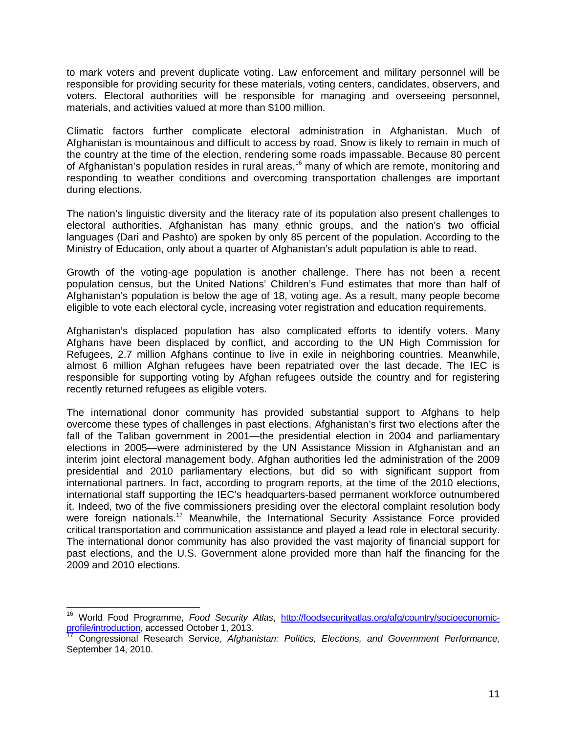to mark voters and prevent duplicate voting. Law enforcement and military personnel will be responsible for providing security for these materials, voting centers, candidates, observers, and voters. Electoral authorities will be responsible for managing and overseeing personnel, materials, and activities valued at more than $100 million.

Climatic factors further complicate electoral administration in Afghanistan. Much of Afghanistan is mountainous and difficult to access by road. Snow is likely to remain in much of the country at the time of the election, rendering some roads impassable. Because 80 percent of Afghanistan's population resides in rural areas,[16] many of which are remote, monitoring and responding to weather conditions and overcoming transportation challenges are important during elections.

The nation's linguistic diversity and the literacy rate of its population also present challenges to electoral authorities. Afghanistan has many ethnic groups, and the nation's two official languages (Dari and Pashto) are spoken by only 85 percent of the population. According to the Ministry of Education, only about a quarter of Afghanistan's adult population is able to read.

Growth of the voting-age population is another challenge. There has not been a recent population census, but the United Nations' Children's Fund estimates that more than half of Afghanistan's population is below the age of 18, voting age. As a result, many people become eligible to vote each electoral cycle, increasing voter registration and education requirements.

Afghanistan's displaced population has also complicated efforts to identify voters. Many Afghans have been displaced by conflict, and according to the UN High Commission for Refugees, 2.7 million Afghans continue to live in exile in neighboring countries. Meanwhile, almost 6 million Afghan refugees have been repatriated over the last decade. The IEC is responsible for supporting voting by Afghan refugees outside the country and for registering recently returned refugees as eligible voters.

The international donor community has provided substantial support to Afghans to help overcome these types of challenges in past elections. Afghanistan's first two elections after the fall of the Taliban government in 2001—the presidential election in 2004 and parliamentary elections in 2005—were administered by the UN Assistance Mission in Afghanistan and an interim joint electoral management body. Afghan authorities led the administration of the 2009 presidential and 2010 parliamentary elections, but did so with significant support from international partners. In fact, according to program reports, at the time of the 2010 elections, international staff supporting the IEC's headquarters-based permanent workforce outnumbered it. Indeed, two of the five commissioners presiding over the electoral complaint resolution body were foreign nationals.[17] Meanwhile, the International Security Assistance Force provided critical transportation and communication assistance and played a lead role in electoral security. The international donor community has also provided the vast majority of financial support for past elections, and the U.S. Government alone provided more than half the financing for the 2009 and 2010 elections.

---

[16] World Food Programme, *Food Security Atlas*, http://foodsecurityatlas.org/afg/country/socioeconomic-profile/introduction, accessed October 1, 2013.

[17] Congressional Research Service, *Afghanistan: Politics, Elections, and Government Performance*, September 14, 2010.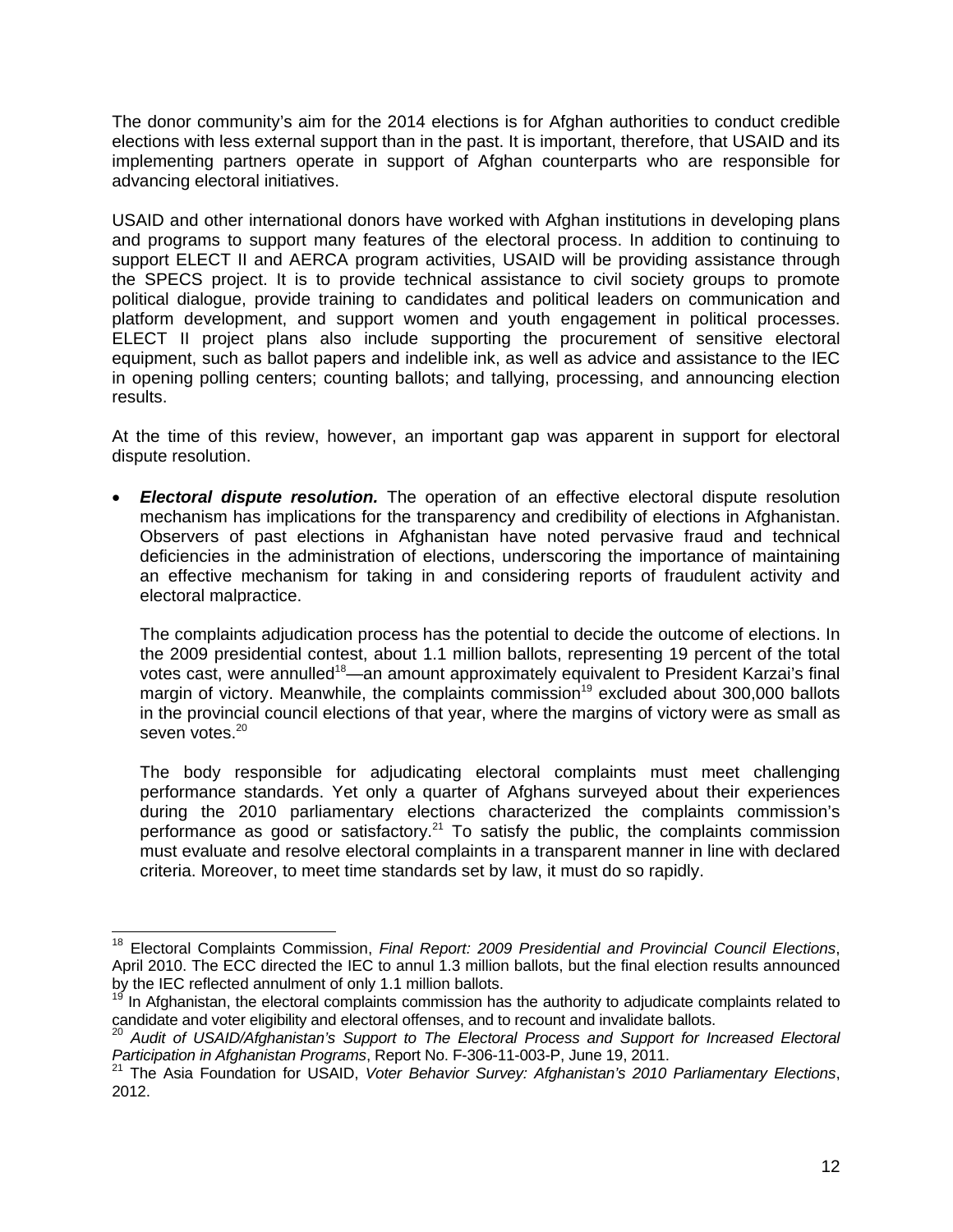The donor community's aim for the 2014 elections is for Afghan authorities to conduct credible elections with less external support than in the past. It is important, therefore, that USAID and its implementing partners operate in support of Afghan counterparts who are responsible for advancing electoral initiatives.

USAID and other international donors have worked with Afghan institutions in developing plans and programs to support many features of the electoral process. In addition to continuing to support ELECT II and AERCA program activities, USAID will be providing assistance through the SPECS project. It is to provide technical assistance to civil society groups to promote political dialogue, provide training to candidates and political leaders on communication and platform development, and support women and youth engagement in political processes. ELECT II project plans also include supporting the procurement of sensitive electoral equipment, such as ballot papers and indelible ink, as well as advice and assistance to the IEC in opening polling centers; counting ballots; and tallying, processing, and announcing election results.

At the time of this review, however, an important gap was apparent in support for electoral dispute resolution.

- ***Electoral dispute resolution.*** The operation of an effective electoral dispute resolution mechanism has implications for the transparency and credibility of elections in Afghanistan. Observers of past elections in Afghanistan have noted pervasive fraud and technical deficiencies in the administration of elections, underscoring the importance of maintaining an effective mechanism for taking in and considering reports of fraudulent activity and electoral malpractice.

  The complaints adjudication process has the potential to decide the outcome of elections. In the 2009 presidential contest, about 1.1 million ballots, representing 19 percent of the total votes cast, were annulled[18]—an amount approximately equivalent to President Karzai's final margin of victory. Meanwhile, the complaints commission[19] excluded about 300,000 ballots in the provincial council elections of that year, where the margins of victory were as small as seven votes.[20]

  The body responsible for adjudicating electoral complaints must meet challenging performance standards. Yet only a quarter of Afghans surveyed about their experiences during the 2010 parliamentary elections characterized the complaints commission's performance as good or satisfactory.[21] To satisfy the public, the complaints commission must evaluate and resolve electoral complaints in a transparent manner in line with declared criteria. Moreover, to meet time standards set by law, it must do so rapidly.

---

[18] Electoral Complaints Commission, *Final Report: 2009 Presidential and Provincial Council Elections*, April 2010. The ECC directed the IEC to annul 1.3 million ballots, but the final election results announced by the IEC reflected annulment of only 1.1 million ballots.

[19] In Afghanistan, the electoral complaints commission has the authority to adjudicate complaints related to candidate and voter eligibility and electoral offenses, and to recount and invalidate ballots.

[20] *Audit of USAID/Afghanistan's Support to The Electoral Process and Support for Increased Electoral Participation in Afghanistan Programs*, Report No. F-306-11-003-P, June 19, 2011.

[21] The Asia Foundation for USAID, *Voter Behavior Survey: Afghanistan's 2010 Parliamentary Elections*, 2012.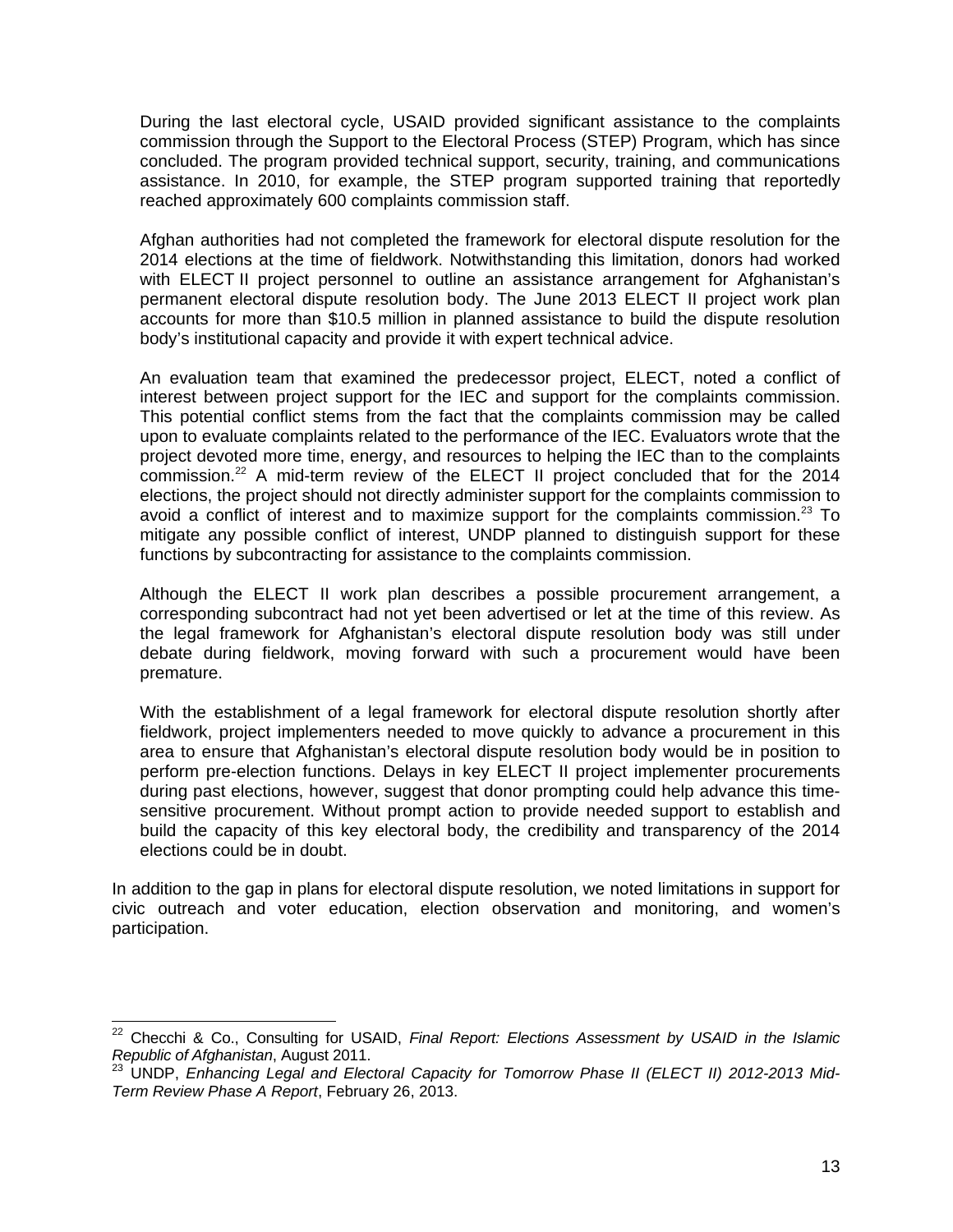During the last electoral cycle, USAID provided significant assistance to the complaints commission through the Support to the Electoral Process (STEP) Program, which has since concluded. The program provided technical support, security, training, and communications assistance. In 2010, for example, the STEP program supported training that reportedly reached approximately 600 complaints commission staff.

Afghan authorities had not completed the framework for electoral dispute resolution for the 2014 elections at the time of fieldwork. Notwithstanding this limitation, donors had worked with ELECT II project personnel to outline an assistance arrangement for Afghanistan's permanent electoral dispute resolution body. The June 2013 ELECT II project work plan accounts for more than \$10.5 million in planned assistance to build the dispute resolution body's institutional capacity and provide it with expert technical advice.

An evaluation team that examined the predecessor project, ELECT, noted a conflict of interest between project support for the IEC and support for the complaints commission. This potential conflict stems from the fact that the complaints commission may be called upon to evaluate complaints related to the performance of the IEC. Evaluators wrote that the project devoted more time, energy, and resources to helping the IEC than to the complaints commission.[22] A mid-term review of the ELECT II project concluded that for the 2014 elections, the project should not directly administer support for the complaints commission to avoid a conflict of interest and to maximize support for the complaints commission.[23] To mitigate any possible conflict of interest, UNDP planned to distinguish support for these functions by subcontracting for assistance to the complaints commission.

Although the ELECT II work plan describes a possible procurement arrangement, a corresponding subcontract had not yet been advertised or let at the time of this review. As the legal framework for Afghanistan's electoral dispute resolution body was still under debate during fieldwork, moving forward with such a procurement would have been premature.

With the establishment of a legal framework for electoral dispute resolution shortly after fieldwork, project implementers needed to move quickly to advance a procurement in this area to ensure that Afghanistan's electoral dispute resolution body would be in position to perform pre-election functions. Delays in key ELECT II project implementer procurements during past elections, however, suggest that donor prompting could help advance this time-sensitive procurement. Without prompt action to provide needed support to establish and build the capacity of this key electoral body, the credibility and transparency of the 2014 elections could be in doubt.

In addition to the gap in plans for electoral dispute resolution, we noted limitations in support for civic outreach and voter education, election observation and monitoring, and women's participation.

---

[22] Checchi & Co., Consulting for USAID, *Final Report: Elections Assessment by USAID in the Islamic Republic of Afghanistan*, August 2011.

[23] UNDP, *Enhancing Legal and Electoral Capacity for Tomorrow Phase II (ELECT II) 2012-2013 Mid-Term Review Phase A Report*, February 26, 2013.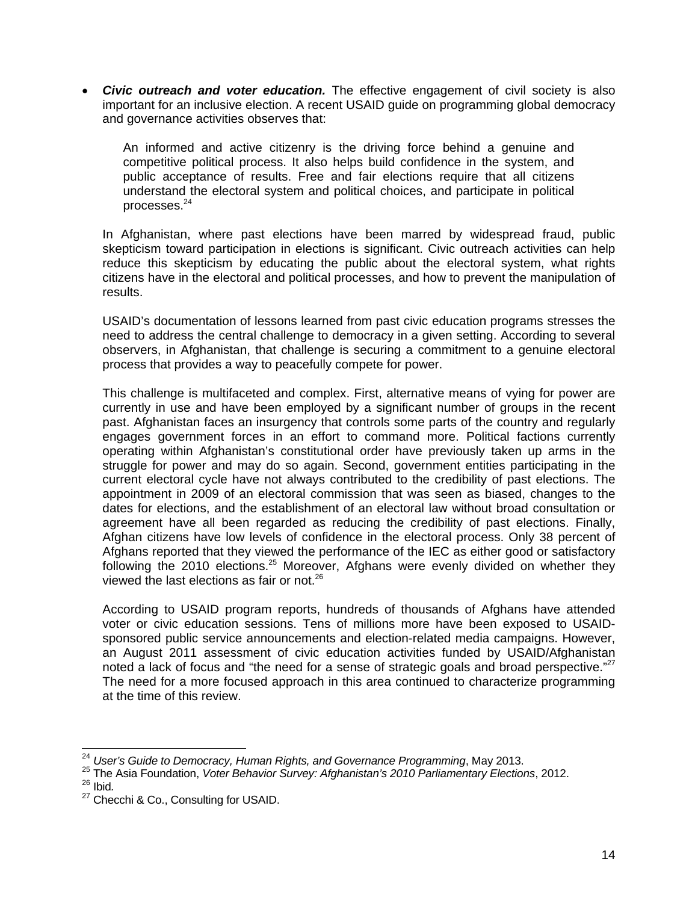- ***Civic outreach and voter education.*** The effective engagement of civil society is also important for an inclusive election. A recent USAID guide on programming global democracy and governance activities observes that:

  > An informed and active citizenry is the driving force behind a genuine and competitive political process. It also helps build confidence in the system, and public acceptance of results. Free and fair elections require that all citizens understand the electoral system and political choices, and participate in political processes.[24]

  In Afghanistan, where past elections have been marred by widespread fraud, public skepticism toward participation in elections is significant. Civic outreach activities can help reduce this skepticism by educating the public about the electoral system, what rights citizens have in the electoral and political processes, and how to prevent the manipulation of results.

  USAID's documentation of lessons learned from past civic education programs stresses the need to address the central challenge to democracy in a given setting. According to several observers, in Afghanistan, that challenge is securing a commitment to a genuine electoral process that provides a way to peacefully compete for power.

  This challenge is multifaceted and complex. First, alternative means of vying for power are currently in use and have been employed by a significant number of groups in the recent past. Afghanistan faces an insurgency that controls some parts of the country and regularly engages government forces in an effort to command more. Political factions currently operating within Afghanistan's constitutional order have previously taken up arms in the struggle for power and may do so again. Second, government entities participating in the current electoral cycle have not always contributed to the credibility of past elections. The appointment in 2009 of an electoral commission that was seen as biased, changes to the dates for elections, and the establishment of an electoral law without broad consultation or agreement have all been regarded as reducing the credibility of past elections. Finally, Afghan citizens have low levels of confidence in the electoral process. Only 38 percent of Afghans reported that they viewed the performance of the IEC as either good or satisfactory following the 2010 elections.[25] Moreover, Afghans were evenly divided on whether they viewed the last elections as fair or not.[26]

  According to USAID program reports, hundreds of thousands of Afghans have attended voter or civic education sessions. Tens of millions more have been exposed to USAID-sponsored public service announcements and election-related media campaigns. However, an August 2011 assessment of civic education activities funded by USAID/Afghanistan noted a lack of focus and "the need for a sense of strategic goals and broad perspective."[27] The need for a more focused approach in this area continued to characterize programming at the time of this review.

---

[24] *User's Guide to Democracy, Human Rights, and Governance Programming*, May 2013.
[25] The Asia Foundation, *Voter Behavior Survey: Afghanistan's 2010 Parliamentary Elections*, 2012.
[26] Ibid.
[27] Checchi & Co., Consulting for USAID.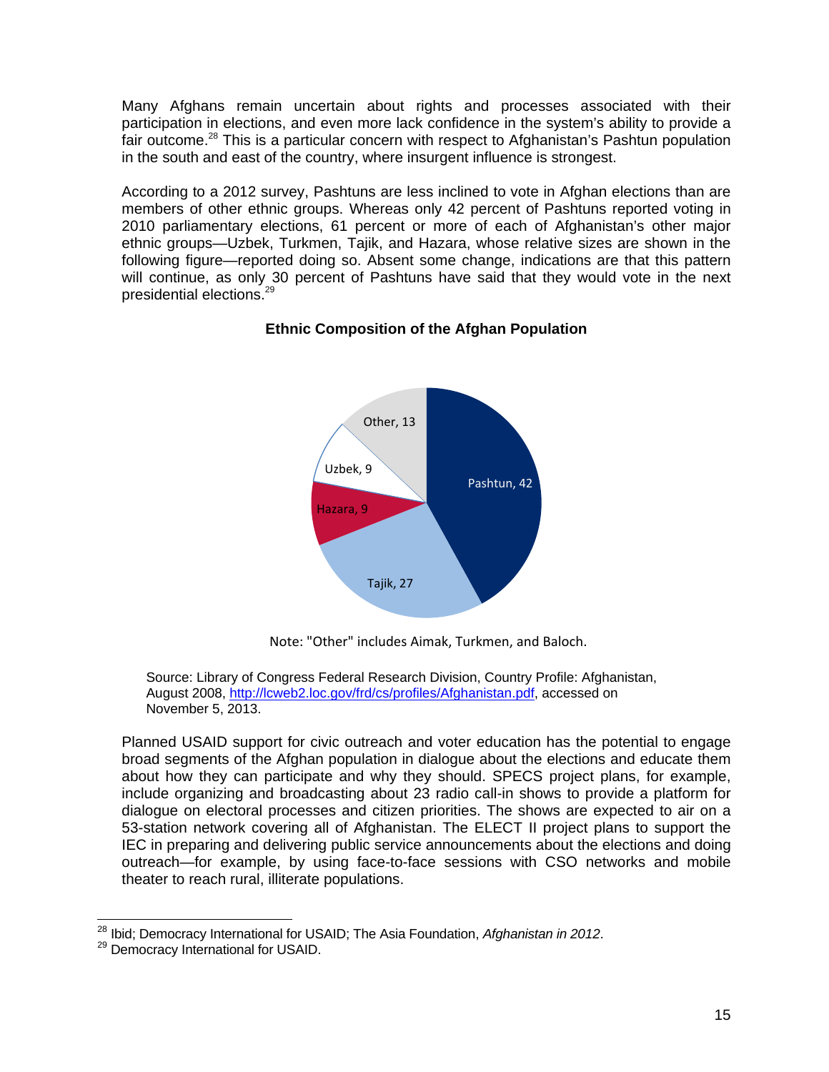Many Afghans remain uncertain about rights and processes associated with their participation in elections, and even more lack confidence in the system's ability to provide a fair outcome.[28] This is a particular concern with respect to Afghanistan's Pashtun population in the south and east of the country, where insurgent influence is strongest.

According to a 2012 survey, Pashtuns are less inclined to vote in Afghan elections than are members of other ethnic groups. Whereas only 42 percent of Pashtuns reported voting in 2010 parliamentary elections, 61 percent or more of each of Afghanistan's other major ethnic groups—Uzbek, Turkmen, Tajik, and Hazara, whose relative sizes are shown in the following figure—reported doing so. Absent some change, indications are that this pattern will continue, as only 30 percent of Pashtuns have said that they would vote in the next presidential elections.[29]

**Ethnic Composition of the Afghan Population**

| Ethnic group | Percent |
|---|---|
| Pashtun | 42 |
| Tajik | 27 |
| Hazara | 9 |
| Uzbek | 9 |
| Other | 13 |

Note: "Other" includes Aimak, Turkmen, and Baloch.

Source: Library of Congress Federal Research Division, Country Profile: Afghanistan, August 2008, http://lcweb2.loc.gov/frd/cs/profiles/Afghanistan.pdf, accessed on November 5, 2013.

Planned USAID support for civic outreach and voter education has the potential to engage broad segments of the Afghan population in dialogue about the elections and educate them about how they can participate and why they should. SPECS project plans, for example, include organizing and broadcasting about 23 radio call-in shows to provide a platform for dialogue on electoral processes and citizen priorities. The shows are expected to air on a 53-station network covering all of Afghanistan. The ELECT II project plans to support the IEC in preparing and delivering public service announcements about the elections and doing outreach—for example, by using face-to-face sessions with CSO networks and mobile theater to reach rural, illiterate populations.

---

[28] Ibid; Democracy International for USAID; The Asia Foundation, *Afghanistan in 2012*.

[29] Democracy International for USAID.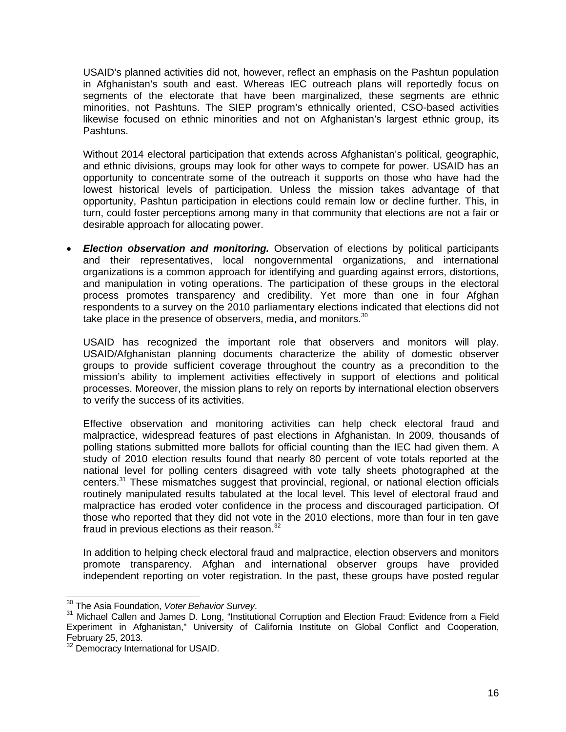USAID's planned activities did not, however, reflect an emphasis on the Pashtun population in Afghanistan's south and east. Whereas IEC outreach plans will reportedly focus on segments of the electorate that have been marginalized, these segments are ethnic minorities, not Pashtuns. The SIEP program's ethnically oriented, CSO-based activities likewise focused on ethnic minorities and not on Afghanistan's largest ethnic group, its Pashtuns.

Without 2014 electoral participation that extends across Afghanistan's political, geographic, and ethnic divisions, groups may look for other ways to compete for power. USAID has an opportunity to concentrate some of the outreach it supports on those who have had the lowest historical levels of participation. Unless the mission takes advantage of that opportunity, Pashtun participation in elections could remain low or decline further. This, in turn, could foster perceptions among many in that community that elections are not a fair or desirable approach for allocating power.

- ***Election observation and monitoring.*** Observation of elections by political participants and their representatives, local nongovernmental organizations, and international organizations is a common approach for identifying and guarding against errors, distortions, and manipulation in voting operations. The participation of these groups in the electoral process promotes transparency and credibility. Yet more than one in four Afghan respondents to a survey on the 2010 parliamentary elections indicated that elections did not take place in the presence of observers, media, and monitors.[30]

  USAID has recognized the important role that observers and monitors will play. USAID/Afghanistan planning documents characterize the ability of domestic observer groups to provide sufficient coverage throughout the country as a precondition to the mission's ability to implement activities effectively in support of elections and political processes. Moreover, the mission plans to rely on reports by international election observers to verify the success of its activities.

  Effective observation and monitoring activities can help check electoral fraud and malpractice, widespread features of past elections in Afghanistan. In 2009, thousands of polling stations submitted more ballots for official counting than the IEC had given them. A study of 2010 election results found that nearly 80 percent of vote totals reported at the national level for polling centers disagreed with vote tally sheets photographed at the centers.[31] These mismatches suggest that provincial, regional, or national election officials routinely manipulated results tabulated at the local level. This level of electoral fraud and malpractice has eroded voter confidence in the process and discouraged participation. Of those who reported that they did not vote in the 2010 elections, more than four in ten gave fraud in previous elections as their reason.[32]

  In addition to helping check electoral fraud and malpractice, election observers and monitors promote transparency. Afghan and international observer groups have provided independent reporting on voter registration. In the past, these groups have posted regular

---

[30] The Asia Foundation, *Voter Behavior Survey*.

[31] Michael Callen and James D. Long, "Institutional Corruption and Election Fraud: Evidence from a Field Experiment in Afghanistan," University of California Institute on Global Conflict and Cooperation, February 25, 2013.

[32] Democracy International for USAID.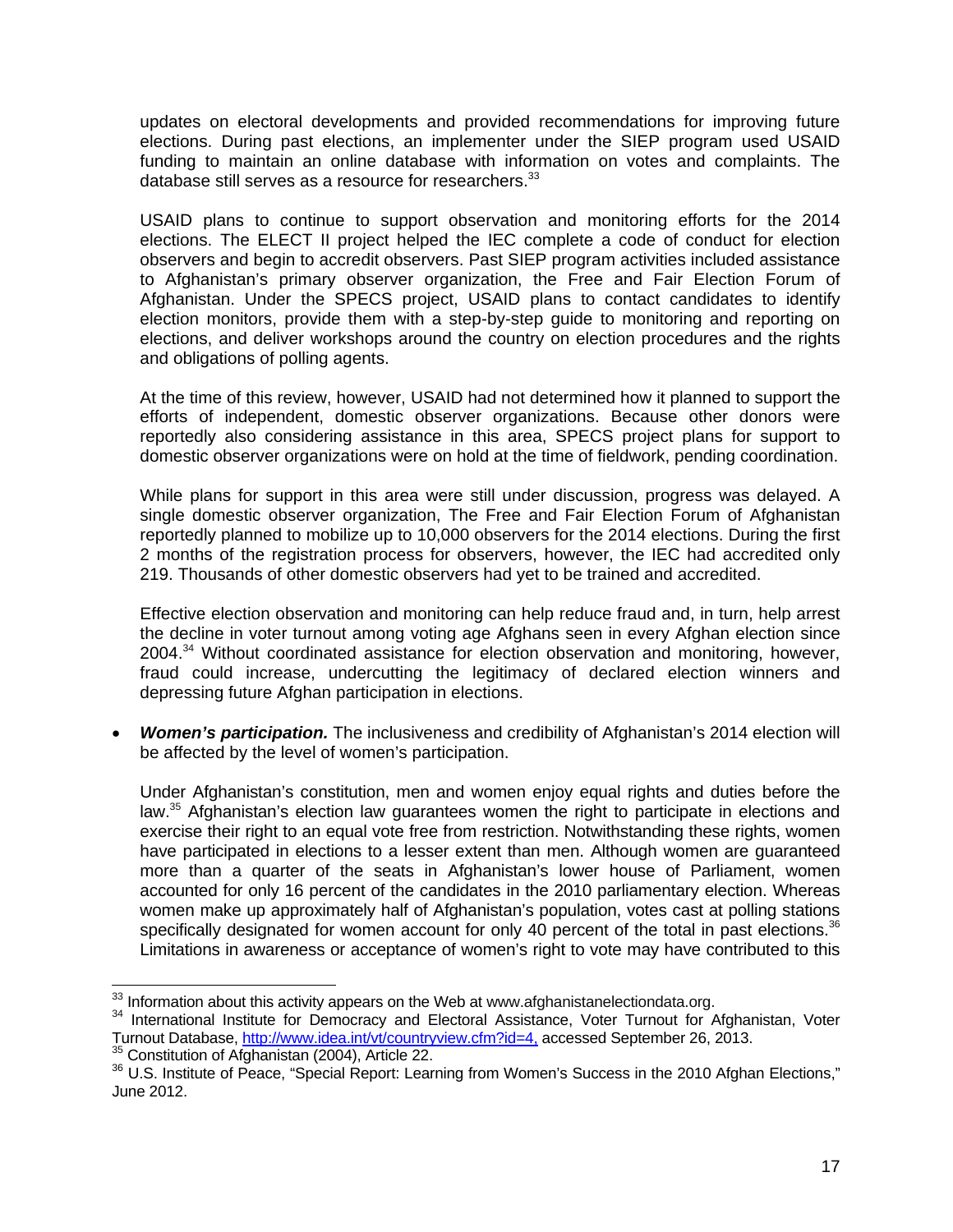updates on electoral developments and provided recommendations for improving future elections. During past elections, an implementer under the SIEP program used USAID funding to maintain an online database with information on votes and complaints. The database still serves as a resource for researchers.[33]

USAID plans to continue to support observation and monitoring efforts for the 2014 elections. The ELECT II project helped the IEC complete a code of conduct for election observers and begin to accredit observers. Past SIEP program activities included assistance to Afghanistan's primary observer organization, the Free and Fair Election Forum of Afghanistan. Under the SPECS project, USAID plans to contact candidates to identify election monitors, provide them with a step-by-step guide to monitoring and reporting on elections, and deliver workshops around the country on election procedures and the rights and obligations of polling agents.

At the time of this review, however, USAID had not determined how it planned to support the efforts of independent, domestic observer organizations. Because other donors were reportedly also considering assistance in this area, SPECS project plans for support to domestic observer organizations were on hold at the time of fieldwork, pending coordination.

While plans for support in this area were still under discussion, progress was delayed. A single domestic observer organization, The Free and Fair Election Forum of Afghanistan reportedly planned to mobilize up to 10,000 observers for the 2014 elections. During the first 2 months of the registration process for observers, however, the IEC had accredited only 219. Thousands of other domestic observers had yet to be trained and accredited.

Effective election observation and monitoring can help reduce fraud and, in turn, help arrest the decline in voter turnout among voting age Afghans seen in every Afghan election since 2004.[34] Without coordinated assistance for election observation and monitoring, however, fraud could increase, undercutting the legitimacy of declared election winners and depressing future Afghan participation in elections.

- ***Women's participation.*** The inclusiveness and credibility of Afghanistan's 2014 election will be affected by the level of women's participation.

  Under Afghanistan's constitution, men and women enjoy equal rights and duties before the law.[35] Afghanistan's election law guarantees women the right to participate in elections and exercise their right to an equal vote free from restriction. Notwithstanding these rights, women have participated in elections to a lesser extent than men. Although women are guaranteed more than a quarter of the seats in Afghanistan's lower house of Parliament, women accounted for only 16 percent of the candidates in the 2010 parliamentary election. Whereas women make up approximately half of Afghanistan's population, votes cast at polling stations specifically designated for women account for only 40 percent of the total in past elections.[36] Limitations in awareness or acceptance of women's right to vote may have contributed to this

---

[33] Information about this activity appears on the Web at www.afghanistanelectiondata.org.

[34] International Institute for Democracy and Electoral Assistance, Voter Turnout for Afghanistan, Voter Turnout Database, http://www.idea.int/vt/countryview.cfm?id=4, accessed September 26, 2013.

[35] Constitution of Afghanistan (2004), Article 22.

[36] U.S. Institute of Peace, "Special Report: Learning from Women's Success in the 2010 Afghan Elections," June 2012.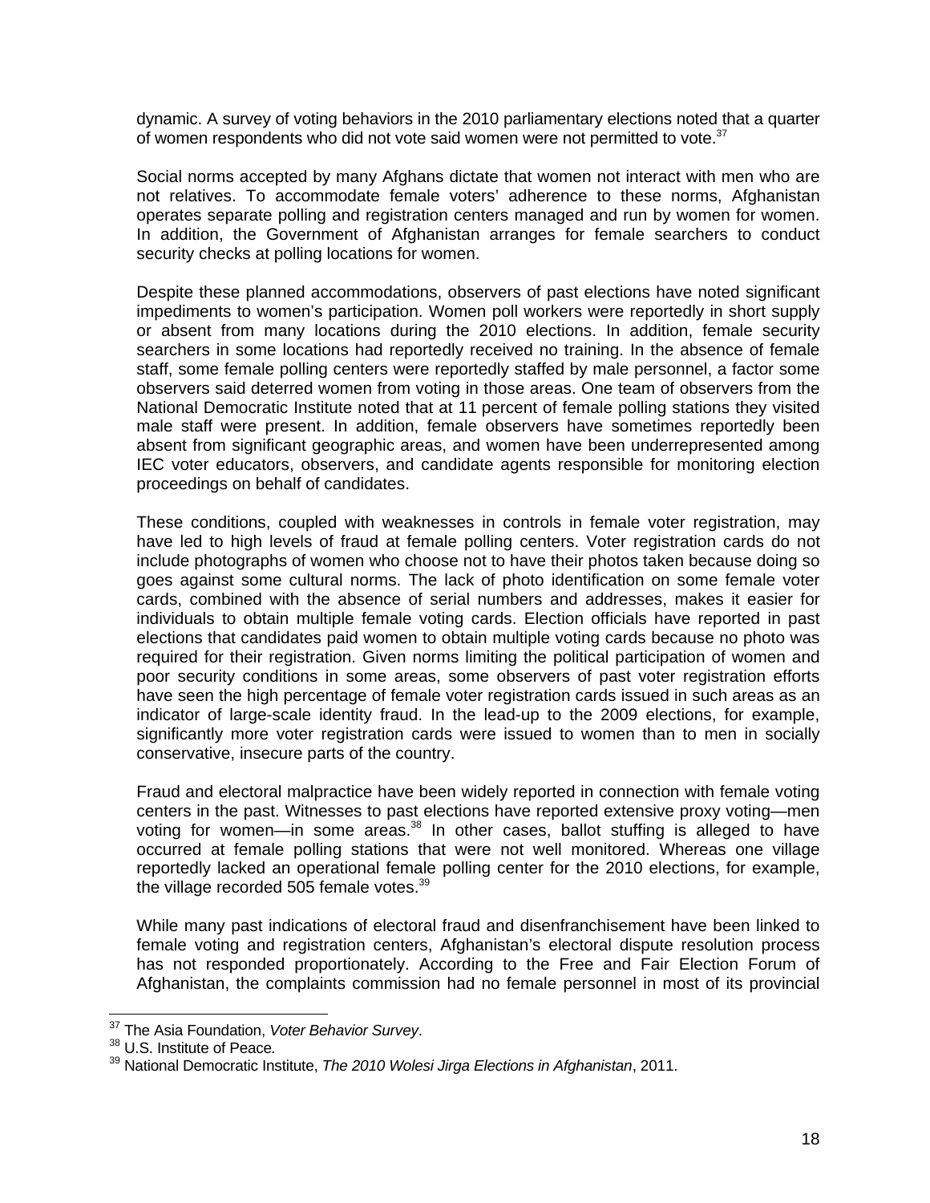dynamic. A survey of voting behaviors in the 2010 parliamentary elections noted that a quarter of women respondents who did not vote said women were not permitted to vote.[37]

Social norms accepted by many Afghans dictate that women not interact with men who are not relatives. To accommodate female voters' adherence to these norms, Afghanistan operates separate polling and registration centers managed and run by women for women. In addition, the Government of Afghanistan arranges for female searchers to conduct security checks at polling locations for women.

Despite these planned accommodations, observers of past elections have noted significant impediments to women's participation. Women poll workers were reportedly in short supply or absent from many locations during the 2010 elections. In addition, female security searchers in some locations had reportedly received no training. In the absence of female staff, some female polling centers were reportedly staffed by male personnel, a factor some observers said deterred women from voting in those areas. One team of observers from the National Democratic Institute noted that at 11 percent of female polling stations they visited male staff were present. In addition, female observers have sometimes reportedly been absent from significant geographic areas, and women have been underrepresented among IEC voter educators, observers, and candidate agents responsible for monitoring election proceedings on behalf of candidates.

These conditions, coupled with weaknesses in controls in female voter registration, may have led to high levels of fraud at female polling centers. Voter registration cards do not include photographs of women who choose not to have their photos taken because doing so goes against some cultural norms. The lack of photo identification on some female voter cards, combined with the absence of serial numbers and addresses, makes it easier for individuals to obtain multiple female voting cards. Election officials have reported in past elections that candidates paid women to obtain multiple voting cards because no photo was required for their registration. Given norms limiting the political participation of women and poor security conditions in some areas, some observers of past voter registration efforts have seen the high percentage of female voter registration cards issued in such areas as an indicator of large-scale identity fraud. In the lead-up to the 2009 elections, for example, significantly more voter registration cards were issued to women than to men in socially conservative, insecure parts of the country.

Fraud and electoral malpractice have been widely reported in connection with female voting centers in the past. Witnesses to past elections have reported extensive proxy voting—men voting for women—in some areas.[38] In other cases, ballot stuffing is alleged to have occurred at female polling stations that were not well monitored. Whereas one village reportedly lacked an operational female polling center for the 2010 elections, for example, the village recorded 505 female votes.[39]

While many past indications of electoral fraud and disenfranchisement have been linked to female voting and registration centers, Afghanistan's electoral dispute resolution process has not responded proportionately. According to the Free and Fair Election Forum of Afghanistan, the complaints commission had no female personnel in most of its provincial

---

[37] The Asia Foundation, *Voter Behavior Survey*.

[38] U.S. Institute of Peace.

[39] National Democratic Institute, *The 2010 Wolesi Jirga Elections in Afghanistan*, 2011.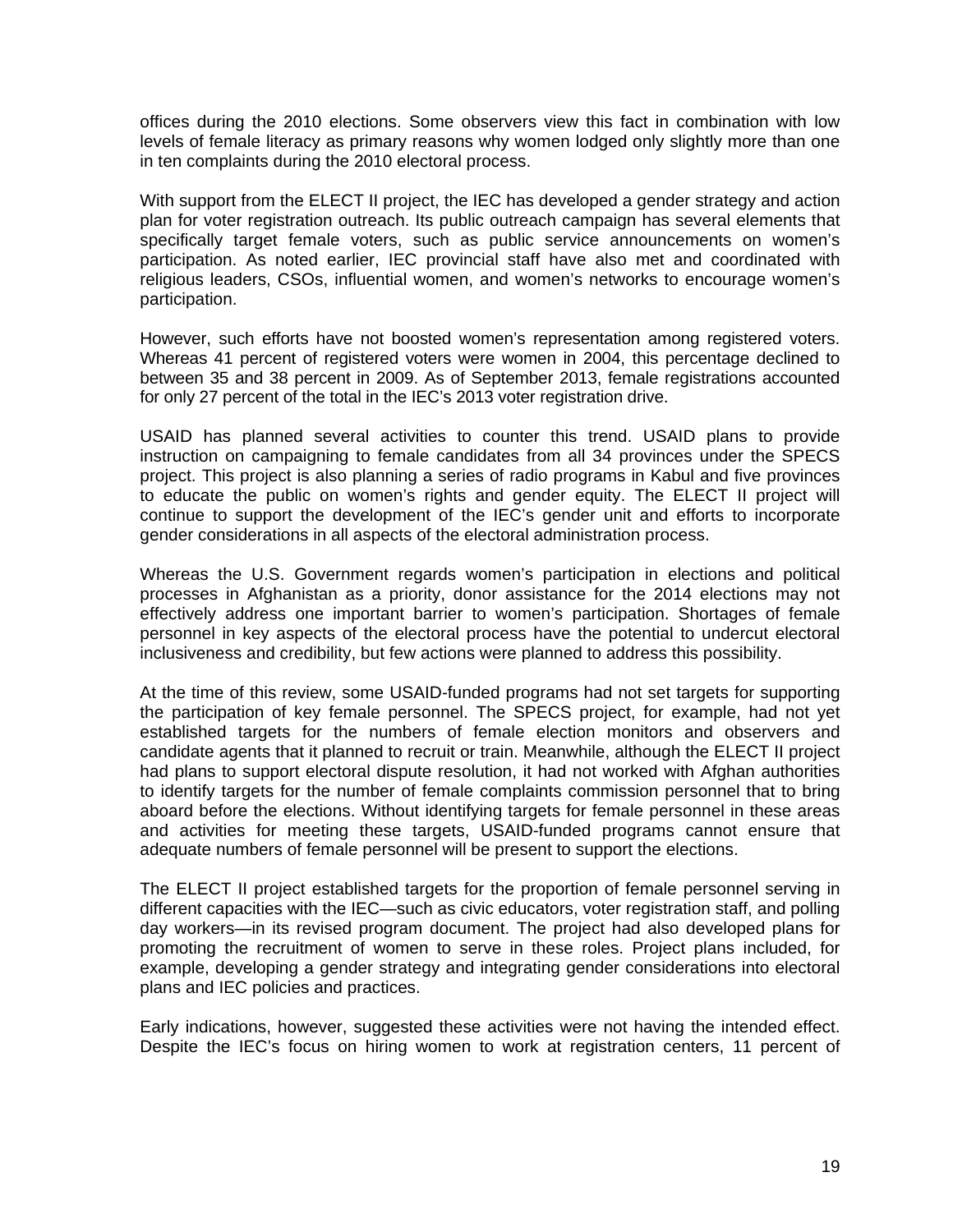offices during the 2010 elections. Some observers view this fact in combination with low levels of female literacy as primary reasons why women lodged only slightly more than one in ten complaints during the 2010 electoral process.

With support from the ELECT II project, the IEC has developed a gender strategy and action plan for voter registration outreach. Its public outreach campaign has several elements that specifically target female voters, such as public service announcements on women's participation. As noted earlier, IEC provincial staff have also met and coordinated with religious leaders, CSOs, influential women, and women's networks to encourage women's participation.

However, such efforts have not boosted women's representation among registered voters. Whereas 41 percent of registered voters were women in 2004, this percentage declined to between 35 and 38 percent in 2009. As of September 2013, female registrations accounted for only 27 percent of the total in the IEC's 2013 voter registration drive.

USAID has planned several activities to counter this trend. USAID plans to provide instruction on campaigning to female candidates from all 34 provinces under the SPECS project. This project is also planning a series of radio programs in Kabul and five provinces to educate the public on women's rights and gender equity. The ELECT II project will continue to support the development of the IEC's gender unit and efforts to incorporate gender considerations in all aspects of the electoral administration process.

Whereas the U.S. Government regards women's participation in elections and political processes in Afghanistan as a priority, donor assistance for the 2014 elections may not effectively address one important barrier to women's participation. Shortages of female personnel in key aspects of the electoral process have the potential to undercut electoral inclusiveness and credibility, but few actions were planned to address this possibility.

At the time of this review, some USAID-funded programs had not set targets for supporting the participation of key female personnel. The SPECS project, for example, had not yet established targets for the numbers of female election monitors and observers and candidate agents that it planned to recruit or train. Meanwhile, although the ELECT II project had plans to support electoral dispute resolution, it had not worked with Afghan authorities to identify targets for the number of female complaints commission personnel that to bring aboard before the elections. Without identifying targets for female personnel in these areas and activities for meeting these targets, USAID-funded programs cannot ensure that adequate numbers of female personnel will be present to support the elections.

The ELECT II project established targets for the proportion of female personnel serving in different capacities with the IEC—such as civic educators, voter registration staff, and polling day workers—in its revised program document. The project had also developed plans for promoting the recruitment of women to serve in these roles. Project plans included, for example, developing a gender strategy and integrating gender considerations into electoral plans and IEC policies and practices.

Early indications, however, suggested these activities were not having the intended effect. Despite the IEC's focus on hiring women to work at registration centers, 11 percent of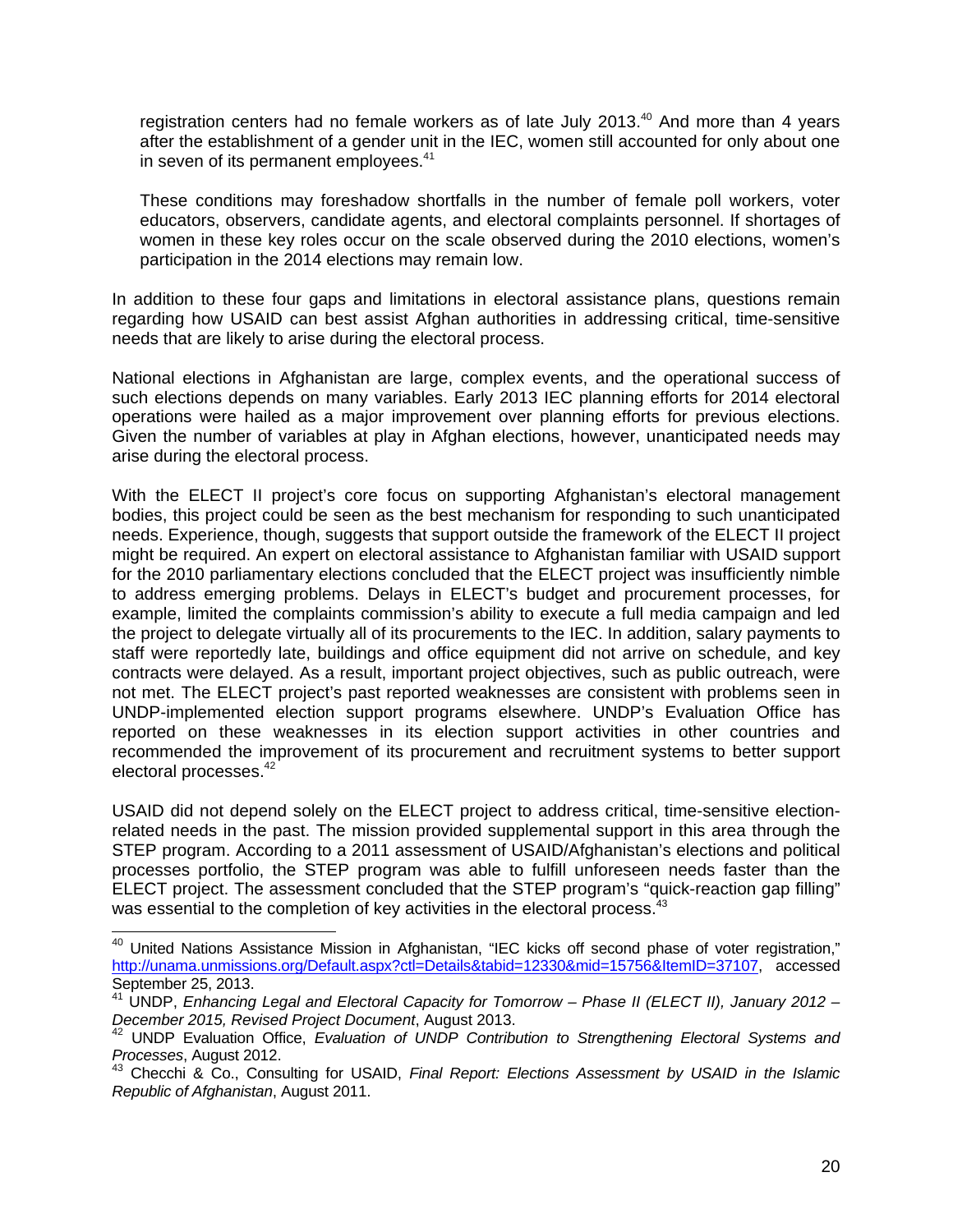registration centers had no female workers as of late July 2013.[40] And more than 4 years after the establishment of a gender unit in the IEC, women still accounted for only about one in seven of its permanent employees.[41]

These conditions may foreshadow shortfalls in the number of female poll workers, voter educators, observers, candidate agents, and electoral complaints personnel. If shortages of women in these key roles occur on the scale observed during the 2010 elections, women's participation in the 2014 elections may remain low.

In addition to these four gaps and limitations in electoral assistance plans, questions remain regarding how USAID can best assist Afghan authorities in addressing critical, time-sensitive needs that are likely to arise during the electoral process.

National elections in Afghanistan are large, complex events, and the operational success of such elections depends on many variables. Early 2013 IEC planning efforts for 2014 electoral operations were hailed as a major improvement over planning efforts for previous elections. Given the number of variables at play in Afghan elections, however, unanticipated needs may arise during the electoral process.

With the ELECT II project's core focus on supporting Afghanistan's electoral management bodies, this project could be seen as the best mechanism for responding to such unanticipated needs. Experience, though, suggests that support outside the framework of the ELECT II project might be required. An expert on electoral assistance to Afghanistan familiar with USAID support for the 2010 parliamentary elections concluded that the ELECT project was insufficiently nimble to address emerging problems. Delays in ELECT's budget and procurement processes, for example, limited the complaints commission's ability to execute a full media campaign and led the project to delegate virtually all of its procurements to the IEC. In addition, salary payments to staff were reportedly late, buildings and office equipment did not arrive on schedule, and key contracts were delayed. As a result, important project objectives, such as public outreach, were not met. The ELECT project's past reported weaknesses are consistent with problems seen in UNDP-implemented election support programs elsewhere. UNDP's Evaluation Office has reported on these weaknesses in its election support activities in other countries and recommended the improvement of its procurement and recruitment systems to better support electoral processes.[42]

USAID did not depend solely on the ELECT project to address critical, time-sensitive election-related needs in the past. The mission provided supplemental support in this area through the STEP program. According to a 2011 assessment of USAID/Afghanistan's elections and political processes portfolio, the STEP program was able to fulfill unforeseen needs faster than the ELECT project. The assessment concluded that the STEP program's "quick-reaction gap filling" was essential to the completion of key activities in the electoral process.[43]

---

[40] United Nations Assistance Mission in Afghanistan, "IEC kicks off second phase of voter registration," http://unama.unmissions.org/Default.aspx?ctl=Details&tabid=12330&mid=15756&ItemID=37107, accessed September 25, 2013.

[41] UNDP, *Enhancing Legal and Electoral Capacity for Tomorrow – Phase II (ELECT II), January 2012 – December 2015, Revised Project Document*, August 2013.

[42] UNDP Evaluation Office, *Evaluation of UNDP Contribution to Strengthening Electoral Systems and Processes*, August 2012.

[43] Checchi & Co., Consulting for USAID, *Final Report: Elections Assessment by USAID in the Islamic Republic of Afghanistan*, August 2011.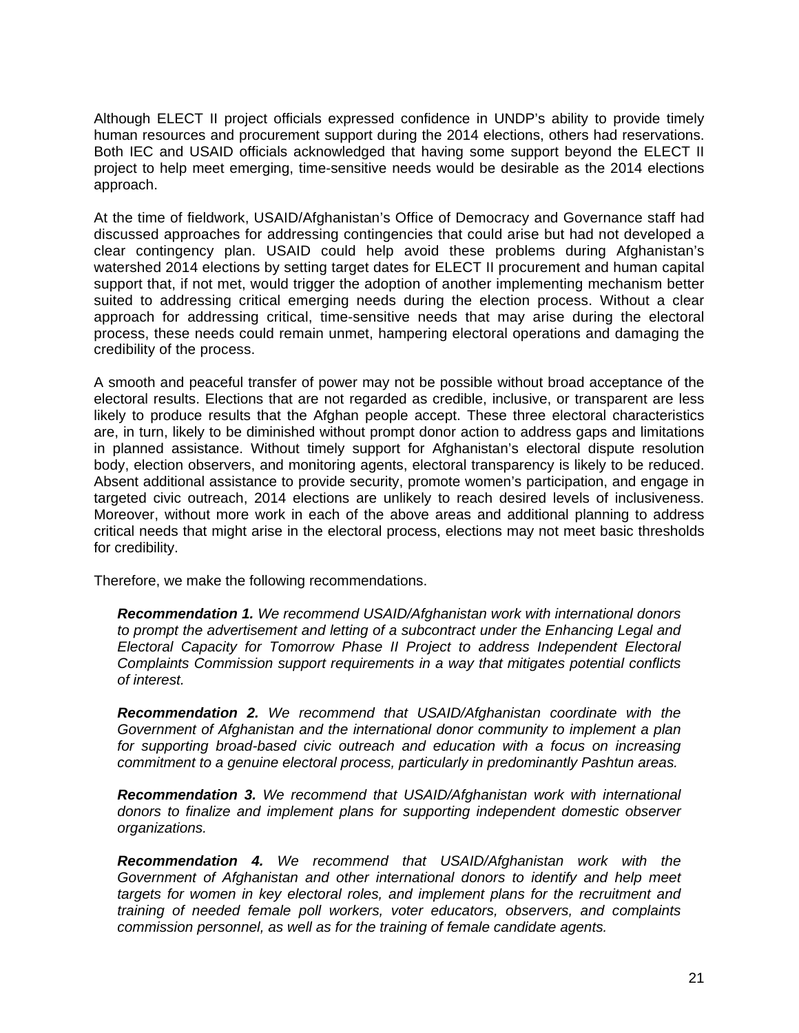Although ELECT II project officials expressed confidence in UNDP's ability to provide timely human resources and procurement support during the 2014 elections, others had reservations. Both IEC and USAID officials acknowledged that having some support beyond the ELECT II project to help meet emerging, time-sensitive needs would be desirable as the 2014 elections approach.

At the time of fieldwork, USAID/Afghanistan's Office of Democracy and Governance staff had discussed approaches for addressing contingencies that could arise but had not developed a clear contingency plan. USAID could help avoid these problems during Afghanistan's watershed 2014 elections by setting target dates for ELECT II procurement and human capital support that, if not met, would trigger the adoption of another implementing mechanism better suited to addressing critical emerging needs during the election process. Without a clear approach for addressing critical, time-sensitive needs that may arise during the electoral process, these needs could remain unmet, hampering electoral operations and damaging the credibility of the process.

A smooth and peaceful transfer of power may not be possible without broad acceptance of the electoral results. Elections that are not regarded as credible, inclusive, or transparent are less likely to produce results that the Afghan people accept. These three electoral characteristics are, in turn, likely to be diminished without prompt donor action to address gaps and limitations in planned assistance. Without timely support for Afghanistan's electoral dispute resolution body, election observers, and monitoring agents, electoral transparency is likely to be reduced. Absent additional assistance to provide security, promote women's participation, and engage in targeted civic outreach, 2014 elections are unlikely to reach desired levels of inclusiveness. Moreover, without more work in each of the above areas and additional planning to address critical needs that might arise in the electoral process, elections may not meet basic thresholds for credibility.

Therefore, we make the following recommendations.

> ***Recommendation 1.*** *We recommend USAID/Afghanistan work with international donors to prompt the advertisement and letting of a subcontract under the Enhancing Legal and Electoral Capacity for Tomorrow Phase II Project to address Independent Electoral Complaints Commission support requirements in a way that mitigates potential conflicts of interest.*
>
> ***Recommendation 2.*** *We recommend that USAID/Afghanistan coordinate with the Government of Afghanistan and the international donor community to implement a plan for supporting broad-based civic outreach and education with a focus on increasing commitment to a genuine electoral process, particularly in predominantly Pashtun areas.*
>
> ***Recommendation 3.*** *We recommend that USAID/Afghanistan work with international donors to finalize and implement plans for supporting independent domestic observer organizations.*
>
> ***Recommendation 4.*** *We recommend that USAID/Afghanistan work with the Government of Afghanistan and other international donors to identify and help meet targets for women in key electoral roles, and implement plans for the recruitment and training of needed female poll workers, voter educators, observers, and complaints commission personnel, as well as for the training of female candidate agents.*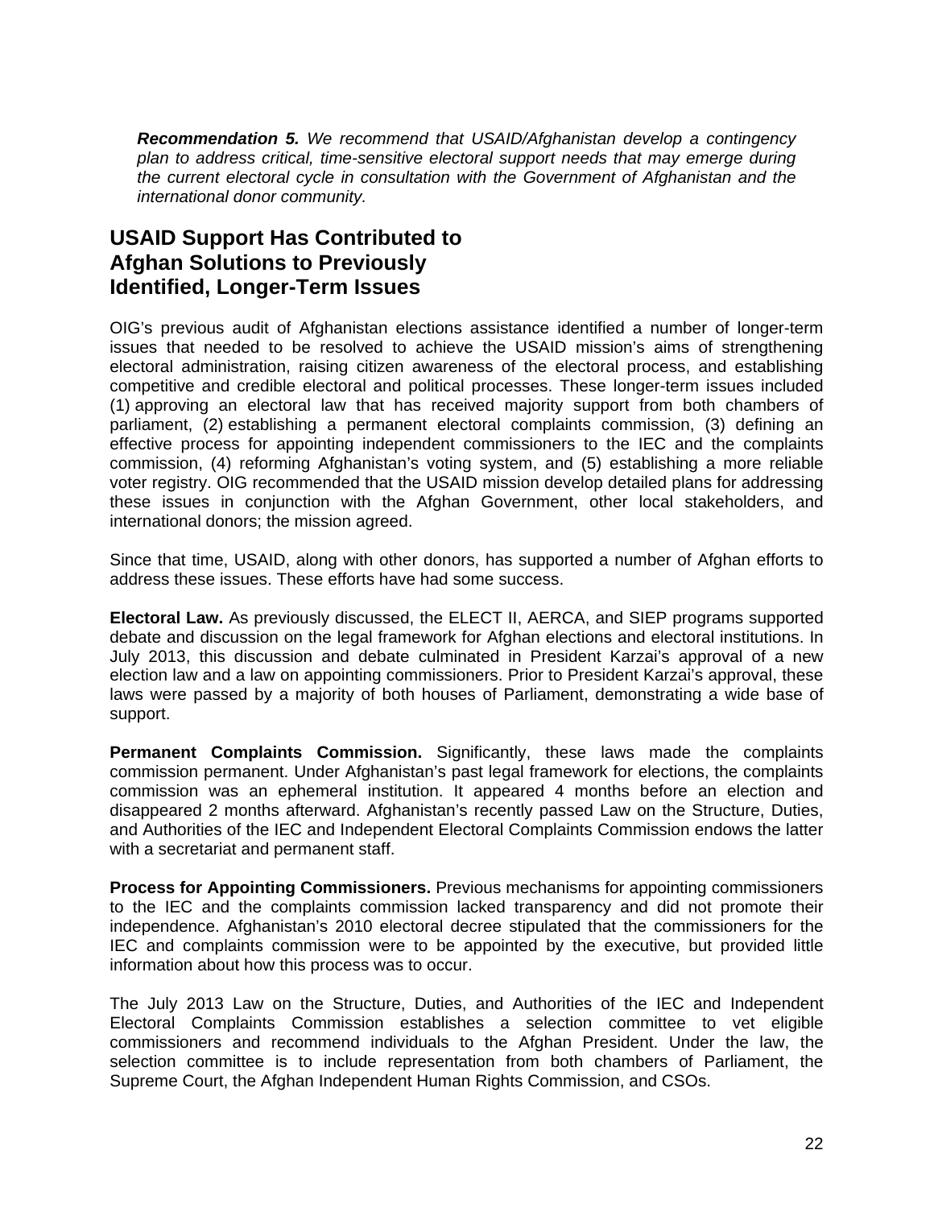***Recommendation 5.*** *We recommend that USAID/Afghanistan develop a contingency plan to address critical, time-sensitive electoral support needs that may emerge during the current electoral cycle in consultation with the Government of Afghanistan and the international donor community.*

## USAID Support Has Contributed to Afghan Solutions to Previously Identified, Longer-Term Issues

OIG's previous audit of Afghanistan elections assistance identified a number of longer-term issues that needed to be resolved to achieve the USAID mission's aims of strengthening electoral administration, raising citizen awareness of the electoral process, and establishing competitive and credible electoral and political processes. These longer-term issues included (1) approving an electoral law that has received majority support from both chambers of parliament, (2) establishing a permanent electoral complaints commission, (3) defining an effective process for appointing independent commissioners to the IEC and the complaints commission, (4) reforming Afghanistan's voting system, and (5) establishing a more reliable voter registry. OIG recommended that the USAID mission develop detailed plans for addressing these issues in conjunction with the Afghan Government, other local stakeholders, and international donors; the mission agreed.

Since that time, USAID, along with other donors, has supported a number of Afghan efforts to address these issues. These efforts have had some success.

**Electoral Law.** As previously discussed, the ELECT II, AERCA, and SIEP programs supported debate and discussion on the legal framework for Afghan elections and electoral institutions. In July 2013, this discussion and debate culminated in President Karzai's approval of a new election law and a law on appointing commissioners. Prior to President Karzai's approval, these laws were passed by a majority of both houses of Parliament, demonstrating a wide base of support.

**Permanent Complaints Commission.** Significantly, these laws made the complaints commission permanent. Under Afghanistan's past legal framework for elections, the complaints commission was an ephemeral institution. It appeared 4 months before an election and disappeared 2 months afterward. Afghanistan's recently passed Law on the Structure, Duties, and Authorities of the IEC and Independent Electoral Complaints Commission endows the latter with a secretariat and permanent staff.

**Process for Appointing Commissioners.** Previous mechanisms for appointing commissioners to the IEC and the complaints commission lacked transparency and did not promote their independence. Afghanistan's 2010 electoral decree stipulated that the commissioners for the IEC and complaints commission were to be appointed by the executive, but provided little information about how this process was to occur.

The July 2013 Law on the Structure, Duties, and Authorities of the IEC and Independent Electoral Complaints Commission establishes a selection committee to vet eligible commissioners and recommend individuals to the Afghan President. Under the law, the selection committee is to include representation from both chambers of Parliament, the Supreme Court, the Afghan Independent Human Rights Commission, and CSOs.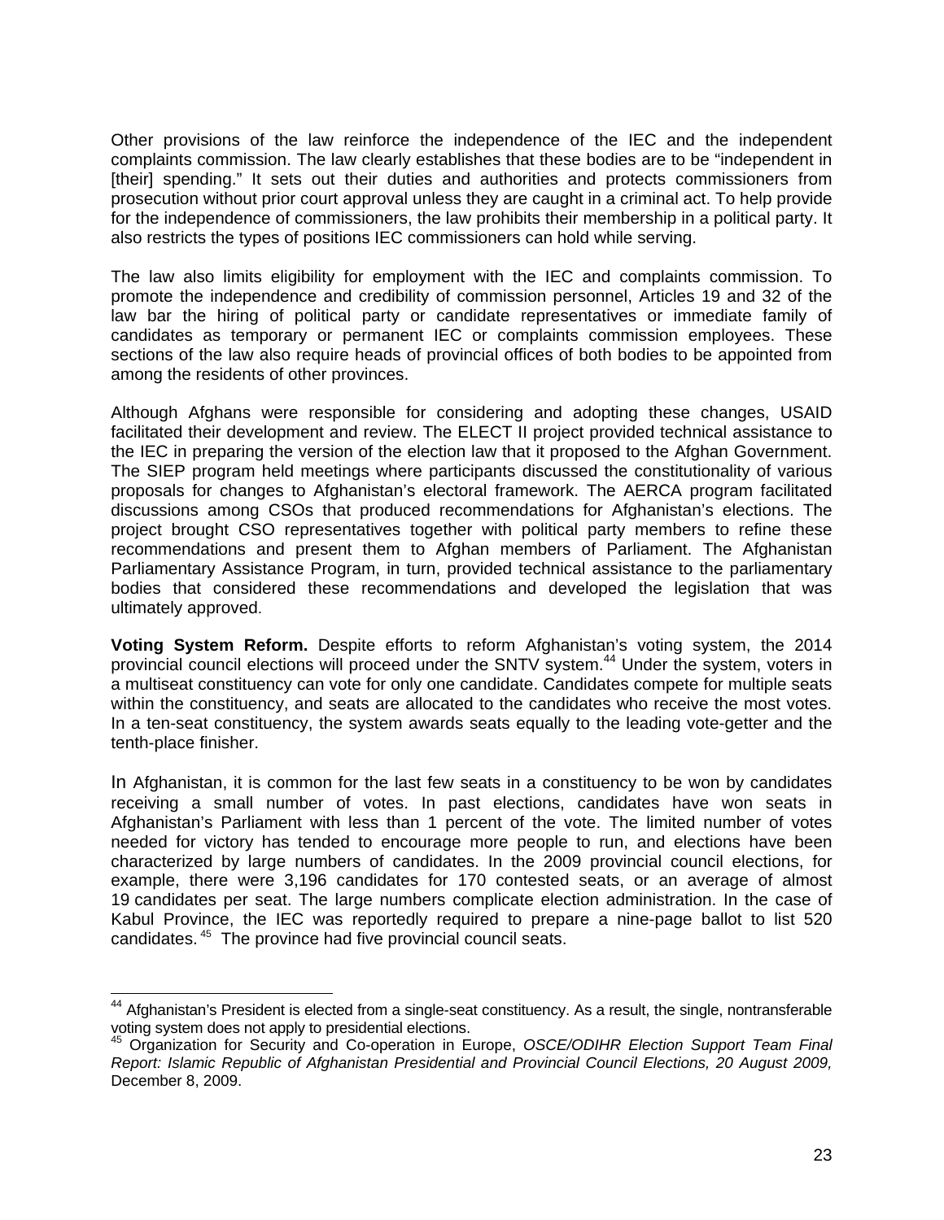Other provisions of the law reinforce the independence of the IEC and the independent complaints commission. The law clearly establishes that these bodies are to be "independent in [their] spending." It sets out their duties and authorities and protects commissioners from prosecution without prior court approval unless they are caught in a criminal act. To help provide for the independence of commissioners, the law prohibits their membership in a political party. It also restricts the types of positions IEC commissioners can hold while serving.

The law also limits eligibility for employment with the IEC and complaints commission. To promote the independence and credibility of commission personnel, Articles 19 and 32 of the law bar the hiring of political party or candidate representatives or immediate family of candidates as temporary or permanent IEC or complaints commission employees. These sections of the law also require heads of provincial offices of both bodies to be appointed from among the residents of other provinces.

Although Afghans were responsible for considering and adopting these changes, USAID facilitated their development and review. The ELECT II project provided technical assistance to the IEC in preparing the version of the election law that it proposed to the Afghan Government. The SIEP program held meetings where participants discussed the constitutionality of various proposals for changes to Afghanistan's electoral framework. The AERCA program facilitated discussions among CSOs that produced recommendations for Afghanistan's elections. The project brought CSO representatives together with political party members to refine these recommendations and present them to Afghan members of Parliament. The Afghanistan Parliamentary Assistance Program, in turn, provided technical assistance to the parliamentary bodies that considered these recommendations and developed the legislation that was ultimately approved.

**Voting System Reform.** Despite efforts to reform Afghanistan's voting system, the 2014 provincial council elections will proceed under the SNTV system.[44] Under the system, voters in a multiseat constituency can vote for only one candidate. Candidates compete for multiple seats within the constituency, and seats are allocated to the candidates who receive the most votes. In a ten-seat constituency, the system awards seats equally to the leading vote-getter and the tenth-place finisher.

In Afghanistan, it is common for the last few seats in a constituency to be won by candidates receiving a small number of votes. In past elections, candidates have won seats in Afghanistan's Parliament with less than 1 percent of the vote. The limited number of votes needed for victory has tended to encourage more people to run, and elections have been characterized by large numbers of candidates. In the 2009 provincial council elections, for example, there were 3,196 candidates for 170 contested seats, or an average of almost 19 candidates per seat. The large numbers complicate election administration. In the case of Kabul Province, the IEC was reportedly required to prepare a nine-page ballot to list 520 candidates.[45] The province had five provincial council seats.

---

[44] Afghanistan's President is elected from a single-seat constituency. As a result, the single, nontransferable voting system does not apply to presidential elections.

[45] Organization for Security and Co-operation in Europe, *OSCE/ODIHR Election Support Team Final Report: Islamic Republic of Afghanistan Presidential and Provincial Council Elections, 20 August 2009,* December 8, 2009.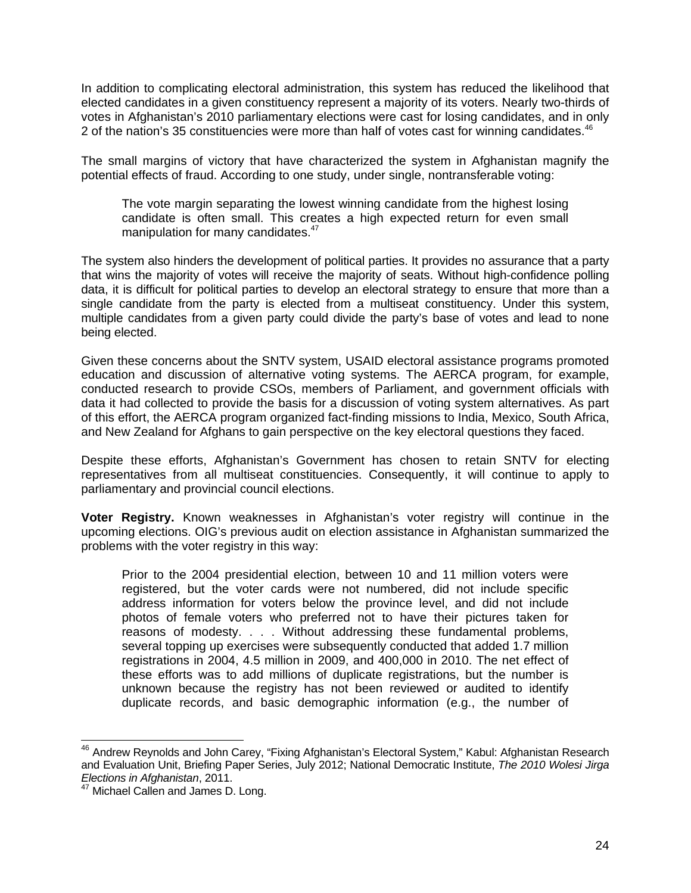In addition to complicating electoral administration, this system has reduced the likelihood that elected candidates in a given constituency represent a majority of its voters. Nearly two-thirds of votes in Afghanistan's 2010 parliamentary elections were cast for losing candidates, and in only 2 of the nation's 35 constituencies were more than half of votes cast for winning candidates.[46]

The small margins of victory that have characterized the system in Afghanistan magnify the potential effects of fraud. According to one study, under single, nontransferable voting:

> The vote margin separating the lowest winning candidate from the highest losing candidate is often small. This creates a high expected return for even small manipulation for many candidates.[47]

The system also hinders the development of political parties. It provides no assurance that a party that wins the majority of votes will receive the majority of seats. Without high-confidence polling data, it is difficult for political parties to develop an electoral strategy to ensure that more than a single candidate from the party is elected from a multiseat constituency. Under this system, multiple candidates from a given party could divide the party's base of votes and lead to none being elected.

Given these concerns about the SNTV system, USAID electoral assistance programs promoted education and discussion of alternative voting systems. The AERCA program, for example, conducted research to provide CSOs, members of Parliament, and government officials with data it had collected to provide the basis for a discussion of voting system alternatives. As part of this effort, the AERCA program organized fact-finding missions to India, Mexico, South Africa, and New Zealand for Afghans to gain perspective on the key electoral questions they faced.

Despite these efforts, Afghanistan's Government has chosen to retain SNTV for electing representatives from all multiseat constituencies. Consequently, it will continue to apply to parliamentary and provincial council elections.

**Voter Registry.** Known weaknesses in Afghanistan's voter registry will continue in the upcoming elections. OIG's previous audit on election assistance in Afghanistan summarized the problems with the voter registry in this way:

> Prior to the 2004 presidential election, between 10 and 11 million voters were registered, but the voter cards were not numbered, did not include specific address information for voters below the province level, and did not include photos of female voters who preferred not to have their pictures taken for reasons of modesty. . . . Without addressing these fundamental problems, several topping up exercises were subsequently conducted that added 1.7 million registrations in 2004, 4.5 million in 2009, and 400,000 in 2010. The net effect of these efforts was to add millions of duplicate registrations, but the number is unknown because the registry has not been reviewed or audited to identify duplicate records, and basic demographic information (e.g., the number of

---

[46] Andrew Reynolds and John Carey, "Fixing Afghanistan's Electoral System," Kabul: Afghanistan Research and Evaluation Unit, Briefing Paper Series, July 2012; National Democratic Institute, *The 2010 Wolesi Jirga Elections in Afghanistan*, 2011.

[47] Michael Callen and James D. Long.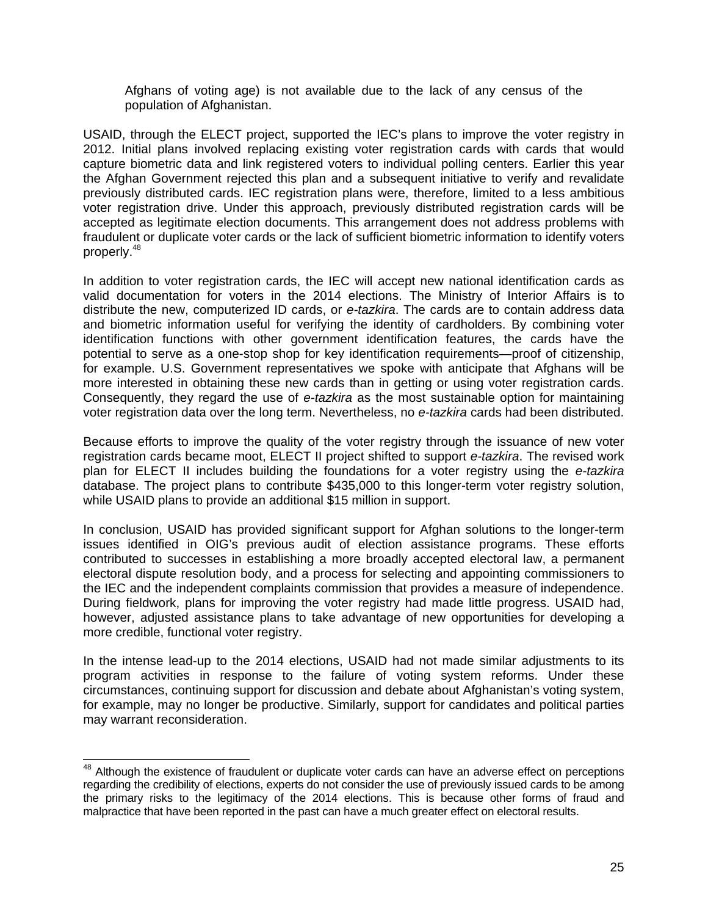Afghans of voting age) is not available due to the lack of any census of the population of Afghanistan.

USAID, through the ELECT project, supported the IEC's plans to improve the voter registry in 2012. Initial plans involved replacing existing voter registration cards with cards that would capture biometric data and link registered voters to individual polling centers. Earlier this year the Afghan Government rejected this plan and a subsequent initiative to verify and revalidate previously distributed cards. IEC registration plans were, therefore, limited to a less ambitious voter registration drive. Under this approach, previously distributed registration cards will be accepted as legitimate election documents. This arrangement does not address problems with fraudulent or duplicate voter cards or the lack of sufficient biometric information to identify voters properly.[48]

In addition to voter registration cards, the IEC will accept new national identification cards as valid documentation for voters in the 2014 elections. The Ministry of Interior Affairs is to distribute the new, computerized ID cards, or *e-tazkira*. The cards are to contain address data and biometric information useful for verifying the identity of cardholders. By combining voter identification functions with other government identification features, the cards have the potential to serve as a one-stop shop for key identification requirements—proof of citizenship, for example. U.S. Government representatives we spoke with anticipate that Afghans will be more interested in obtaining these new cards than in getting or using voter registration cards. Consequently, they regard the use of *e-tazkira* as the most sustainable option for maintaining voter registration data over the long term. Nevertheless, no *e-tazkira* cards had been distributed.

Because efforts to improve the quality of the voter registry through the issuance of new voter registration cards became moot, ELECT II project shifted to support *e-tazkira*. The revised work plan for ELECT II includes building the foundations for a voter registry using the *e-tazkira* database. The project plans to contribute $435,000 to this longer-term voter registry solution, while USAID plans to provide an additional $15 million in support.

In conclusion, USAID has provided significant support for Afghan solutions to the longer-term issues identified in OIG's previous audit of election assistance programs. These efforts contributed to successes in establishing a more broadly accepted electoral law, a permanent electoral dispute resolution body, and a process for selecting and appointing commissioners to the IEC and the independent complaints commission that provides a measure of independence. During fieldwork, plans for improving the voter registry had made little progress. USAID had, however, adjusted assistance plans to take advantage of new opportunities for developing a more credible, functional voter registry.

In the intense lead-up to the 2014 elections, USAID had not made similar adjustments to its program activities in response to the failure of voting system reforms. Under these circumstances, continuing support for discussion and debate about Afghanistan's voting system, for example, may no longer be productive. Similarly, support for candidates and political parties may warrant reconsideration.

---

[48] Although the existence of fraudulent or duplicate voter cards can have an adverse effect on perceptions regarding the credibility of elections, experts do not consider the use of previously issued cards to be among the primary risks to the legitimacy of the 2014 elections. This is because other forms of fraud and malpractice that have been reported in the past can have a much greater effect on electoral results.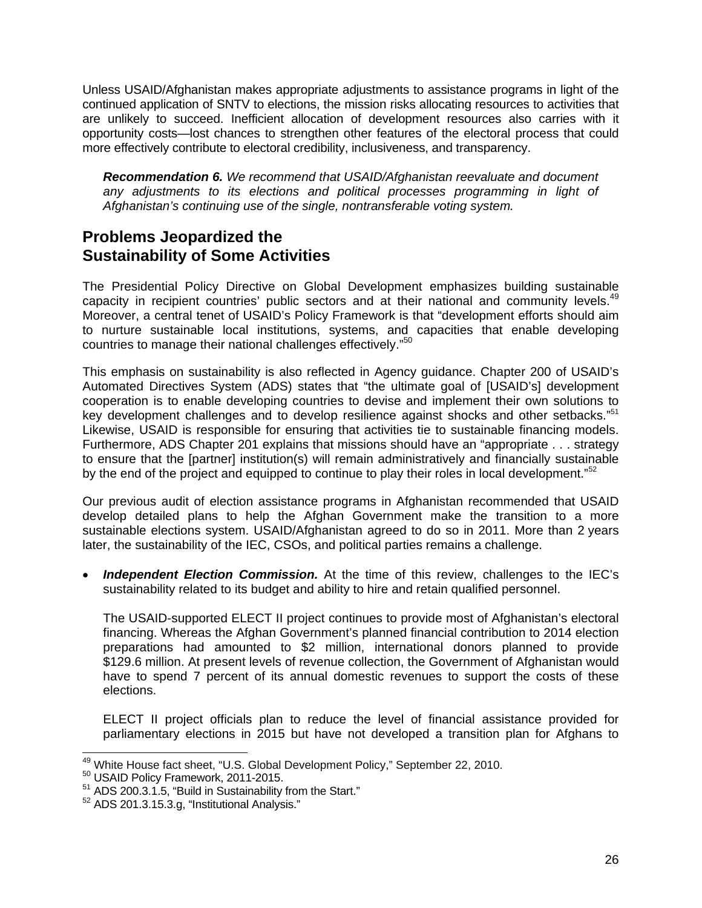Unless USAID/Afghanistan makes appropriate adjustments to assistance programs in light of the continued application of SNTV to elections, the mission risks allocating resources to activities that are unlikely to succeed. Inefficient allocation of development resources also carries with it opportunity costs—lost chances to strengthen other features of the electoral process that could more effectively contribute to electoral credibility, inclusiveness, and transparency.

> ***Recommendation 6.*** *We recommend that USAID/Afghanistan reevaluate and document any adjustments to its elections and political processes programming in light of Afghanistan's continuing use of the single, nontransferable voting system.*

## Problems Jeopardized the Sustainability of Some Activities

The Presidential Policy Directive on Global Development emphasizes building sustainable capacity in recipient countries' public sectors and at their national and community levels.[49] Moreover, a central tenet of USAID's Policy Framework is that "development efforts should aim to nurture sustainable local institutions, systems, and capacities that enable developing countries to manage their national challenges effectively."[50]

This emphasis on sustainability is also reflected in Agency guidance. Chapter 200 of USAID's Automated Directives System (ADS) states that "the ultimate goal of [USAID's] development cooperation is to enable developing countries to devise and implement their own solutions to key development challenges and to develop resilience against shocks and other setbacks."[51] Likewise, USAID is responsible for ensuring that activities tie to sustainable financing models. Furthermore, ADS Chapter 201 explains that missions should have an "appropriate . . . strategy to ensure that the [partner] institution(s) will remain administratively and financially sustainable by the end of the project and equipped to continue to play their roles in local development."[52]

Our previous audit of election assistance programs in Afghanistan recommended that USAID develop detailed plans to help the Afghan Government make the transition to a more sustainable elections system. USAID/Afghanistan agreed to do so in 2011. More than 2 years later, the sustainability of the IEC, CSOs, and political parties remains a challenge.

- ***Independent Election Commission.*** At the time of this review, challenges to the IEC's sustainability related to its budget and ability to hire and retain qualified personnel.

  The USAID-supported ELECT II project continues to provide most of Afghanistan's electoral financing. Whereas the Afghan Government's planned financial contribution to 2014 election preparations had amounted to \$2 million, international donors planned to provide \$129.6 million. At present levels of revenue collection, the Government of Afghanistan would have to spend 7 percent of its annual domestic revenues to support the costs of these elections.

  ELECT II project officials plan to reduce the level of financial assistance provided for parliamentary elections in 2015 but have not developed a transition plan for Afghans to

---

[49] White House fact sheet, "U.S. Global Development Policy," September 22, 2010.
[50] USAID Policy Framework, 2011-2015.
[51] ADS 200.3.1.5, "Build in Sustainability from the Start."
[52] ADS 201.3.15.3.g, "Institutional Analysis."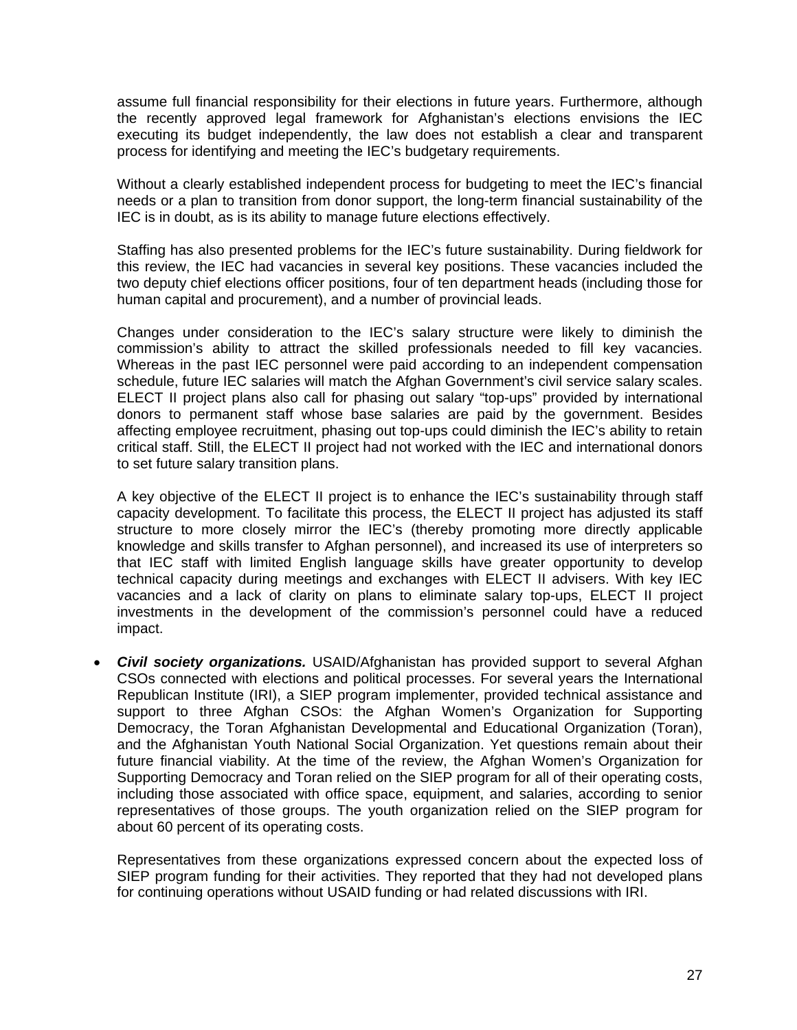assume full financial responsibility for their elections in future years. Furthermore, although the recently approved legal framework for Afghanistan's elections envisions the IEC executing its budget independently, the law does not establish a clear and transparent process for identifying and meeting the IEC's budgetary requirements.

Without a clearly established independent process for budgeting to meet the IEC's financial needs or a plan to transition from donor support, the long-term financial sustainability of the IEC is in doubt, as is its ability to manage future elections effectively.

Staffing has also presented problems for the IEC's future sustainability. During fieldwork for this review, the IEC had vacancies in several key positions. These vacancies included the two deputy chief elections officer positions, four of ten department heads (including those for human capital and procurement), and a number of provincial leads.

Changes under consideration to the IEC's salary structure were likely to diminish the commission's ability to attract the skilled professionals needed to fill key vacancies. Whereas in the past IEC personnel were paid according to an independent compensation schedule, future IEC salaries will match the Afghan Government's civil service salary scales. ELECT II project plans also call for phasing out salary "top-ups" provided by international donors to permanent staff whose base salaries are paid by the government. Besides affecting employee recruitment, phasing out top-ups could diminish the IEC's ability to retain critical staff. Still, the ELECT II project had not worked with the IEC and international donors to set future salary transition plans.

A key objective of the ELECT II project is to enhance the IEC's sustainability through staff capacity development. To facilitate this process, the ELECT II project has adjusted its staff structure to more closely mirror the IEC's (thereby promoting more directly applicable knowledge and skills transfer to Afghan personnel), and increased its use of interpreters so that IEC staff with limited English language skills have greater opportunity to develop technical capacity during meetings and exchanges with ELECT II advisers. With key IEC vacancies and a lack of clarity on plans to eliminate salary top-ups, ELECT II project investments in the development of the commission's personnel could have a reduced impact.

- ***Civil society organizations.*** USAID/Afghanistan has provided support to several Afghan CSOs connected with elections and political processes. For several years the International Republican Institute (IRI), a SIEP program implementer, provided technical assistance and support to three Afghan CSOs: the Afghan Women's Organization for Supporting Democracy, the Toran Afghanistan Developmental and Educational Organization (Toran), and the Afghanistan Youth National Social Organization. Yet questions remain about their future financial viability. At the time of the review, the Afghan Women's Organization for Supporting Democracy and Toran relied on the SIEP program for all of their operating costs, including those associated with office space, equipment, and salaries, according to senior representatives of those groups. The youth organization relied on the SIEP program for about 60 percent of its operating costs.

  Representatives from these organizations expressed concern about the expected loss of SIEP program funding for their activities. They reported that they had not developed plans for continuing operations without USAID funding or had related discussions with IRI.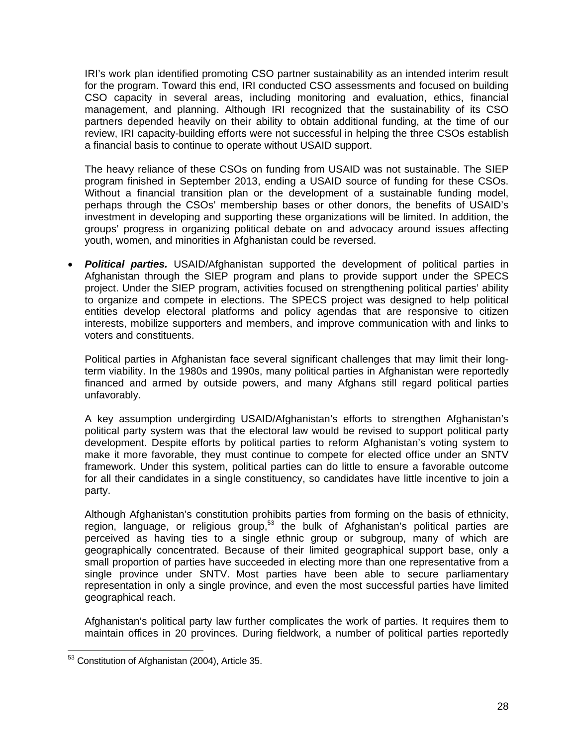IRI's work plan identified promoting CSO partner sustainability as an intended interim result for the program. Toward this end, IRI conducted CSO assessments and focused on building CSO capacity in several areas, including monitoring and evaluation, ethics, financial management, and planning. Although IRI recognized that the sustainability of its CSO partners depended heavily on their ability to obtain additional funding, at the time of our review, IRI capacity-building efforts were not successful in helping the three CSOs establish a financial basis to continue to operate without USAID support.

The heavy reliance of these CSOs on funding from USAID was not sustainable. The SIEP program finished in September 2013, ending a USAID source of funding for these CSOs. Without a financial transition plan or the development of a sustainable funding model, perhaps through the CSOs' membership bases or other donors, the benefits of USAID's investment in developing and supporting these organizations will be limited. In addition, the groups' progress in organizing political debate on and advocacy around issues affecting youth, women, and minorities in Afghanistan could be reversed.

- ***Political parties.*** USAID/Afghanistan supported the development of political parties in Afghanistan through the SIEP program and plans to provide support under the SPECS project. Under the SIEP program, activities focused on strengthening political parties' ability to organize and compete in elections. The SPECS project was designed to help political entities develop electoral platforms and policy agendas that are responsive to citizen interests, mobilize supporters and members, and improve communication with and links to voters and constituents.

  Political parties in Afghanistan face several significant challenges that may limit their long-term viability. In the 1980s and 1990s, many political parties in Afghanistan were reportedly financed and armed by outside powers, and many Afghans still regard political parties unfavorably.

  A key assumption undergirding USAID/Afghanistan's efforts to strengthen Afghanistan's political party system was that the electoral law would be revised to support political party development. Despite efforts by political parties to reform Afghanistan's voting system to make it more favorable, they must continue to compete for elected office under an SNTV framework. Under this system, political parties can do little to ensure a favorable outcome for all their candidates in a single constituency, so candidates have little incentive to join a party.

  Although Afghanistan's constitution prohibits parties from forming on the basis of ethnicity, region, language, or religious group,[53] the bulk of Afghanistan's political parties are perceived as having ties to a single ethnic group or subgroup, many of which are geographically concentrated. Because of their limited geographical support base, only a small proportion of parties have succeeded in electing more than one representative from a single province under SNTV. Most parties have been able to secure parliamentary representation in only a single province, and even the most successful parties have limited geographical reach.

  Afghanistan's political party law further complicates the work of parties. It requires them to maintain offices in 20 provinces. During fieldwork, a number of political parties reportedly

[53] Constitution of Afghanistan (2004), Article 35.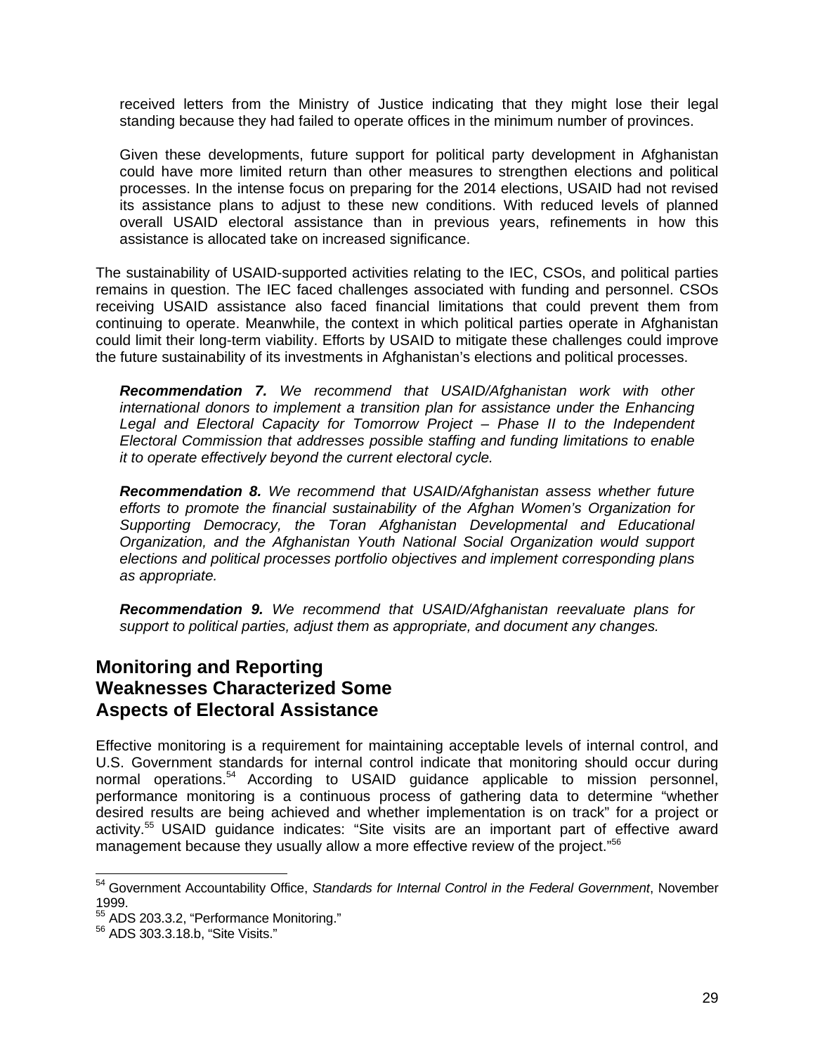received letters from the Ministry of Justice indicating that they might lose their legal standing because they had failed to operate offices in the minimum number of provinces.

Given these developments, future support for political party development in Afghanistan could have more limited return than other measures to strengthen elections and political processes. In the intense focus on preparing for the 2014 elections, USAID had not revised its assistance plans to adjust to these new conditions. With reduced levels of planned overall USAID electoral assistance than in previous years, refinements in how this assistance is allocated take on increased significance.

The sustainability of USAID-supported activities relating to the IEC, CSOs, and political parties remains in question. The IEC faced challenges associated with funding and personnel. CSOs receiving USAID assistance also faced financial limitations that could prevent them from continuing to operate. Meanwhile, the context in which political parties operate in Afghanistan could limit their long-term viability. Efforts by USAID to mitigate these challenges could improve the future sustainability of its investments in Afghanistan's elections and political processes.

***Recommendation 7.*** *We recommend that USAID/Afghanistan work with other international donors to implement a transition plan for assistance under the Enhancing Legal and Electoral Capacity for Tomorrow Project – Phase II to the Independent Electoral Commission that addresses possible staffing and funding limitations to enable it to operate effectively beyond the current electoral cycle.*

***Recommendation 8.*** *We recommend that USAID/Afghanistan assess whether future efforts to promote the financial sustainability of the Afghan Women's Organization for Supporting Democracy, the Toran Afghanistan Developmental and Educational Organization, and the Afghanistan Youth National Social Organization would support elections and political processes portfolio objectives and implement corresponding plans as appropriate.*

***Recommendation 9.*** *We recommend that USAID/Afghanistan reevaluate plans for support to political parties, adjust them as appropriate, and document any changes.*

## Monitoring and Reporting Weaknesses Characterized Some Aspects of Electoral Assistance

Effective monitoring is a requirement for maintaining acceptable levels of internal control, and U.S. Government standards for internal control indicate that monitoring should occur during normal operations.[54] According to USAID guidance applicable to mission personnel, performance monitoring is a continuous process of gathering data to determine "whether desired results are being achieved and whether implementation is on track" for a project or activity.[55] USAID guidance indicates: "Site visits are an important part of effective award management because they usually allow a more effective review of the project."[56]

[54] Government Accountability Office, *Standards for Internal Control in the Federal Government*, November 1999.
[55] ADS 203.3.2, "Performance Monitoring."
[56] ADS 303.3.18.b, "Site Visits."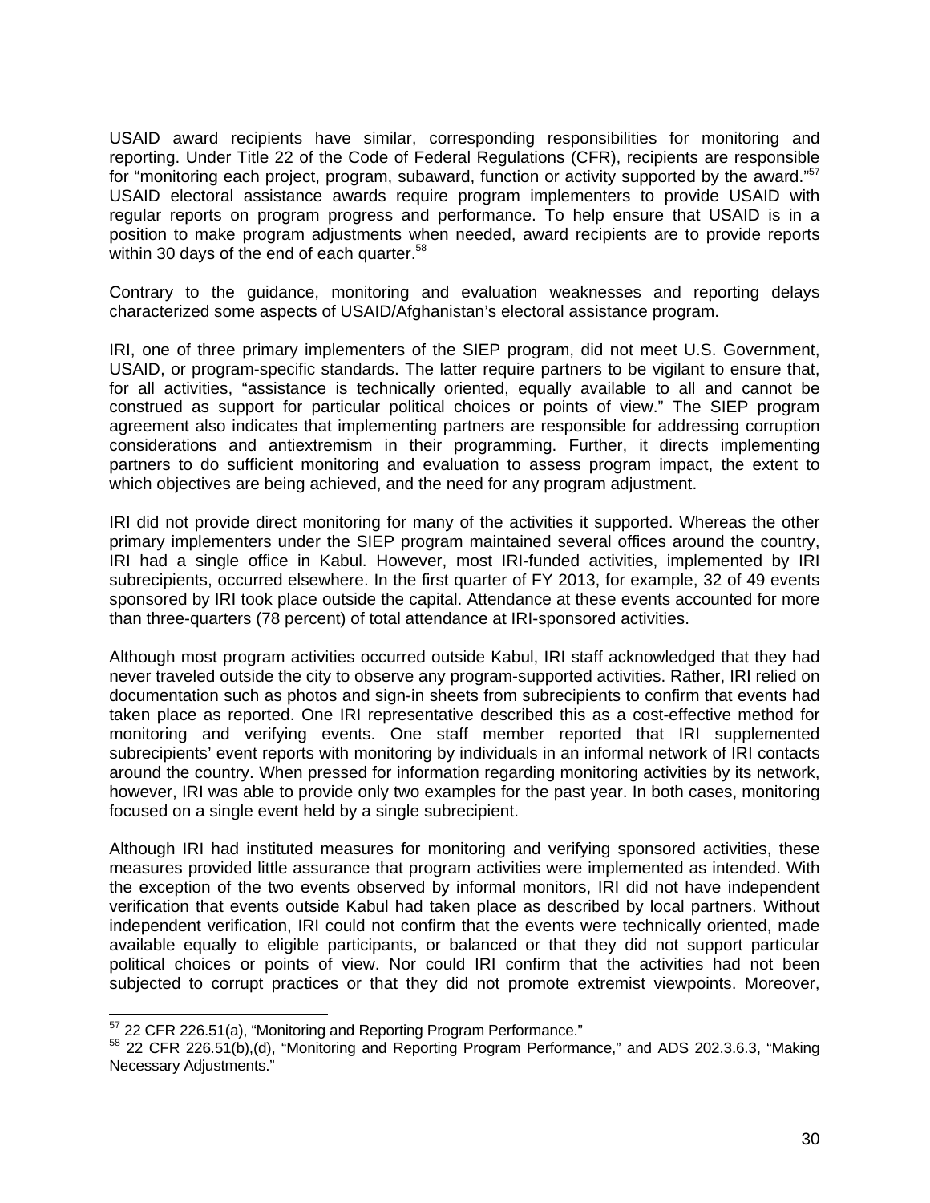USAID award recipients have similar, corresponding responsibilities for monitoring and reporting. Under Title 22 of the Code of Federal Regulations (CFR), recipients are responsible for "monitoring each project, program, subaward, function or activity supported by the award."[57] USAID electoral assistance awards require program implementers to provide USAID with regular reports on program progress and performance. To help ensure that USAID is in a position to make program adjustments when needed, award recipients are to provide reports within 30 days of the end of each quarter.[58]

Contrary to the guidance, monitoring and evaluation weaknesses and reporting delays characterized some aspects of USAID/Afghanistan's electoral assistance program.

IRI, one of three primary implementers of the SIEP program, did not meet U.S. Government, USAID, or program-specific standards. The latter require partners to be vigilant to ensure that, for all activities, "assistance is technically oriented, equally available to all and cannot be construed as support for particular political choices or points of view." The SIEP program agreement also indicates that implementing partners are responsible for addressing corruption considerations and antiextremism in their programming. Further, it directs implementing partners to do sufficient monitoring and evaluation to assess program impact, the extent to which objectives are being achieved, and the need for any program adjustment.

IRI did not provide direct monitoring for many of the activities it supported. Whereas the other primary implementers under the SIEP program maintained several offices around the country, IRI had a single office in Kabul. However, most IRI-funded activities, implemented by IRI subrecipients, occurred elsewhere. In the first quarter of FY 2013, for example, 32 of 49 events sponsored by IRI took place outside the capital. Attendance at these events accounted for more than three-quarters (78 percent) of total attendance at IRI-sponsored activities.

Although most program activities occurred outside Kabul, IRI staff acknowledged that they had never traveled outside the city to observe any program-supported activities. Rather, IRI relied on documentation such as photos and sign-in sheets from subrecipients to confirm that events had taken place as reported. One IRI representative described this as a cost-effective method for monitoring and verifying events. One staff member reported that IRI supplemented subrecipients' event reports with monitoring by individuals in an informal network of IRI contacts around the country. When pressed for information regarding monitoring activities by its network, however, IRI was able to provide only two examples for the past year. In both cases, monitoring focused on a single event held by a single subrecipient.

Although IRI had instituted measures for monitoring and verifying sponsored activities, these measures provided little assurance that program activities were implemented as intended. With the exception of the two events observed by informal monitors, IRI did not have independent verification that events outside Kabul had taken place as described by local partners. Without independent verification, IRI could not confirm that the events were technically oriented, made available equally to eligible participants, or balanced or that they did not support particular political choices or points of view. Nor could IRI confirm that the activities had not been subjected to corrupt practices or that they did not promote extremist viewpoints. Moreover,

---

[57] 22 CFR 226.51(a), "Monitoring and Reporting Program Performance."

[58] 22 CFR 226.51(b),(d), "Monitoring and Reporting Program Performance," and ADS 202.3.6.3, "Making Necessary Adjustments."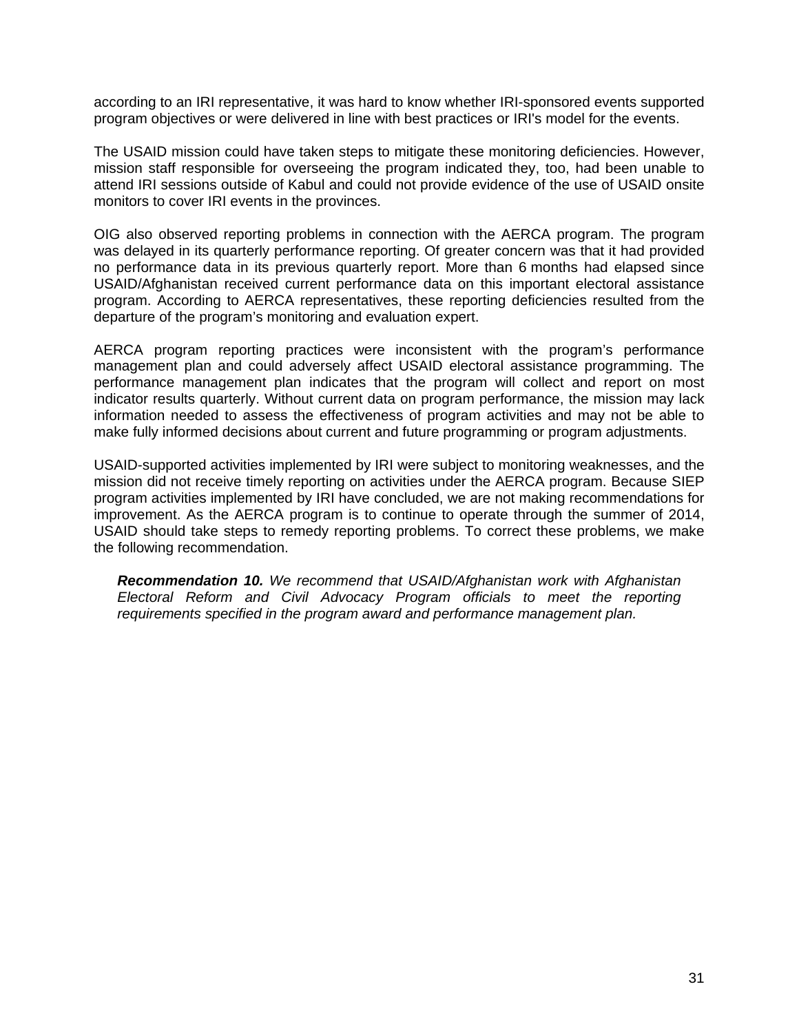according to an IRI representative, it was hard to know whether IRI-sponsored events supported program objectives or were delivered in line with best practices or IRI's model for the events.

The USAID mission could have taken steps to mitigate these monitoring deficiencies. However, mission staff responsible for overseeing the program indicated they, too, had been unable to attend IRI sessions outside of Kabul and could not provide evidence of the use of USAID onsite monitors to cover IRI events in the provinces.

OIG also observed reporting problems in connection with the AERCA program. The program was delayed in its quarterly performance reporting. Of greater concern was that it had provided no performance data in its previous quarterly report. More than 6 months had elapsed since USAID/Afghanistan received current performance data on this important electoral assistance program. According to AERCA representatives, these reporting deficiencies resulted from the departure of the program's monitoring and evaluation expert.

AERCA program reporting practices were inconsistent with the program's performance management plan and could adversely affect USAID electoral assistance programming. The performance management plan indicates that the program will collect and report on most indicator results quarterly. Without current data on program performance, the mission may lack information needed to assess the effectiveness of program activities and may not be able to make fully informed decisions about current and future programming or program adjustments.

USAID-supported activities implemented by IRI were subject to monitoring weaknesses, and the mission did not receive timely reporting on activities under the AERCA program. Because SIEP program activities implemented by IRI have concluded, we are not making recommendations for improvement. As the AERCA program is to continue to operate through the summer of 2014, USAID should take steps to remedy reporting problems. To correct these problems, we make the following recommendation.

> ***Recommendation 10.*** *We recommend that USAID/Afghanistan work with Afghanistan Electoral Reform and Civil Advocacy Program officials to meet the reporting requirements specified in the program award and performance management plan.*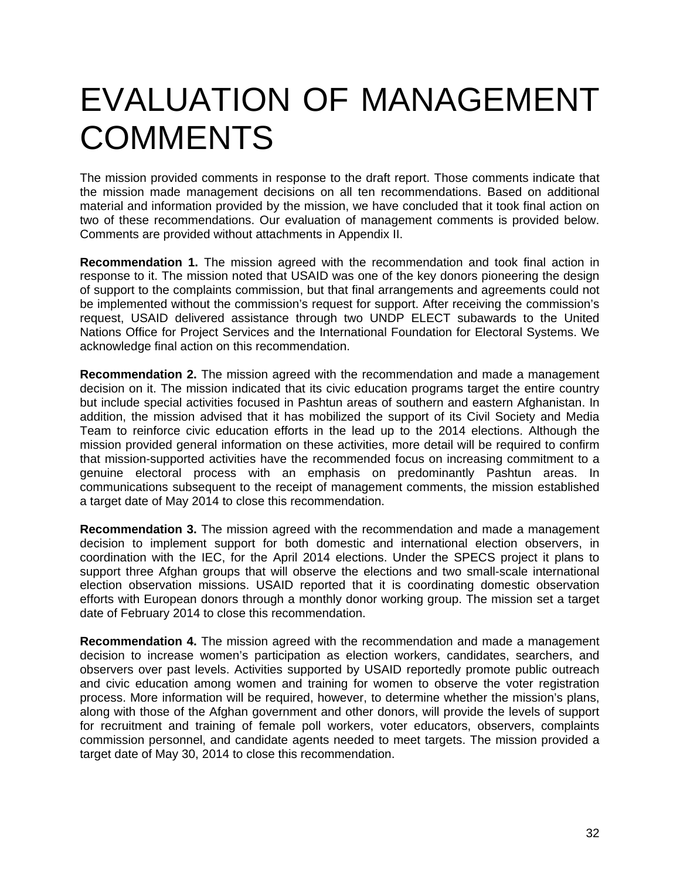# EVALUATION OF MANAGEMENT COMMENTS

The mission provided comments in response to the draft report. Those comments indicate that the mission made management decisions on all ten recommendations. Based on additional material and information provided by the mission, we have concluded that it took final action on two of these recommendations. Our evaluation of management comments is provided below. Comments are provided without attachments in Appendix II.

**Recommendation 1.** The mission agreed with the recommendation and took final action in response to it. The mission noted that USAID was one of the key donors pioneering the design of support to the complaints commission, but that final arrangements and agreements could not be implemented without the commission's request for support. After receiving the commission's request, USAID delivered assistance through two UNDP ELECT subawards to the United Nations Office for Project Services and the International Foundation for Electoral Systems. We acknowledge final action on this recommendation.

**Recommendation 2.** The mission agreed with the recommendation and made a management decision on it. The mission indicated that its civic education programs target the entire country but include special activities focused in Pashtun areas of southern and eastern Afghanistan. In addition, the mission advised that it has mobilized the support of its Civil Society and Media Team to reinforce civic education efforts in the lead up to the 2014 elections. Although the mission provided general information on these activities, more detail will be required to confirm that mission-supported activities have the recommended focus on increasing commitment to a genuine electoral process with an emphasis on predominantly Pashtun areas. In communications subsequent to the receipt of management comments, the mission established a target date of May 2014 to close this recommendation.

**Recommendation 3.** The mission agreed with the recommendation and made a management decision to implement support for both domestic and international election observers, in coordination with the IEC, for the April 2014 elections. Under the SPECS project it plans to support three Afghan groups that will observe the elections and two small-scale international election observation missions. USAID reported that it is coordinating domestic observation efforts with European donors through a monthly donor working group. The mission set a target date of February 2014 to close this recommendation.

**Recommendation 4.** The mission agreed with the recommendation and made a management decision to increase women's participation as election workers, candidates, searchers, and observers over past levels. Activities supported by USAID reportedly promote public outreach and civic education among women and training for women to observe the voter registration process. More information will be required, however, to determine whether the mission's plans, along with those of the Afghan government and other donors, will provide the levels of support for recruitment and training of female poll workers, voter educators, observers, complaints commission personnel, and candidate agents needed to meet targets. The mission provided a target date of May 30, 2014 to close this recommendation.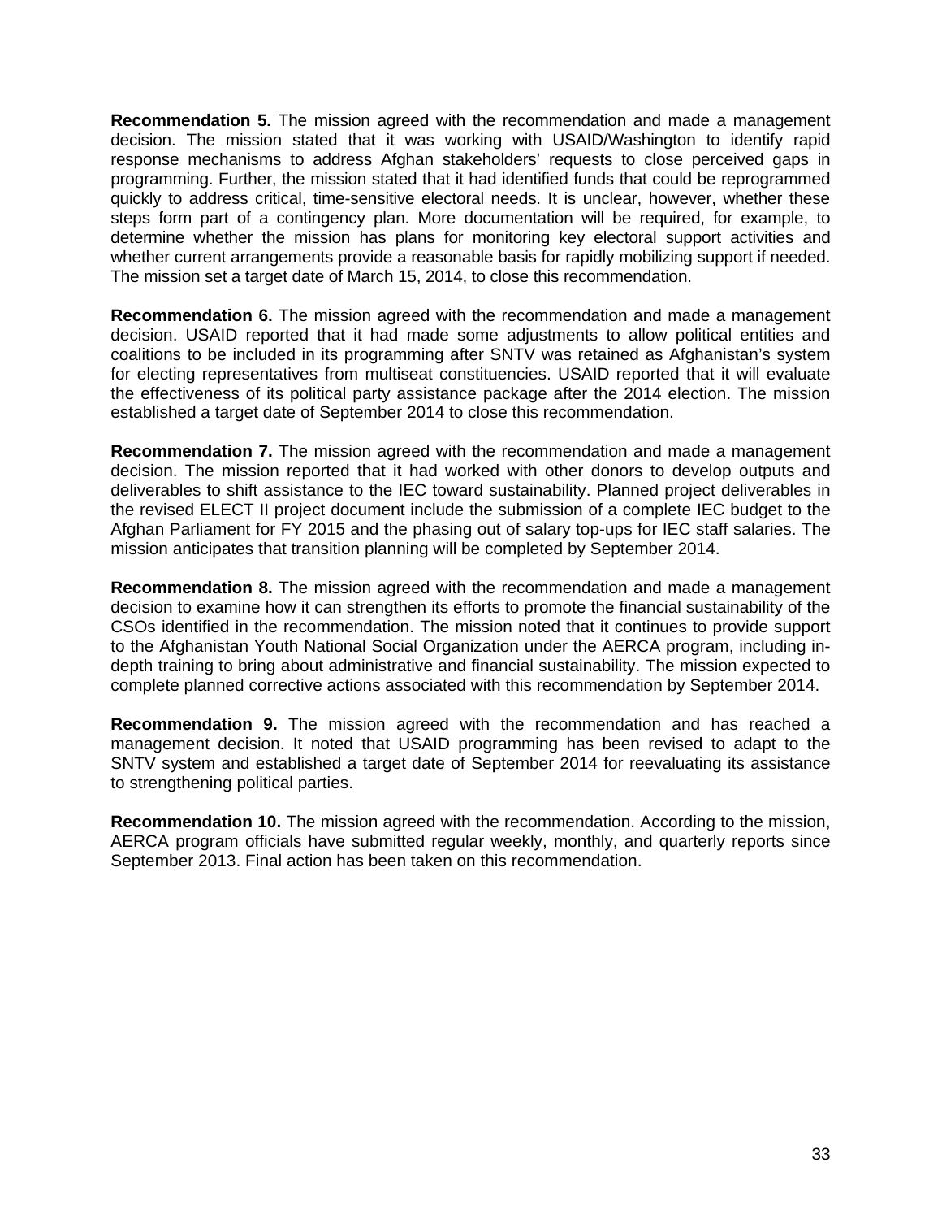**Recommendation 5.** The mission agreed with the recommendation and made a management decision. The mission stated that it was working with USAID/Washington to identify rapid response mechanisms to address Afghan stakeholders' requests to close perceived gaps in programming. Further, the mission stated that it had identified funds that could be reprogrammed quickly to address critical, time-sensitive electoral needs. It is unclear, however, whether these steps form part of a contingency plan. More documentation will be required, for example, to determine whether the mission has plans for monitoring key electoral support activities and whether current arrangements provide a reasonable basis for rapidly mobilizing support if needed. The mission set a target date of March 15, 2014, to close this recommendation.

**Recommendation 6.** The mission agreed with the recommendation and made a management decision. USAID reported that it had made some adjustments to allow political entities and coalitions to be included in its programming after SNTV was retained as Afghanistan's system for electing representatives from multiseat constituencies. USAID reported that it will evaluate the effectiveness of its political party assistance package after the 2014 election. The mission established a target date of September 2014 to close this recommendation.

**Recommendation 7.** The mission agreed with the recommendation and made a management decision. The mission reported that it had worked with other donors to develop outputs and deliverables to shift assistance to the IEC toward sustainability. Planned project deliverables in the revised ELECT II project document include the submission of a complete IEC budget to the Afghan Parliament for FY 2015 and the phasing out of salary top-ups for IEC staff salaries. The mission anticipates that transition planning will be completed by September 2014.

**Recommendation 8.** The mission agreed with the recommendation and made a management decision to examine how it can strengthen its efforts to promote the financial sustainability of the CSOs identified in the recommendation. The mission noted that it continues to provide support to the Afghanistan Youth National Social Organization under the AERCA program, including in-depth training to bring about administrative and financial sustainability. The mission expected to complete planned corrective actions associated with this recommendation by September 2014.

**Recommendation 9.** The mission agreed with the recommendation and has reached a management decision. It noted that USAID programming has been revised to adapt to the SNTV system and established a target date of September 2014 for reevaluating its assistance to strengthening political parties.

**Recommendation 10.** The mission agreed with the recommendation. According to the mission, AERCA program officials have submitted regular weekly, monthly, and quarterly reports since September 2013. Final action has been taken on this recommendation.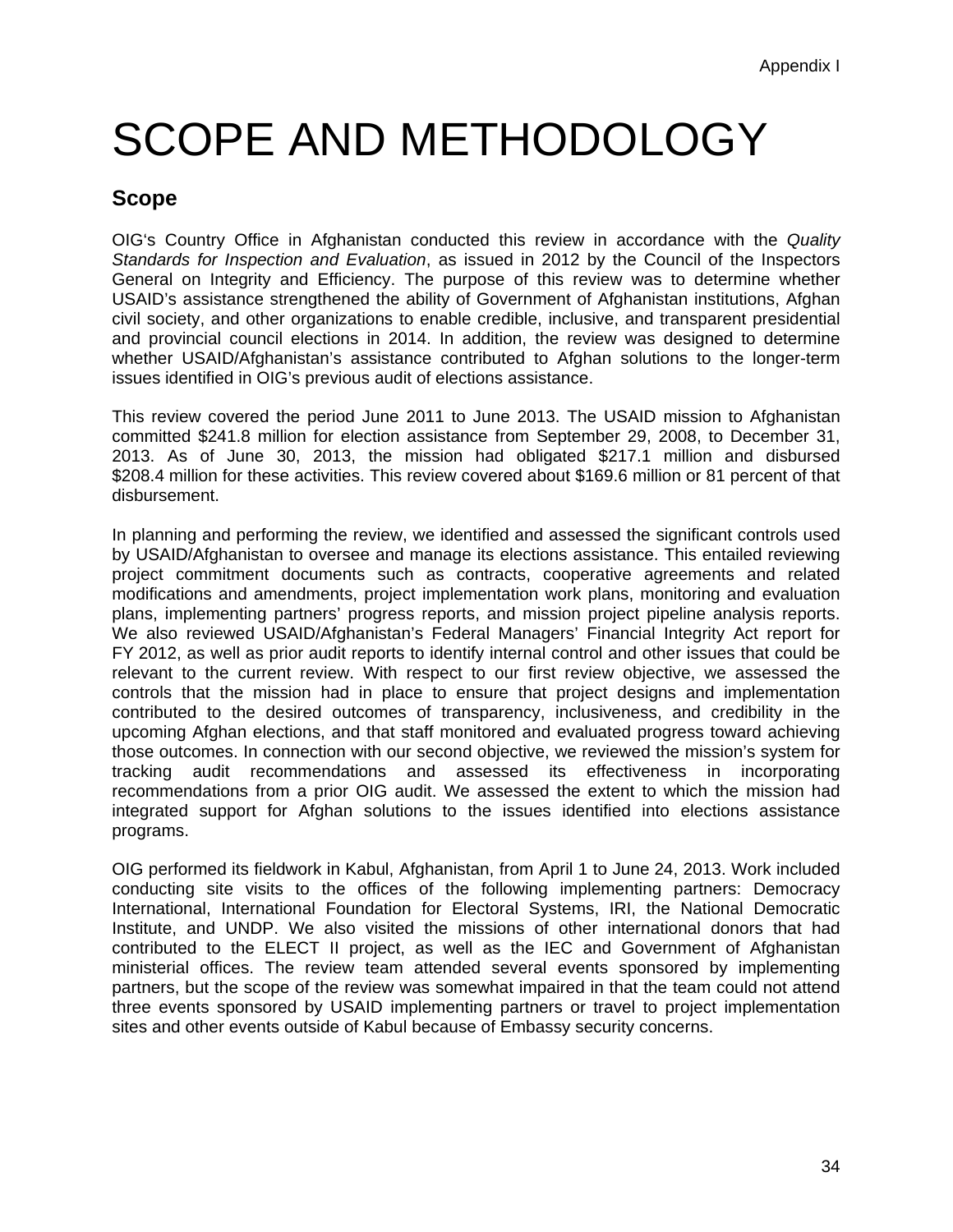Appendix I

# SCOPE AND METHODOLOGY

## Scope

OIG's Country Office in Afghanistan conducted this review in accordance with the *Quality Standards for Inspection and Evaluation*, as issued in 2012 by the Council of the Inspectors General on Integrity and Efficiency. The purpose of this review was to determine whether USAID's assistance strengthened the ability of Government of Afghanistan institutions, Afghan civil society, and other organizations to enable credible, inclusive, and transparent presidential and provincial council elections in 2014. In addition, the review was designed to determine whether USAID/Afghanistan's assistance contributed to Afghan solutions to the longer-term issues identified in OIG's previous audit of elections assistance.

This review covered the period June 2011 to June 2013. The USAID mission to Afghanistan committed $241.8 million for election assistance from September 29, 2008, to December 31, 2013. As of June 30, 2013, the mission had obligated $217.1 million and disbursed $208.4 million for these activities. This review covered about $169.6 million or 81 percent of that disbursement.

In planning and performing the review, we identified and assessed the significant controls used by USAID/Afghanistan to oversee and manage its elections assistance. This entailed reviewing project commitment documents such as contracts, cooperative agreements and related modifications and amendments, project implementation work plans, monitoring and evaluation plans, implementing partners' progress reports, and mission project pipeline analysis reports. We also reviewed USAID/Afghanistan's Federal Managers' Financial Integrity Act report for FY 2012, as well as prior audit reports to identify internal control and other issues that could be relevant to the current review. With respect to our first review objective, we assessed the controls that the mission had in place to ensure that project designs and implementation contributed to the desired outcomes of transparency, inclusiveness, and credibility in the upcoming Afghan elections, and that staff monitored and evaluated progress toward achieving those outcomes. In connection with our second objective, we reviewed the mission's system for tracking audit recommendations and assessed its effectiveness in incorporating recommendations from a prior OIG audit. We assessed the extent to which the mission had integrated support for Afghan solutions to the issues identified into elections assistance programs.

OIG performed its fieldwork in Kabul, Afghanistan, from April 1 to June 24, 2013. Work included conducting site visits to the offices of the following implementing partners: Democracy International, International Foundation for Electoral Systems, IRI, the National Democratic Institute, and UNDP. We also visited the missions of other international donors that had contributed to the ELECT II project, as well as the IEC and Government of Afghanistan ministerial offices. The review team attended several events sponsored by implementing partners, but the scope of the review was somewhat impaired in that the team could not attend three events sponsored by USAID implementing partners or travel to project implementation sites and other events outside of Kabul because of Embassy security concerns.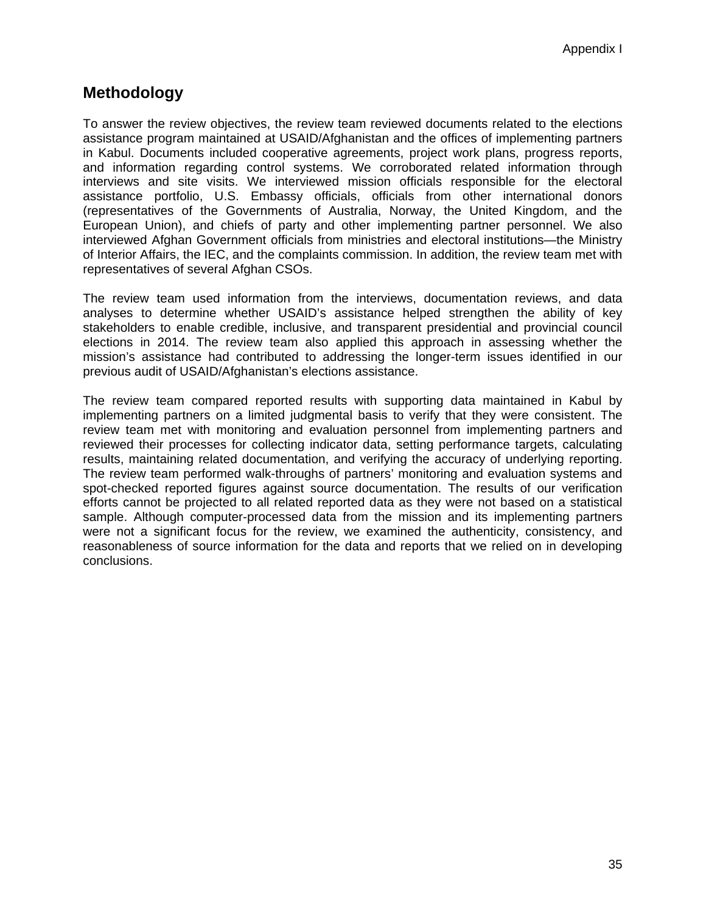## Methodology

To answer the review objectives, the review team reviewed documents related to the elections assistance program maintained at USAID/Afghanistan and the offices of implementing partners in Kabul. Documents included cooperative agreements, project work plans, progress reports, and information regarding control systems. We corroborated related information through interviews and site visits. We interviewed mission officials responsible for the electoral assistance portfolio, U.S. Embassy officials, officials from other international donors (representatives of the Governments of Australia, Norway, the United Kingdom, and the European Union), and chiefs of party and other implementing partner personnel. We also interviewed Afghan Government officials from ministries and electoral institutions—the Ministry of Interior Affairs, the IEC, and the complaints commission. In addition, the review team met with representatives of several Afghan CSOs.

The review team used information from the interviews, documentation reviews, and data analyses to determine whether USAID's assistance helped strengthen the ability of key stakeholders to enable credible, inclusive, and transparent presidential and provincial council elections in 2014. The review team also applied this approach in assessing whether the mission's assistance had contributed to addressing the longer-term issues identified in our previous audit of USAID/Afghanistan's elections assistance.

The review team compared reported results with supporting data maintained in Kabul by implementing partners on a limited judgmental basis to verify that they were consistent. The review team met with monitoring and evaluation personnel from implementing partners and reviewed their processes for collecting indicator data, setting performance targets, calculating results, maintaining related documentation, and verifying the accuracy of underlying reporting. The review team performed walk-throughs of partners' monitoring and evaluation systems and spot-checked reported figures against source documentation. The results of our verification efforts cannot be projected to all related reported data as they were not based on a statistical sample. Although computer-processed data from the mission and its implementing partners were not a significant focus for the review, we examined the authenticity, consistency, and reasonableness of source information for the data and reports that we relied on in developing conclusions.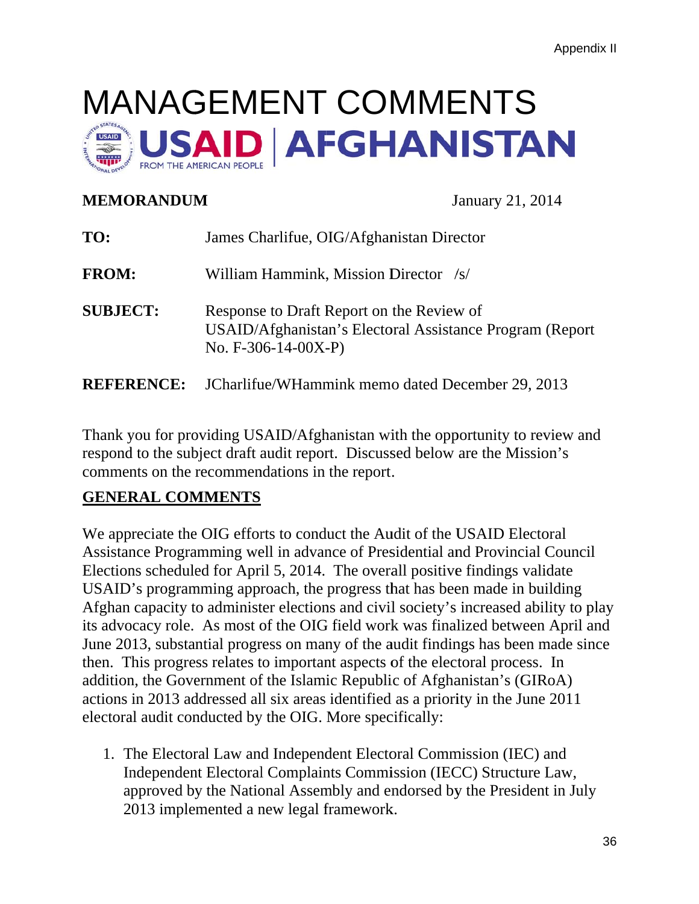# MANAGEMENT COMMENTS

USAID | AFGHANISTAN
FROM THE AMERICAN PEOPLE

**MEMORANDUM** January 21, 2014

**TO:** James Charlifue, OIG/Afghanistan Director

**FROM:** William Hammink, Mission Director /s/

**SUBJECT:** Response to Draft Report on the Review of USAID/Afghanistan's Electoral Assistance Program (Report No. F-306-14-00X-P)

**REFERENCE:** JCharlifue/WHammink memo dated December 29, 2013

Thank you for providing USAID/Afghanistan with the opportunity to review and respond to the subject draft audit report. Discussed below are the Mission's comments on the recommendations in the report.

## GENERAL COMMENTS

We appreciate the OIG efforts to conduct the Audit of the USAID Electoral Assistance Programming well in advance of Presidential and Provincial Council Elections scheduled for April 5, 2014. The overall positive findings validate USAID's programming approach, the progress that has been made in building Afghan capacity to administer elections and civil society's increased ability to play its advocacy role. As most of the OIG field work was finalized between April and June 2013, substantial progress on many of the audit findings has been made since then. This progress relates to important aspects of the electoral process. In addition, the Government of the Islamic Republic of Afghanistan's (GIRoA) actions in 2013 addressed all six areas identified as a priority in the June 2011 electoral audit conducted by the OIG. More specifically:

1. The Electoral Law and Independent Electoral Commission (IEC) and Independent Electoral Complaints Commission (IECC) Structure Law, approved by the National Assembly and endorsed by the President in July 2013 implemented a new legal framework.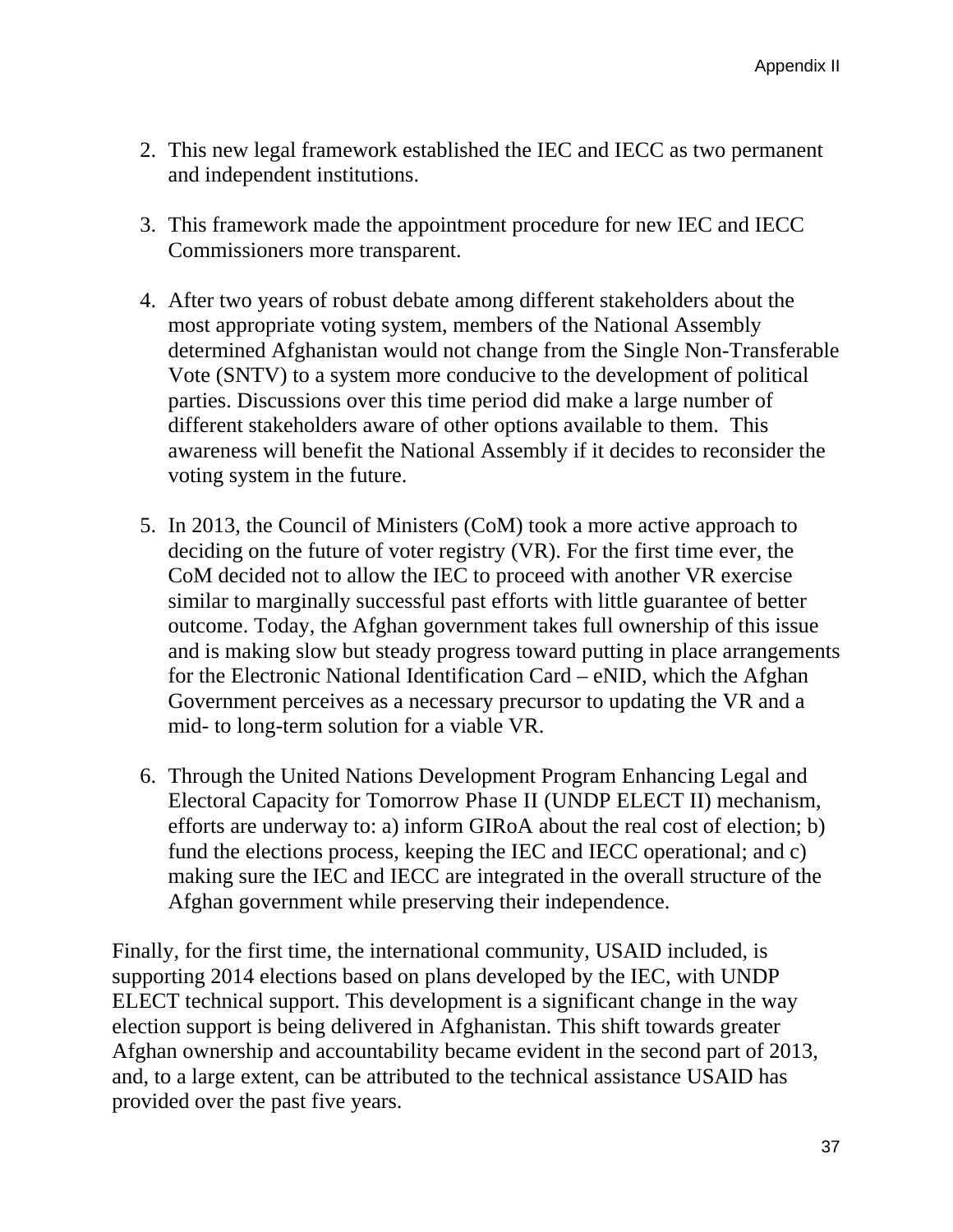2. This new legal framework established the IEC and IECC as two permanent and independent institutions.

3. This framework made the appointment procedure for new IEC and IECC Commissioners more transparent.

4. After two years of robust debate among different stakeholders about the most appropriate voting system, members of the National Assembly determined Afghanistan would not change from the Single Non-Transferable Vote (SNTV) to a system more conducive to the development of political parties. Discussions over this time period did make a large number of different stakeholders aware of other options available to them. This awareness will benefit the National Assembly if it decides to reconsider the voting system in the future.

5. In 2013, the Council of Ministers (CoM) took a more active approach to deciding on the future of voter registry (VR). For the first time ever, the CoM decided not to allow the IEC to proceed with another VR exercise similar to marginally successful past efforts with little guarantee of better outcome. Today, the Afghan government takes full ownership of this issue and is making slow but steady progress toward putting in place arrangements for the Electronic National Identification Card – eNID, which the Afghan Government perceives as a necessary precursor to updating the VR and a mid- to long-term solution for a viable VR.

6. Through the United Nations Development Program Enhancing Legal and Electoral Capacity for Tomorrow Phase II (UNDP ELECT II) mechanism, efforts are underway to: a) inform GIRoA about the real cost of election; b) fund the elections process, keeping the IEC and IECC operational; and c) making sure the IEC and IECC are integrated in the overall structure of the Afghan government while preserving their independence.

Finally, for the first time, the international community, USAID included, is supporting 2014 elections based on plans developed by the IEC, with UNDP ELECT technical support. This development is a significant change in the way election support is being delivered in Afghanistan. This shift towards greater Afghan ownership and accountability became evident in the second part of 2013, and, to a large extent, can be attributed to the technical assistance USAID has provided over the past five years.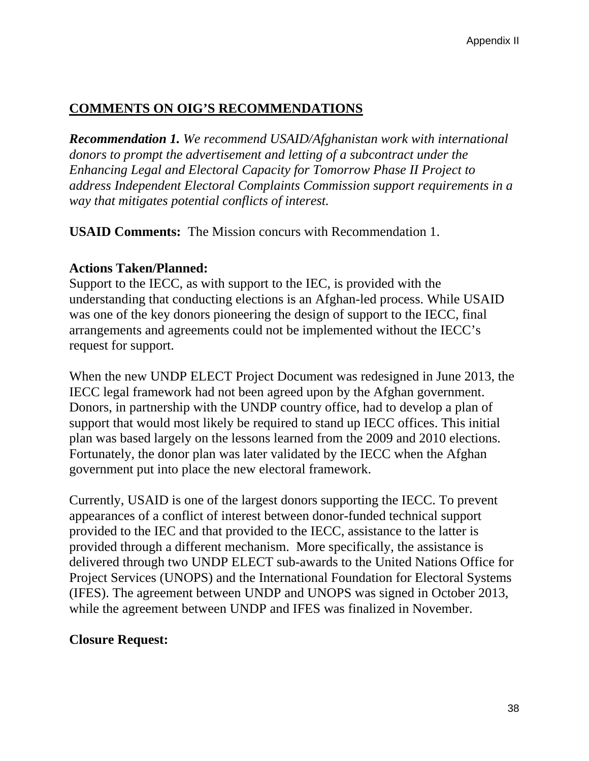## COMMENTS ON OIG'S RECOMMENDATIONS

***Recommendation 1.*** *We recommend USAID/Afghanistan work with international donors to prompt the advertisement and letting of a subcontract under the Enhancing Legal and Electoral Capacity for Tomorrow Phase II Project to address Independent Electoral Complaints Commission support requirements in a way that mitigates potential conflicts of interest.*

**USAID Comments:** The Mission concurs with Recommendation 1.

**Actions Taken/Planned:**
Support to the IECC, as with support to the IEC, is provided with the understanding that conducting elections is an Afghan-led process. While USAID was one of the key donors pioneering the design of support to the IECC, final arrangements and agreements could not be implemented without the IECC's request for support.

When the new UNDP ELECT Project Document was redesigned in June 2013, the IECC legal framework had not been agreed upon by the Afghan government. Donors, in partnership with the UNDP country office, had to develop a plan of support that would most likely be required to stand up IECC offices. This initial plan was based largely on the lessons learned from the 2009 and 2010 elections. Fortunately, the donor plan was later validated by the IECC when the Afghan government put into place the new electoral framework.

Currently, USAID is one of the largest donors supporting the IECC. To prevent appearances of a conflict of interest between donor-funded technical support provided to the IEC and that provided to the IECC, assistance to the latter is provided through a different mechanism. More specifically, the assistance is delivered through two UNDP ELECT sub-awards to the United Nations Office for Project Services (UNOPS) and the International Foundation for Electoral Systems (IFES). The agreement between UNDP and UNOPS was signed in October 2013, while the agreement between UNDP and IFES was finalized in November.

**Closure Request:**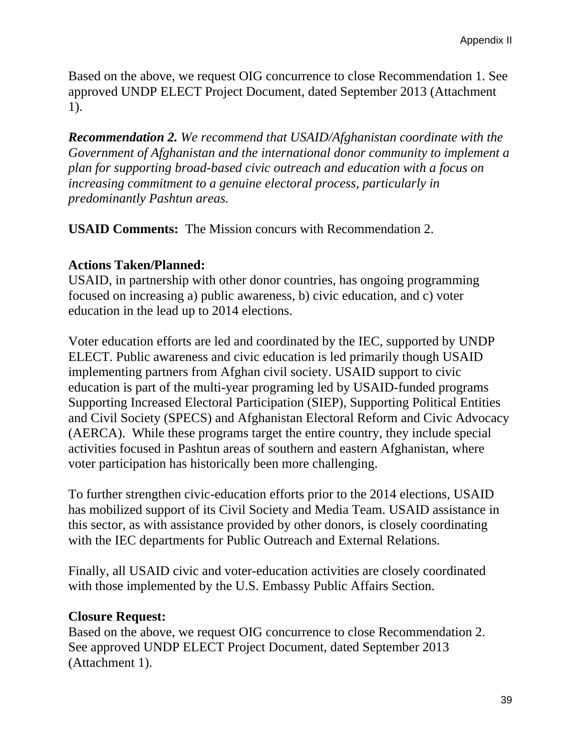Based on the above, we request OIG concurrence to close Recommendation 1. See approved UNDP ELECT Project Document, dated September 2013 (Attachment 1).

***Recommendation 2.*** *We recommend that USAID/Afghanistan coordinate with the Government of Afghanistan and the international donor community to implement a plan for supporting broad-based civic outreach and education with a focus on increasing commitment to a genuine electoral process, particularly in predominantly Pashtun areas.*

**USAID Comments:** The Mission concurs with Recommendation 2.

**Actions Taken/Planned:**
USAID, in partnership with other donor countries, has ongoing programming focused on increasing a) public awareness, b) civic education, and c) voter education in the lead up to 2014 elections.

Voter education efforts are led and coordinated by the IEC, supported by UNDP ELECT. Public awareness and civic education is led primarily though USAID implementing partners from Afghan civil society. USAID support to civic education is part of the multi-year programing led by USAID-funded programs Supporting Increased Electoral Participation (SIEP), Supporting Political Entities and Civil Society (SPECS) and Afghanistan Electoral Reform and Civic Advocacy (AERCA). While these programs target the entire country, they include special activities focused in Pashtun areas of southern and eastern Afghanistan, where voter participation has historically been more challenging.

To further strengthen civic-education efforts prior to the 2014 elections, USAID has mobilized support of its Civil Society and Media Team. USAID assistance in this sector, as with assistance provided by other donors, is closely coordinating with the IEC departments for Public Outreach and External Relations.

Finally, all USAID civic and voter-education activities are closely coordinated with those implemented by the U.S. Embassy Public Affairs Section.

**Closure Request:**
Based on the above, we request OIG concurrence to close Recommendation 2. See approved UNDP ELECT Project Document, dated September 2013 (Attachment 1).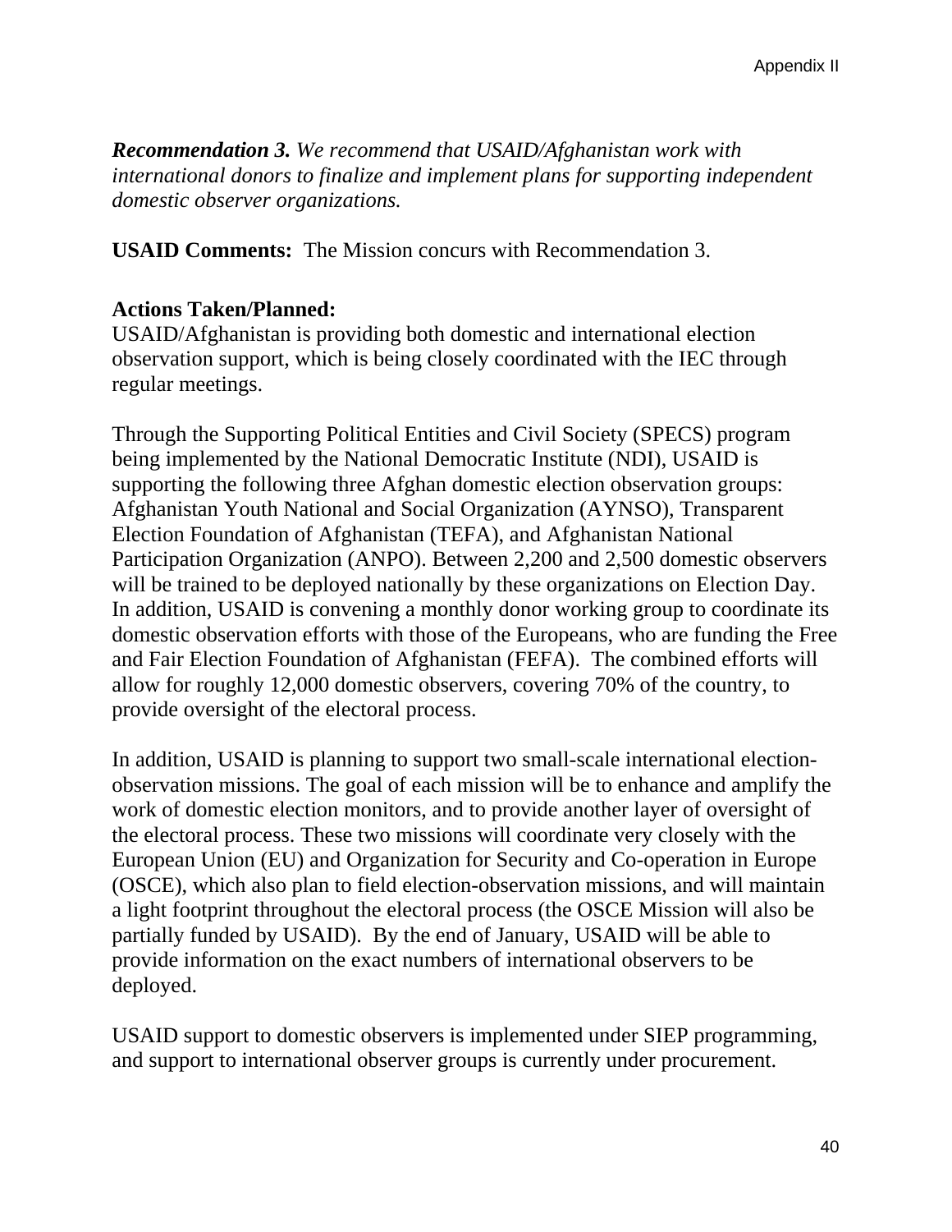***Recommendation 3.*** *We recommend that USAID/Afghanistan work with international donors to finalize and implement plans for supporting independent domestic observer organizations.*

**USAID Comments:** The Mission concurs with Recommendation 3.

**Actions Taken/Planned:**
USAID/Afghanistan is providing both domestic and international election observation support, which is being closely coordinated with the IEC through regular meetings.

Through the Supporting Political Entities and Civil Society (SPECS) program being implemented by the National Democratic Institute (NDI), USAID is supporting the following three Afghan domestic election observation groups: Afghanistan Youth National and Social Organization (AYNSO), Transparent Election Foundation of Afghanistan (TEFA), and Afghanistan National Participation Organization (ANPO). Between 2,200 and 2,500 domestic observers will be trained to be deployed nationally by these organizations on Election Day. In addition, USAID is convening a monthly donor working group to coordinate its domestic observation efforts with those of the Europeans, who are funding the Free and Fair Election Foundation of Afghanistan (FEFA). The combined efforts will allow for roughly 12,000 domestic observers, covering 70% of the country, to provide oversight of the electoral process.

In addition, USAID is planning to support two small-scale international election-observation missions. The goal of each mission will be to enhance and amplify the work of domestic election monitors, and to provide another layer of oversight of the electoral process. These two missions will coordinate very closely with the European Union (EU) and Organization for Security and Co-operation in Europe (OSCE), which also plan to field election-observation missions, and will maintain a light footprint throughout the electoral process (the OSCE Mission will also be partially funded by USAID). By the end of January, USAID will be able to provide information on the exact numbers of international observers to be deployed.

USAID support to domestic observers is implemented under SIEP programming, and support to international observer groups is currently under procurement.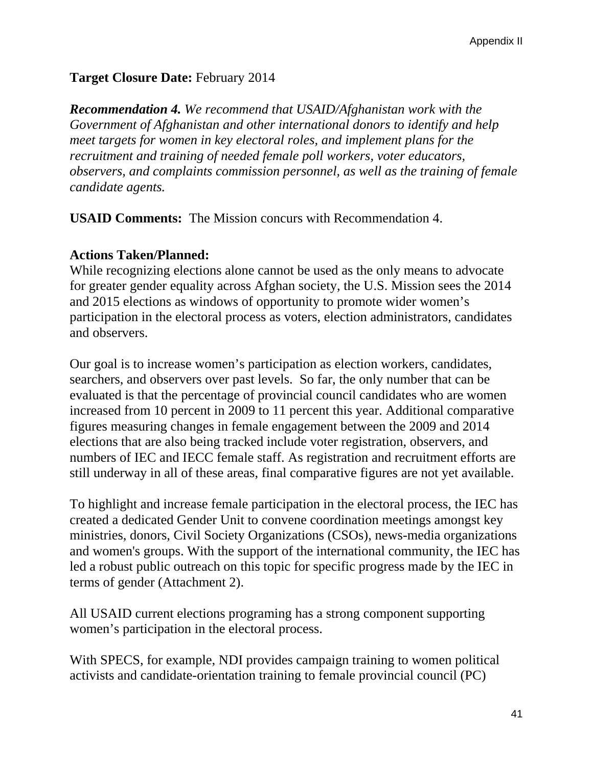**Target Closure Date:** February 2014

***Recommendation 4.*** *We recommend that USAID/Afghanistan work with the Government of Afghanistan and other international donors to identify and help meet targets for women in key electoral roles, and implement plans for the recruitment and training of needed female poll workers, voter educators, observers, and complaints commission personnel, as well as the training of female candidate agents.*

**USAID Comments:** The Mission concurs with Recommendation 4.

**Actions Taken/Planned:**
While recognizing elections alone cannot be used as the only means to advocate for greater gender equality across Afghan society, the U.S. Mission sees the 2014 and 2015 elections as windows of opportunity to promote wider women's participation in the electoral process as voters, election administrators, candidates and observers.

Our goal is to increase women's participation as election workers, candidates, searchers, and observers over past levels. So far, the only number that can be evaluated is that the percentage of provincial council candidates who are women increased from 10 percent in 2009 to 11 percent this year. Additional comparative figures measuring changes in female engagement between the 2009 and 2014 elections that are also being tracked include voter registration, observers, and numbers of IEC and IECC female staff. As registration and recruitment efforts are still underway in all of these areas, final comparative figures are not yet available.

To highlight and increase female participation in the electoral process, the IEC has created a dedicated Gender Unit to convene coordination meetings amongst key ministries, donors, Civil Society Organizations (CSOs), news-media organizations and women's groups. With the support of the international community, the IEC has led a robust public outreach on this topic for specific progress made by the IEC in terms of gender (Attachment 2).

All USAID current elections programing has a strong component supporting women's participation in the electoral process.

With SPECS, for example, NDI provides campaign training to women political activists and candidate-orientation training to female provincial council (PC)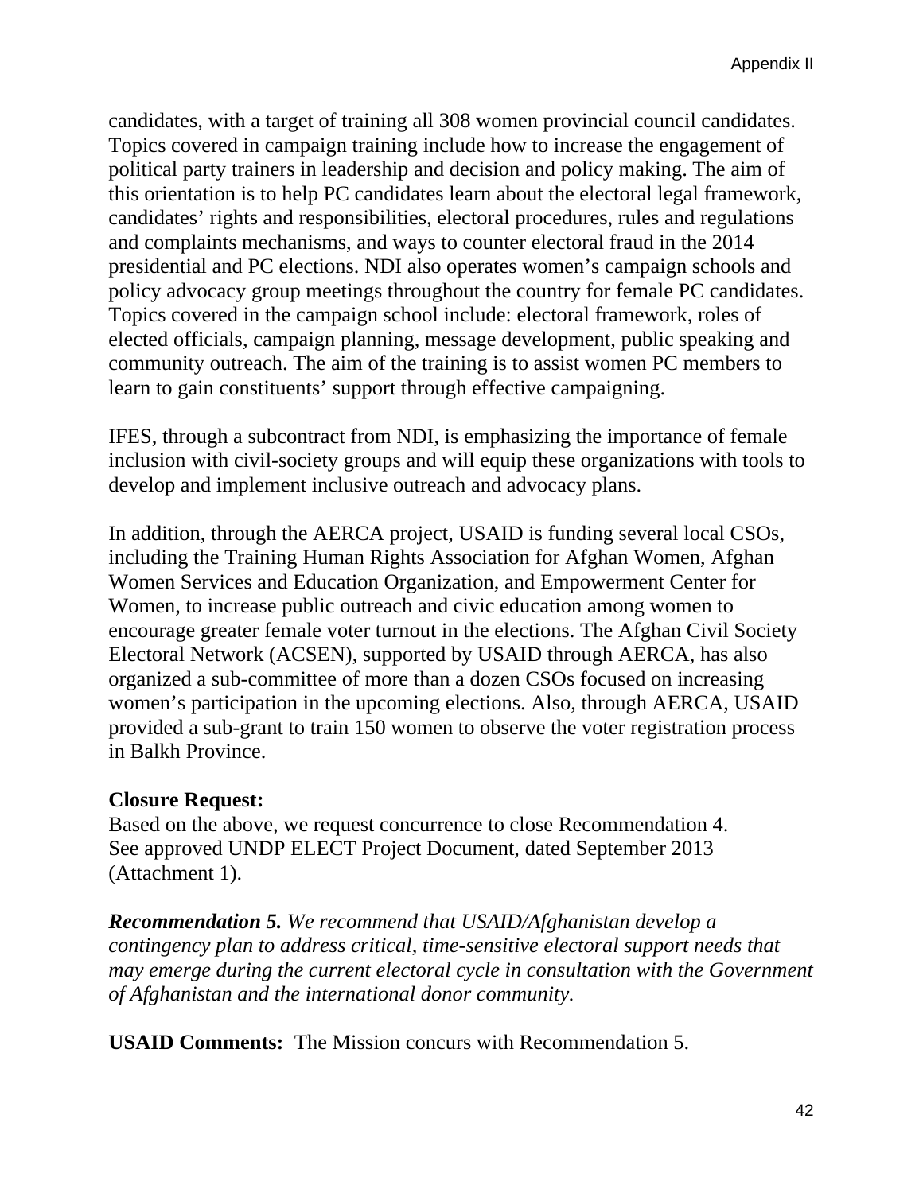candidates, with a target of training all 308 women provincial council candidates. Topics covered in campaign training include how to increase the engagement of political party trainers in leadership and decision and policy making. The aim of this orientation is to help PC candidates learn about the electoral legal framework, candidates' rights and responsibilities, electoral procedures, rules and regulations and complaints mechanisms, and ways to counter electoral fraud in the 2014 presidential and PC elections. NDI also operates women's campaign schools and policy advocacy group meetings throughout the country for female PC candidates. Topics covered in the campaign school include: electoral framework, roles of elected officials, campaign planning, message development, public speaking and community outreach. The aim of the training is to assist women PC members to learn to gain constituents' support through effective campaigning.

IFES, through a subcontract from NDI, is emphasizing the importance of female inclusion with civil-society groups and will equip these organizations with tools to develop and implement inclusive outreach and advocacy plans.

In addition, through the AERCA project, USAID is funding several local CSOs, including the Training Human Rights Association for Afghan Women, Afghan Women Services and Education Organization, and Empowerment Center for Women, to increase public outreach and civic education among women to encourage greater female voter turnout in the elections. The Afghan Civil Society Electoral Network (ACSEN), supported by USAID through AERCA, has also organized a sub-committee of more than a dozen CSOs focused on increasing women's participation in the upcoming elections. Also, through AERCA, USAID provided a sub-grant to train 150 women to observe the voter registration process in Balkh Province.

**Closure Request:**
Based on the above, we request concurrence to close Recommendation 4. See approved UNDP ELECT Project Document, dated September 2013 (Attachment 1).

***Recommendation 5.*** *We recommend that USAID/Afghanistan develop a contingency plan to address critical, time-sensitive electoral support needs that may emerge during the current electoral cycle in consultation with the Government of Afghanistan and the international donor community.*

**USAID Comments:** The Mission concurs with Recommendation 5.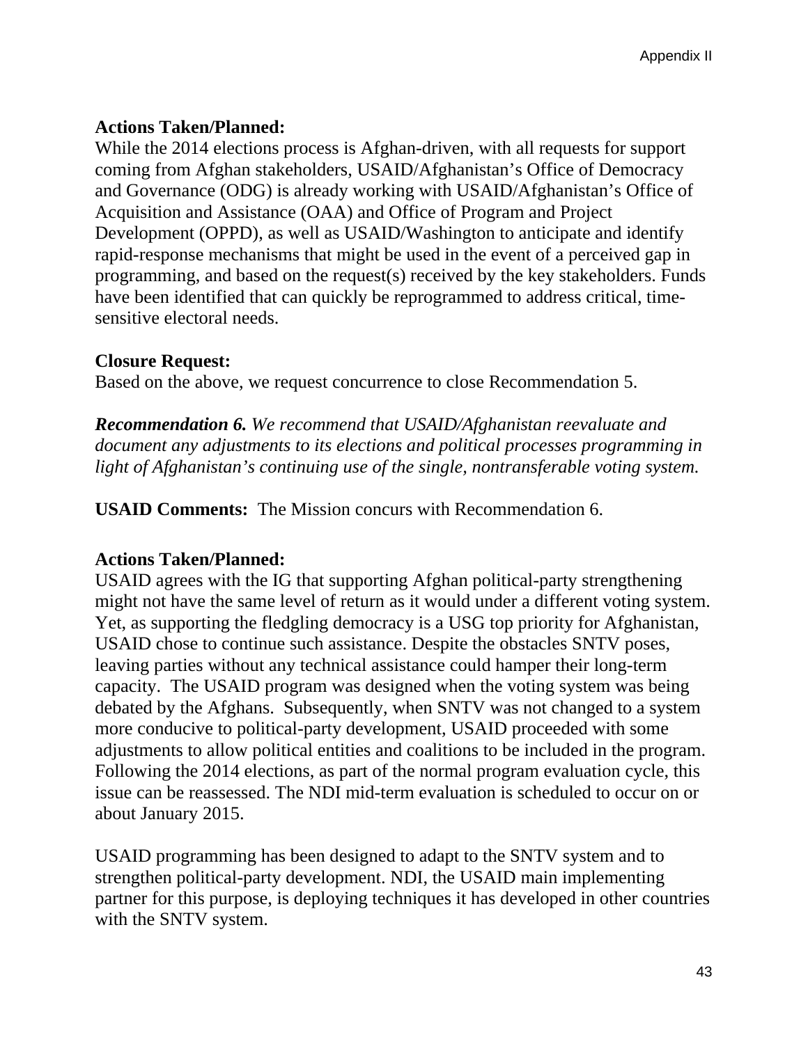**Actions Taken/Planned:**
While the 2014 elections process is Afghan-driven, with all requests for support coming from Afghan stakeholders, USAID/Afghanistan's Office of Democracy and Governance (ODG) is already working with USAID/Afghanistan's Office of Acquisition and Assistance (OAA) and Office of Program and Project Development (OPPD), as well as USAID/Washington to anticipate and identify rapid-response mechanisms that might be used in the event of a perceived gap in programming, and based on the request(s) received by the key stakeholders. Funds have been identified that can quickly be reprogrammed to address critical, time-sensitive electoral needs.

**Closure Request:**
Based on the above, we request concurrence to close Recommendation 5.

***Recommendation 6.*** *We recommend that USAID/Afghanistan reevaluate and document any adjustments to its elections and political processes programming in light of Afghanistan's continuing use of the single, nontransferable voting system.*

**USAID Comments:** The Mission concurs with Recommendation 6.

**Actions Taken/Planned:**
USAID agrees with the IG that supporting Afghan political-party strengthening might not have the same level of return as it would under a different voting system. Yet, as supporting the fledgling democracy is a USG top priority for Afghanistan, USAID chose to continue such assistance. Despite the obstacles SNTV poses, leaving parties without any technical assistance could hamper their long-term capacity. The USAID program was designed when the voting system was being debated by the Afghans. Subsequently, when SNTV was not changed to a system more conducive to political-party development, USAID proceeded with some adjustments to allow political entities and coalitions to be included in the program. Following the 2014 elections, as part of the normal program evaluation cycle, this issue can be reassessed. The NDI mid-term evaluation is scheduled to occur on or about January 2015.

USAID programming has been designed to adapt to the SNTV system and to strengthen political-party development. NDI, the USAID main implementing partner for this purpose, is deploying techniques it has developed in other countries with the SNTV system.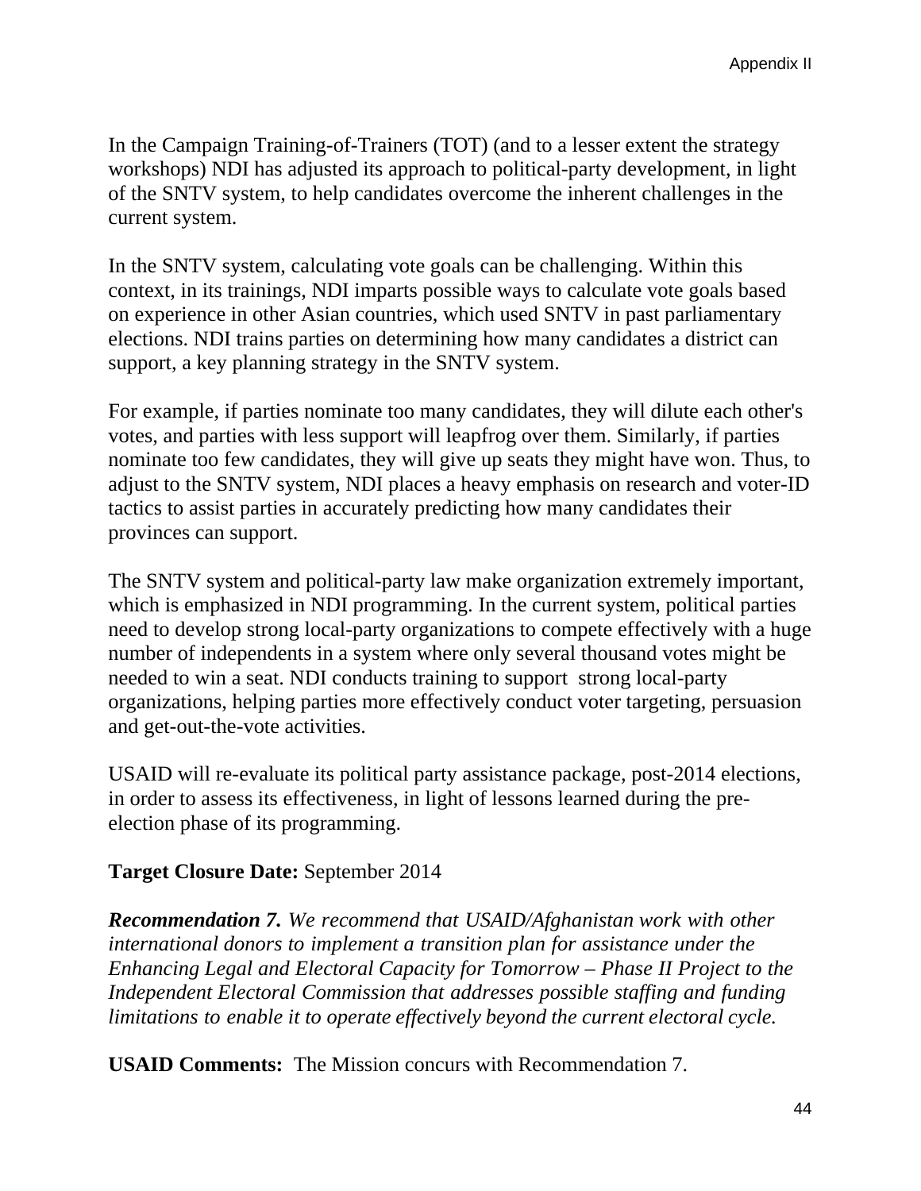In the Campaign Training-of-Trainers (TOT) (and to a lesser extent the strategy workshops) NDI has adjusted its approach to political-party development, in light of the SNTV system, to help candidates overcome the inherent challenges in the current system.

In the SNTV system, calculating vote goals can be challenging. Within this context, in its trainings, NDI imparts possible ways to calculate vote goals based on experience in other Asian countries, which used SNTV in past parliamentary elections. NDI trains parties on determining how many candidates a district can support, a key planning strategy in the SNTV system.

For example, if parties nominate too many candidates, they will dilute each other's votes, and parties with less support will leapfrog over them. Similarly, if parties nominate too few candidates, they will give up seats they might have won. Thus, to adjust to the SNTV system, NDI places a heavy emphasis on research and voter-ID tactics to assist parties in accurately predicting how many candidates their provinces can support.

The SNTV system and political-party law make organization extremely important, which is emphasized in NDI programming. In the current system, political parties need to develop strong local-party organizations to compete effectively with a huge number of independents in a system where only several thousand votes might be needed to win a seat. NDI conducts training to support strong local-party organizations, helping parties more effectively conduct voter targeting, persuasion and get-out-the-vote activities.

USAID will re-evaluate its political party assistance package, post-2014 elections, in order to assess its effectiveness, in light of lessons learned during the pre-election phase of its programming.

**Target Closure Date:** September 2014

***Recommendation 7.*** *We recommend that USAID/Afghanistan work with other international donors to implement a transition plan for assistance under the Enhancing Legal and Electoral Capacity for Tomorrow – Phase II Project to the Independent Electoral Commission that addresses possible staffing and funding limitations to enable it to operate effectively beyond the current electoral cycle.*

**USAID Comments:** The Mission concurs with Recommendation 7.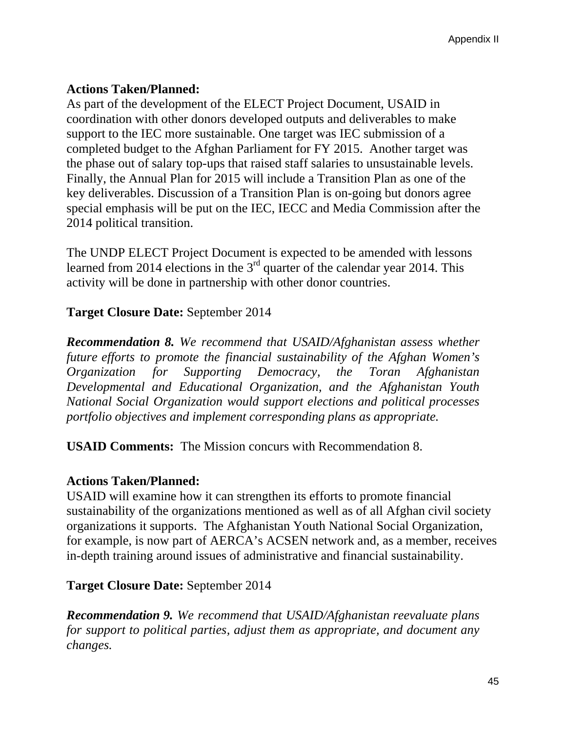**Actions Taken/Planned:**
As part of the development of the ELECT Project Document, USAID in coordination with other donors developed outputs and deliverables to make support to the IEC more sustainable. One target was IEC submission of a completed budget to the Afghan Parliament for FY 2015. Another target was the phase out of salary top-ups that raised staff salaries to unsustainable levels. Finally, the Annual Plan for 2015 will include a Transition Plan as one of the key deliverables. Discussion of a Transition Plan is on-going but donors agree special emphasis will be put on the IEC, IECC and Media Commission after the 2014 political transition.

The UNDP ELECT Project Document is expected to be amended with lessons learned from 2014 elections in the 3rd quarter of the calendar year 2014. This activity will be done in partnership with other donor countries.

**Target Closure Date:** September 2014

***Recommendation 8.*** *We recommend that USAID/Afghanistan assess whether future efforts to promote the financial sustainability of the Afghan Women's Organization for Supporting Democracy, the Toran Afghanistan Developmental and Educational Organization, and the Afghanistan Youth National Social Organization would support elections and political processes portfolio objectives and implement corresponding plans as appropriate.*

**USAID Comments:** The Mission concurs with Recommendation 8.

**Actions Taken/Planned:**
USAID will examine how it can strengthen its efforts to promote financial sustainability of the organizations mentioned as well as of all Afghan civil society organizations it supports. The Afghanistan Youth National Social Organization, for example, is now part of AERCA's ACSEN network and, as a member, receives in-depth training around issues of administrative and financial sustainability.

**Target Closure Date:** September 2014

***Recommendation 9.*** *We recommend that USAID/Afghanistan reevaluate plans for support to political parties, adjust them as appropriate, and document any changes.*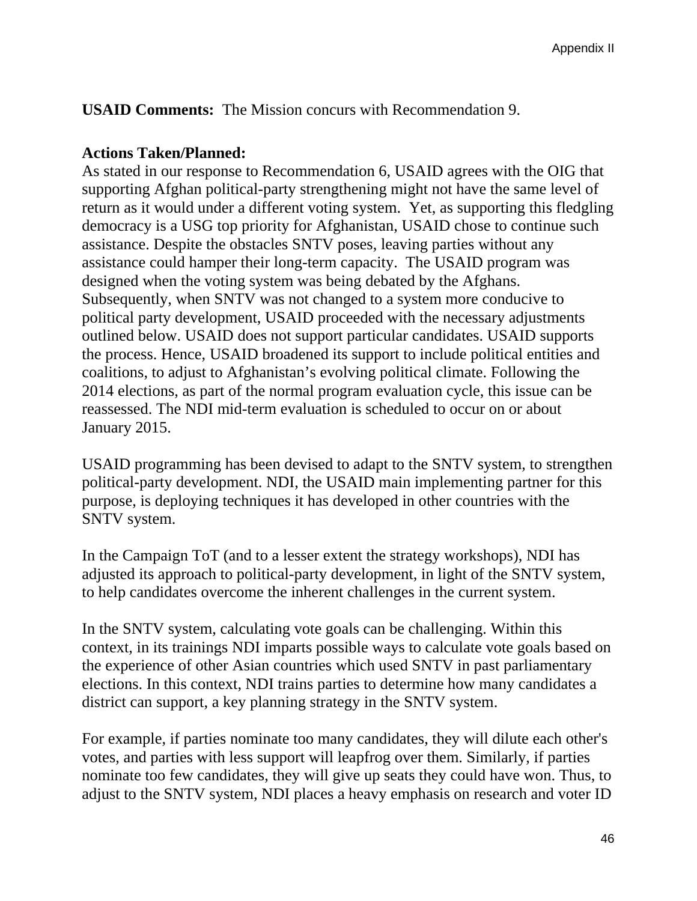**USAID Comments:** The Mission concurs with Recommendation 9.

**Actions Taken/Planned:**
As stated in our response to Recommendation 6, USAID agrees with the OIG that supporting Afghan political-party strengthening might not have the same level of return as it would under a different voting system. Yet, as supporting this fledgling democracy is a USG top priority for Afghanistan, USAID chose to continue such assistance. Despite the obstacles SNTV poses, leaving parties without any assistance could hamper their long-term capacity. The USAID program was designed when the voting system was being debated by the Afghans. Subsequently, when SNTV was not changed to a system more conducive to political party development, USAID proceeded with the necessary adjustments outlined below. USAID does not support particular candidates. USAID supports the process. Hence, USAID broadened its support to include political entities and coalitions, to adjust to Afghanistan's evolving political climate. Following the 2014 elections, as part of the normal program evaluation cycle, this issue can be reassessed. The NDI mid-term evaluation is scheduled to occur on or about January 2015.

USAID programming has been devised to adapt to the SNTV system, to strengthen political-party development. NDI, the USAID main implementing partner for this purpose, is deploying techniques it has developed in other countries with the SNTV system.

In the Campaign ToT (and to a lesser extent the strategy workshops), NDI has adjusted its approach to political-party development, in light of the SNTV system, to help candidates overcome the inherent challenges in the current system.

In the SNTV system, calculating vote goals can be challenging. Within this context, in its trainings NDI imparts possible ways to calculate vote goals based on the experience of other Asian countries which used SNTV in past parliamentary elections. In this context, NDI trains parties to determine how many candidates a district can support, a key planning strategy in the SNTV system.

For example, if parties nominate too many candidates, they will dilute each other's votes, and parties with less support will leapfrog over them. Similarly, if parties nominate too few candidates, they will give up seats they could have won. Thus, to adjust to the SNTV system, NDI places a heavy emphasis on research and voter ID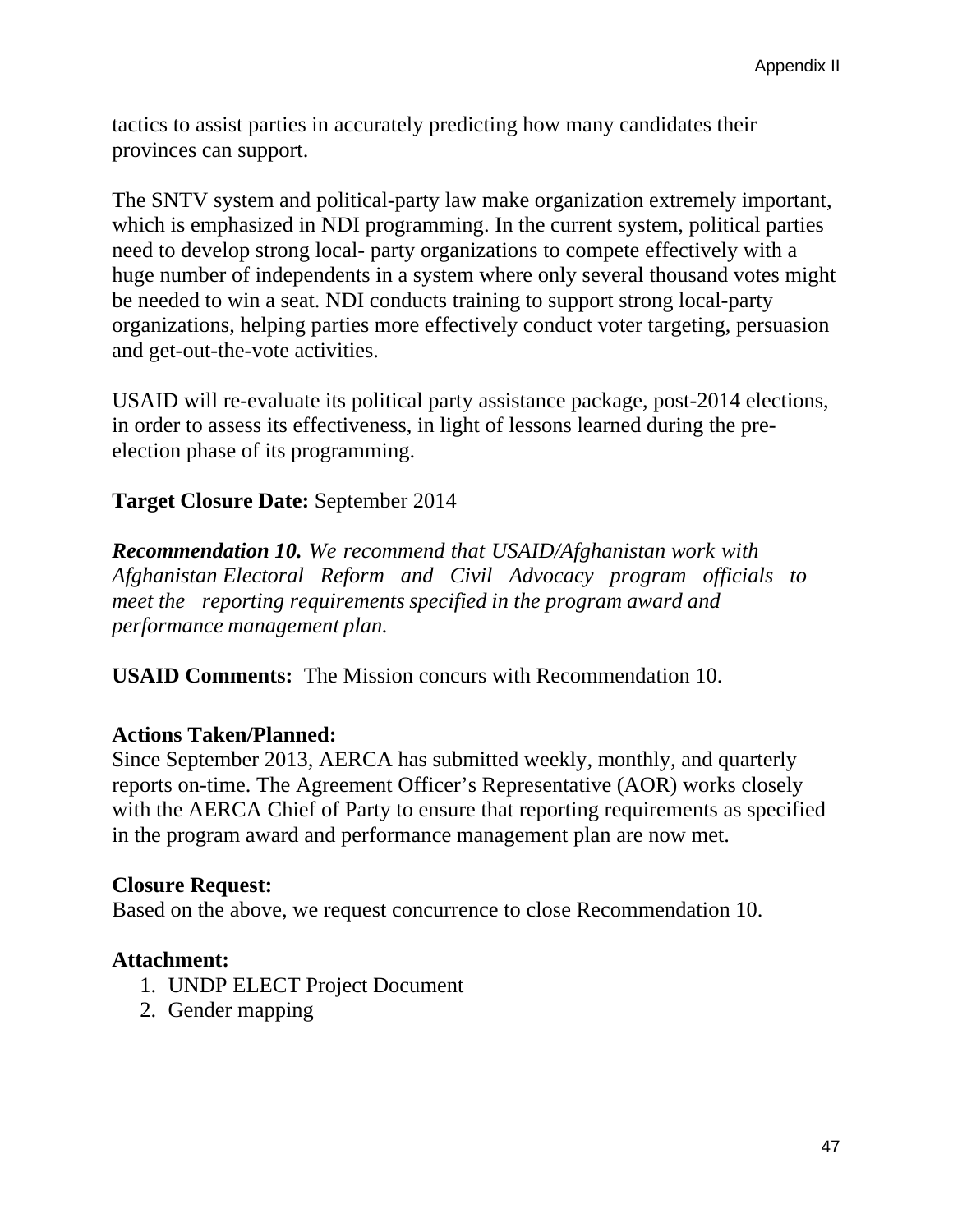tactics to assist parties in accurately predicting how many candidates their provinces can support.

The SNTV system and political-party law make organization extremely important, which is emphasized in NDI programming. In the current system, political parties need to develop strong local- party organizations to compete effectively with a huge number of independents in a system where only several thousand votes might be needed to win a seat. NDI conducts training to support strong local-party organizations, helping parties more effectively conduct voter targeting, persuasion and get-out-the-vote activities.

USAID will re-evaluate its political party assistance package, post-2014 elections, in order to assess its effectiveness, in light of lessons learned during the pre-election phase of its programming.

**Target Closure Date:** September 2014

***Recommendation 10.*** *We recommend that USAID/Afghanistan work with Afghanistan Electoral Reform and Civil Advocacy program officials to meet the reporting requirements specified in the program award and performance management plan.*

**USAID Comments:** The Mission concurs with Recommendation 10.

**Actions Taken/Planned:**
Since September 2013, AERCA has submitted weekly, monthly, and quarterly reports on-time. The Agreement Officer's Representative (AOR) works closely with the AERCA Chief of Party to ensure that reporting requirements as specified in the program award and performance management plan are now met.

**Closure Request:**
Based on the above, we request concurrence to close Recommendation 10.

**Attachment:**
1. UNDP ELECT Project Document
2. Gender mapping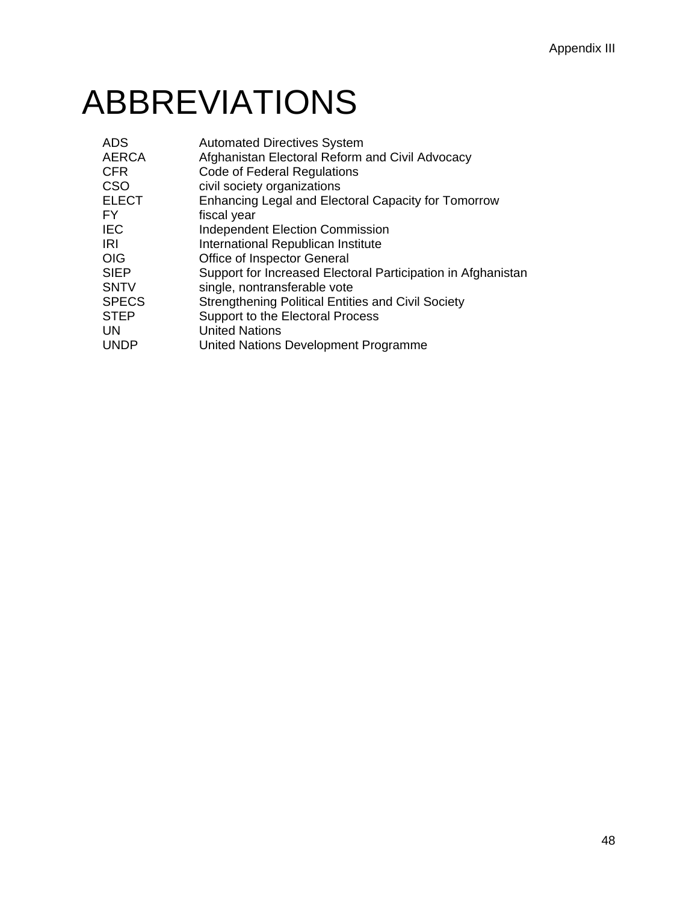# ABBREVIATIONS

| | |
|---|---|
| ADS | Automated Directives System |
| AERCA | Afghanistan Electoral Reform and Civil Advocacy |
| CFR | Code of Federal Regulations |
| CSO | civil society organizations |
| ELECT | Enhancing Legal and Electoral Capacity for Tomorrow |
| FY | fiscal year |
| IEC | Independent Election Commission |
| IRI | International Republican Institute |
| OIG | Office of Inspector General |
| SIEP | Support for Increased Electoral Participation in Afghanistan |
| SNTV | single, nontransferable vote |
| SPECS | Strengthening Political Entities and Civil Society |
| STEP | Support to the Electoral Process |
| UN | United Nations |
| UNDP | United Nations Development Programme |